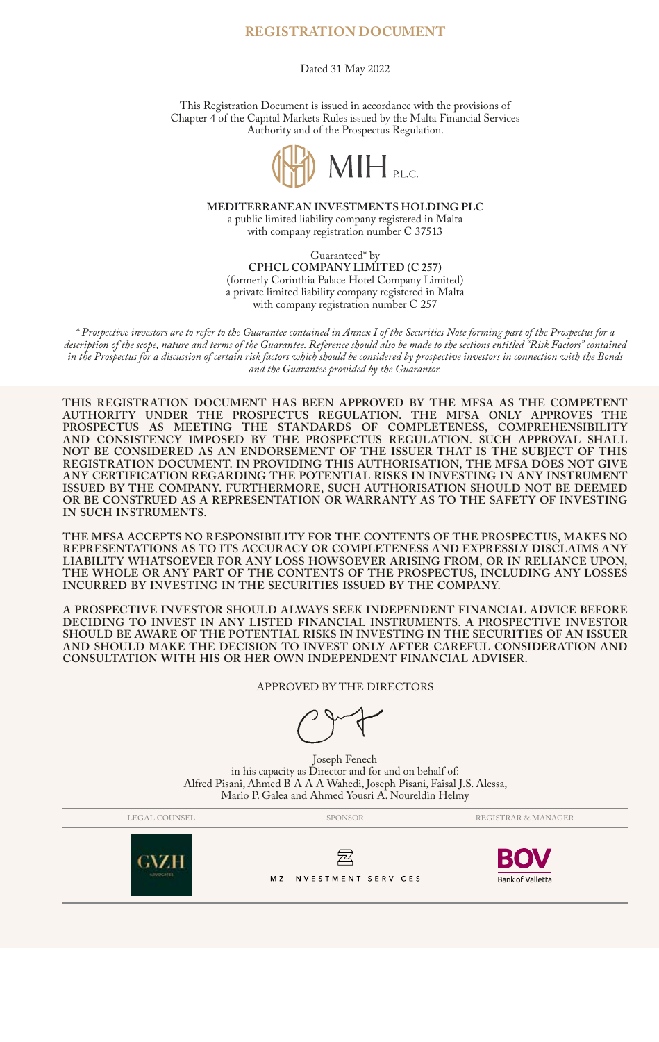# REGISTRATION DOCUMENT

Dated 31 May 2022

This Registration Document is issued in accordance with the provisions of Chapter 4 of the Capital Markets Rules issued by the Malta Financial Services Authority and of the Prospectus Regulation.

MIH P.L.C.

**MEDITERRANEAN INVESTMENTS HOLDING PLC**
a public limited liability company registered in Malta
with company registration number C 37513

Guaranteed* by
**CPHCL COMPANY LIMITED (C 257)**
(formerly Corinthia Palace Hotel Company Limited)
a private limited liability company registered in Malta
with company registration number C 257

*\* Prospective investors are to refer to the Guarantee contained in Annex I of the Securities Note forming part of the Prospectus for a description of the scope, nature and terms of the Guarantee. Reference should also be made to the sections entitled "Risk Factors" contained in the Prospectus for a discussion of certain risk factors which should be considered by prospective investors in connection with the Bonds and the Guarantee provided by the Guarantor.*

**THIS REGISTRATION DOCUMENT HAS BEEN APPROVED BY THE MFSA AS THE COMPETENT AUTHORITY UNDER THE PROSPECTUS REGULATION. THE MFSA ONLY APPROVES THE PROSPECTUS AS MEETING THE STANDARDS OF COMPLETENESS, COMPREHENSIBILITY AND CONSISTENCY IMPOSED BY THE PROSPECTUS REGULATION. SUCH APPROVAL SHALL NOT BE CONSIDERED AS AN ENDORSEMENT OF THE ISSUER THAT IS THE SUBJECT OF THIS REGISTRATION DOCUMENT. IN PROVIDING THIS AUTHORISATION, THE MFSA DOES NOT GIVE ANY CERTIFICATION REGARDING THE POTENTIAL RISKS IN INVESTING IN ANY INSTRUMENT ISSUED BY THE COMPANY. FURTHERMORE, SUCH AUTHORISATION SHOULD NOT BE DEEMED OR BE CONSTRUED AS A REPRESENTATION OR WARRANTY AS TO THE SAFETY OF INVESTING IN SUCH INSTRUMENTS.**

**THE MFSA ACCEPTS NO RESPONSIBILITY FOR THE CONTENTS OF THE PROSPECTUS, MAKES NO REPRESENTATIONS AS TO ITS ACCURACY OR COMPLETENESS AND EXPRESSLY DISCLAIMS ANY LIABILITY WHATSOEVER FOR ANY LOSS HOWSOEVER ARISING FROM, OR IN RELIANCE UPON, THE WHOLE OR ANY PART OF THE CONTENTS OF THE PROSPECTUS, INCLUDING ANY LOSSES INCURRED BY INVESTING IN THE SECURITIES ISSUED BY THE COMPANY.**

**A PROSPECTIVE INVESTOR SHOULD ALWAYS SEEK INDEPENDENT FINANCIAL ADVICE BEFORE DECIDING TO INVEST IN ANY LISTED FINANCIAL INSTRUMENTS. A PROSPECTIVE INVESTOR SHOULD BE AWARE OF THE POTENTIAL RISKS IN INVESTING IN THE SECURITIES OF AN ISSUER AND SHOULD MAKE THE DECISION TO INVEST ONLY AFTER CAREFUL CONSIDERATION AND CONSULTATION WITH HIS OR HER OWN INDEPENDENT FINANCIAL ADVISER.**

APPROVED BY THE DIRECTORS

Joseph Fenech
in his capacity as Director and for and on behalf of:
Alfred Pisani, Ahmed B A A A Wahedi, Joseph Pisani, Faisal J.S. Alessa,
Mario P. Galea and Ahmed Yousri A. Noureldin Helmy

| LEGAL COUNSEL | SPONSOR | REGISTRAR & MANAGER |
|---|---|---|
| GVZH ADVOCATES | MZ INVESTMENT SERVICES | BOV Bank of Valletta |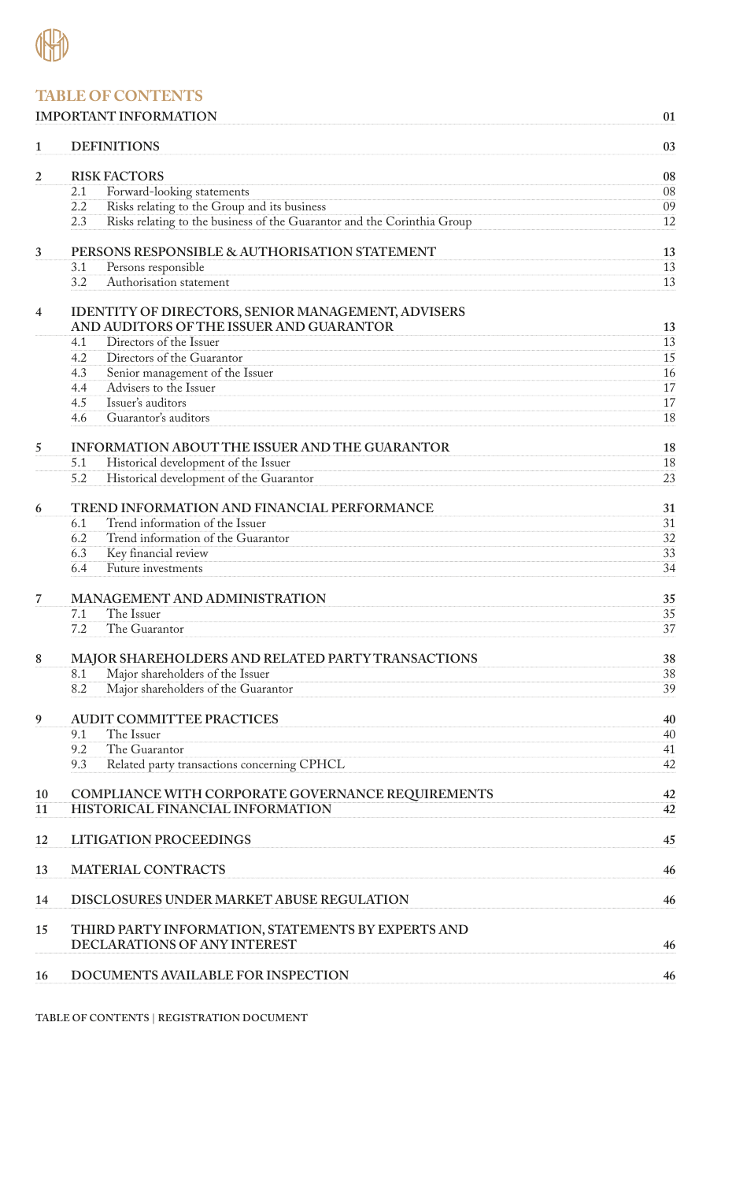# TABLE OF CONTENTS

| | | |
|---|---|---|
| | IMPORTANT INFORMATION | 01 |
| 1 | DEFINITIONS | 03 |
| 2 | RISK FACTORS | 08 |
| | 2.1 Forward-looking statements | 08 |
| | 2.2 Risks relating to the Group and its business | 09 |
| | 2.3 Risks relating to the business of the Guarantor and the Corinthia Group | 12 |
| 3 | PERSONS RESPONSIBLE & AUTHORISATION STATEMENT | 13 |
| | 3.1 Persons responsible | 13 |
| | 3.2 Authorisation statement | 13 |
| 4 | IDENTITY OF DIRECTORS, SENIOR MANAGEMENT, ADVISERS AND AUDITORS OF THE ISSUER AND GUARANTOR | 13 |
| | 4.1 Directors of the Issuer | 13 |
| | 4.2 Directors of the Guarantor | 15 |
| | 4.3 Senior management of the Issuer | 16 |
| | 4.4 Advisers to the Issuer | 17 |
| | 4.5 Issuer's auditors | 17 |
| | 4.6 Guarantor's auditors | 18 |
| 5 | INFORMATION ABOUT THE ISSUER AND THE GUARANTOR | 18 |
| | 5.1 Historical development of the Issuer | 18 |
| | 5.2 Historical development of the Guarantor | 23 |
| 6 | TREND INFORMATION AND FINANCIAL PERFORMANCE | 31 |
| | 6.1 Trend information of the Issuer | 31 |
| | 6.2 Trend information of the Guarantor | 32 |
| | 6.3 Key financial review | 33 |
| | 6.4 Future investments | 34 |
| 7 | MANAGEMENT AND ADMINISTRATION | 35 |
| | 7.1 The Issuer | 35 |
| | 7.2 The Guarantor | 37 |
| 8 | MAJOR SHAREHOLDERS AND RELATED PARTY TRANSACTIONS | 38 |
| | 8.1 Major shareholders of the Issuer | 38 |
| | 8.2 Major shareholders of the Guarantor | 39 |
| 9 | AUDIT COMMITTEE PRACTICES | 40 |
| | 9.1 The Issuer | 40 |
| | 9.2 The Guarantor | 41 |
| | 9.3 Related party transactions concerning CPHCL | 42 |
| 10 | COMPLIANCE WITH CORPORATE GOVERNANCE REQUIREMENTS | 42 |
| 11 | HISTORICAL FINANCIAL INFORMATION | 42 |
| 12 | LITIGATION PROCEEDINGS | 45 |
| 13 | MATERIAL CONTRACTS | 46 |
| 14 | DISCLOSURES UNDER MARKET ABUSE REGULATION | 46 |
| 15 | THIRD PARTY INFORMATION, STATEMENTS BY EXPERTS AND DECLARATIONS OF ANY INTEREST | 46 |
| 16 | DOCUMENTS AVAILABLE FOR INSPECTION | 46 |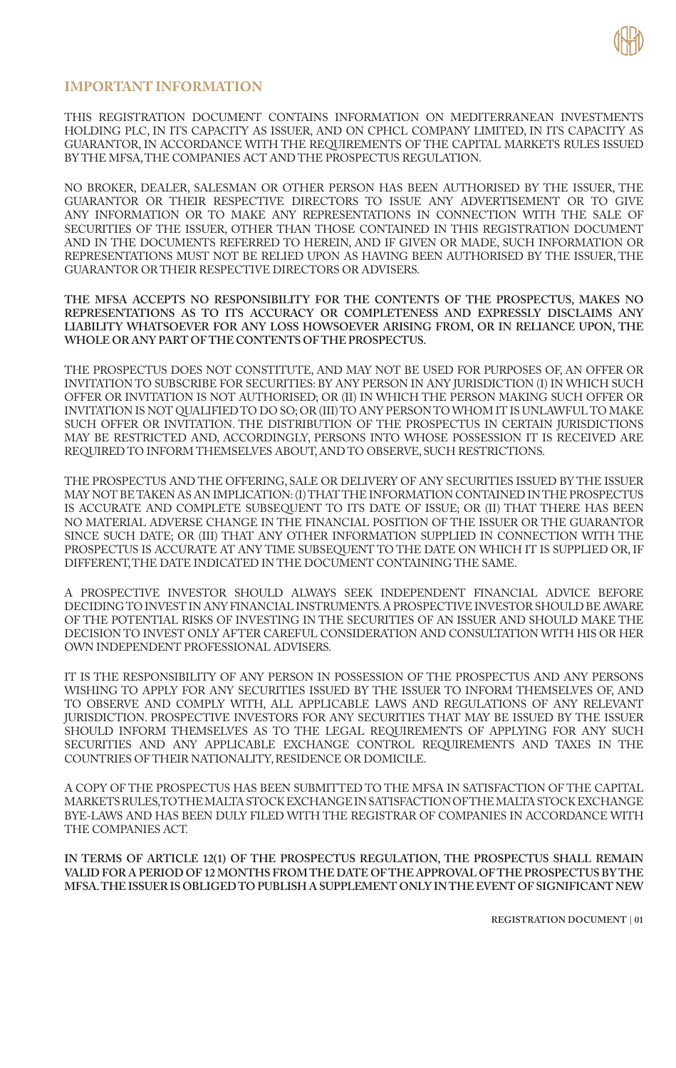## IMPORTANT INFORMATION

THIS REGISTRATION DOCUMENT CONTAINS INFORMATION ON MEDITERRANEAN INVESTMENTS HOLDING PLC, IN ITS CAPACITY AS ISSUER, AND ON CPHCL COMPANY LIMITED, IN ITS CAPACITY AS GUARANTOR, IN ACCORDANCE WITH THE REQUIREMENTS OF THE CAPITAL MARKETS RULES ISSUED BY THE MFSA, THE COMPANIES ACT AND THE PROSPECTUS REGULATION.

NO BROKER, DEALER, SALESMAN OR OTHER PERSON HAS BEEN AUTHORISED BY THE ISSUER, THE GUARANTOR OR THEIR RESPECTIVE DIRECTORS TO ISSUE ANY ADVERTISEMENT OR TO GIVE ANY INFORMATION OR TO MAKE ANY REPRESENTATIONS IN CONNECTION WITH THE SALE OF SECURITIES OF THE ISSUER, OTHER THAN THOSE CONTAINED IN THIS REGISTRATION DOCUMENT AND IN THE DOCUMENTS REFERRED TO HEREIN, AND IF GIVEN OR MADE, SUCH INFORMATION OR REPRESENTATIONS MUST NOT BE RELIED UPON AS HAVING BEEN AUTHORISED BY THE ISSUER, THE GUARANTOR OR THEIR RESPECTIVE DIRECTORS OR ADVISERS.

**THE MFSA ACCEPTS NO RESPONSIBILITY FOR THE CONTENTS OF THE PROSPECTUS, MAKES NO REPRESENTATIONS AS TO ITS ACCURACY OR COMPLETENESS AND EXPRESSLY DISCLAIMS ANY LIABILITY WHATSOEVER FOR ANY LOSS HOWSOEVER ARISING FROM, OR IN RELIANCE UPON, THE WHOLE OR ANY PART OF THE CONTENTS OF THE PROSPECTUS.**

THE PROSPECTUS DOES NOT CONSTITUTE, AND MAY NOT BE USED FOR PURPOSES OF, AN OFFER OR INVITATION TO SUBSCRIBE FOR SECURITIES: BY ANY PERSON IN ANY JURISDICTION (I) IN WHICH SUCH OFFER OR INVITATION IS NOT AUTHORISED; OR (II) IN WHICH THE PERSON MAKING SUCH OFFER OR INVITATION IS NOT QUALIFIED TO DO SO; OR (III) TO ANY PERSON TO WHOM IT IS UNLAWFUL TO MAKE SUCH OFFER OR INVITATION. THE DISTRIBUTION OF THE PROSPECTUS IN CERTAIN JURISDICTIONS MAY BE RESTRICTED AND, ACCORDINGLY, PERSONS INTO WHOSE POSSESSION IT IS RECEIVED ARE REQUIRED TO INFORM THEMSELVES ABOUT, AND TO OBSERVE, SUCH RESTRICTIONS.

THE PROSPECTUS AND THE OFFERING, SALE OR DELIVERY OF ANY SECURITIES ISSUED BY THE ISSUER MAY NOT BE TAKEN AS AN IMPLICATION: (I) THAT THE INFORMATION CONTAINED IN THE PROSPECTUS IS ACCURATE AND COMPLETE SUBSEQUENT TO ITS DATE OF ISSUE; OR (II) THAT THERE HAS BEEN NO MATERIAL ADVERSE CHANGE IN THE FINANCIAL POSITION OF THE ISSUER OR THE GUARANTOR SINCE SUCH DATE; OR (III) THAT ANY OTHER INFORMATION SUPPLIED IN CONNECTION WITH THE PROSPECTUS IS ACCURATE AT ANY TIME SUBSEQUENT TO THE DATE ON WHICH IT IS SUPPLIED OR, IF DIFFERENT, THE DATE INDICATED IN THE DOCUMENT CONTAINING THE SAME.

A PROSPECTIVE INVESTOR SHOULD ALWAYS SEEK INDEPENDENT FINANCIAL ADVICE BEFORE DECIDING TO INVEST IN ANY FINANCIAL INSTRUMENTS. A PROSPECTIVE INVESTOR SHOULD BE AWARE OF THE POTENTIAL RISKS OF INVESTING IN THE SECURITIES OF AN ISSUER AND SHOULD MAKE THE DECISION TO INVEST ONLY AFTER CAREFUL CONSIDERATION AND CONSULTATION WITH HIS OR HER OWN INDEPENDENT PROFESSIONAL ADVISERS.

IT IS THE RESPONSIBILITY OF ANY PERSON IN POSSESSION OF THE PROSPECTUS AND ANY PERSONS WISHING TO APPLY FOR ANY SECURITIES ISSUED BY THE ISSUER TO INFORM THEMSELVES OF, AND TO OBSERVE AND COMPLY WITH, ALL APPLICABLE LAWS AND REGULATIONS OF ANY RELEVANT JURISDICTION. PROSPECTIVE INVESTORS FOR ANY SECURITIES THAT MAY BE ISSUED BY THE ISSUER SHOULD INFORM THEMSELVES AS TO THE LEGAL REQUIREMENTS OF APPLYING FOR ANY SUCH SECURITIES AND ANY APPLICABLE EXCHANGE CONTROL REQUIREMENTS AND TAXES IN THE COUNTRIES OF THEIR NATIONALITY, RESIDENCE OR DOMICILE.

A COPY OF THE PROSPECTUS HAS BEEN SUBMITTED TO THE MFSA IN SATISFACTION OF THE CAPITAL MARKETS RULES, TO THE MALTA STOCK EXCHANGE IN SATISFACTION OF THE MALTA STOCK EXCHANGE BYE-LAWS AND HAS BEEN DULY FILED WITH THE REGISTRAR OF COMPANIES IN ACCORDANCE WITH THE COMPANIES ACT.

**IN TERMS OF ARTICLE 12(1) OF THE PROSPECTUS REGULATION, THE PROSPECTUS SHALL REMAIN VALID FOR A PERIOD OF 12 MONTHS FROM THE DATE OF THE APPROVAL OF THE PROSPECTUS BY THE MFSA. THE ISSUER IS OBLIGED TO PUBLISH A SUPPLEMENT ONLY IN THE EVENT OF SIGNIFICANT NEW**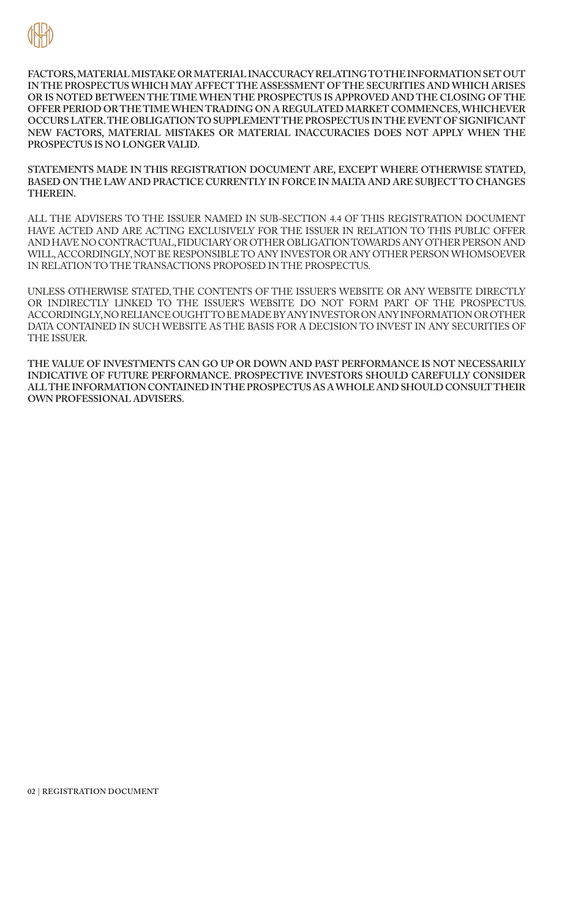**FACTORS, MATERIAL MISTAKE OR MATERIAL INACCURACY RELATING TO THE INFORMATION SET OUT IN THE PROSPECTUS WHICH MAY AFFECT THE ASSESSMENT OF THE SECURITIES AND WHICH ARISES OR IS NOTED BETWEEN THE TIME WHEN THE PROSPECTUS IS APPROVED AND THE CLOSING OF THE OFFER PERIOD OR THE TIME WHEN TRADING ON A REGULATED MARKET COMMENCES, WHICHEVER OCCURS LATER. THE OBLIGATION TO SUPPLEMENT THE PROSPECTUS IN THE EVENT OF SIGNIFICANT NEW FACTORS, MATERIAL MISTAKES OR MATERIAL INACCURACIES DOES NOT APPLY WHEN THE PROSPECTUS IS NO LONGER VALID.**

**STATEMENTS MADE IN THIS REGISTRATION DOCUMENT ARE, EXCEPT WHERE OTHERWISE STATED, BASED ON THE LAW AND PRACTICE CURRENTLY IN FORCE IN MALTA AND ARE SUBJECT TO CHANGES THEREIN.**

ALL THE ADVISERS TO THE ISSUER NAMED IN SUB-SECTION 4.4 OF THIS REGISTRATION DOCUMENT HAVE ACTED AND ARE ACTING EXCLUSIVELY FOR THE ISSUER IN RELATION TO THIS PUBLIC OFFER AND HAVE NO CONTRACTUAL, FIDUCIARY OR OTHER OBLIGATION TOWARDS ANY OTHER PERSON AND WILL, ACCORDINGLY, NOT BE RESPONSIBLE TO ANY INVESTOR OR ANY OTHER PERSON WHOMSOEVER IN RELATION TO THE TRANSACTIONS PROPOSED IN THE PROSPECTUS.

UNLESS OTHERWISE STATED, THE CONTENTS OF THE ISSUER'S WEBSITE OR ANY WEBSITE DIRECTLY OR INDIRECTLY LINKED TO THE ISSUER'S WEBSITE DO NOT FORM PART OF THE PROSPECTUS. ACCORDINGLY, NO RELIANCE OUGHT TO BE MADE BY ANY INVESTOR ON ANY INFORMATION OR OTHER DATA CONTAINED IN SUCH WEBSITE AS THE BASIS FOR A DECISION TO INVEST IN ANY SECURITIES OF THE ISSUER.

**THE VALUE OF INVESTMENTS CAN GO UP OR DOWN AND PAST PERFORMANCE IS NOT NECESSARILY INDICATIVE OF FUTURE PERFORMANCE. PROSPECTIVE INVESTORS SHOULD CAREFULLY CONSIDER ALL THE INFORMATION CONTAINED IN THE PROSPECTUS AS A WHOLE AND SHOULD CONSULT THEIR OWN PROFESSIONAL ADVISERS.**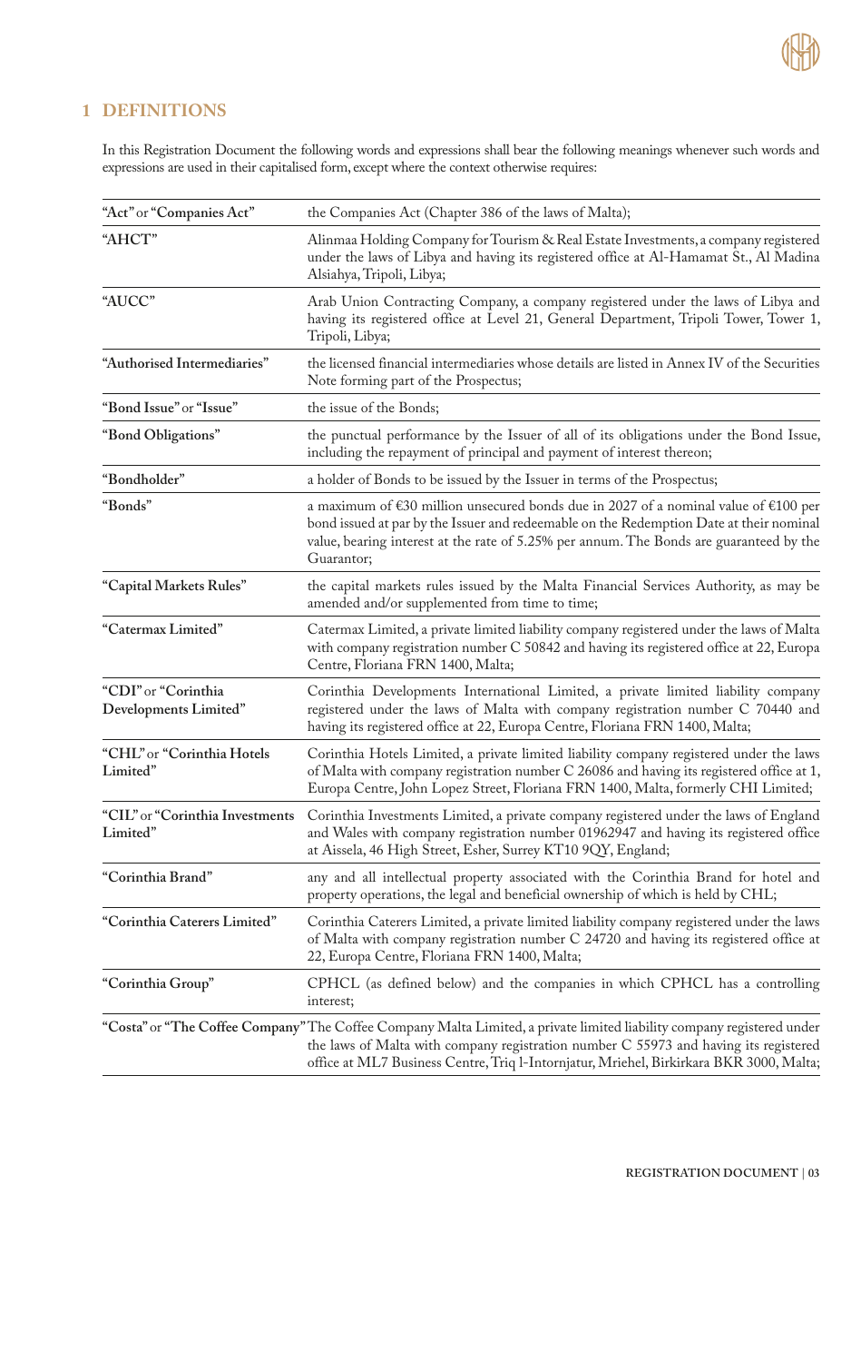# 1 DEFINITIONS

In this Registration Document the following words and expressions shall bear the following meanings whenever such words and expressions are used in their capitalised form, except where the context otherwise requires:

| | |
|---|---|
| **"Act"** or **"Companies Act"** | the Companies Act (Chapter 386 of the laws of Malta); |
| **"AHCT"** | Alinmaa Holding Company for Tourism & Real Estate Investments, a company registered under the laws of Libya and having its registered office at Al-Hamamat St., Al Madina Alsiahya, Tripoli, Libya; |
| **"AUCC"** | Arab Union Contracting Company, a company registered under the laws of Libya and having its registered office at Level 21, General Department, Tripoli Tower, Tower 1, Tripoli, Libya; |
| **"Authorised Intermediaries"** | the licensed financial intermediaries whose details are listed in Annex IV of the Securities Note forming part of the Prospectus; |
| **"Bond Issue"** or **"Issue"** | the issue of the Bonds; |
| **"Bond Obligations"** | the punctual performance by the Issuer of all of its obligations under the Bond Issue, including the repayment of principal and payment of interest thereon; |
| **"Bondholder"** | a holder of Bonds to be issued by the Issuer in terms of the Prospectus; |
| **"Bonds"** | a maximum of €30 million unsecured bonds due in 2027 of a nominal value of €100 per bond issued at par by the Issuer and redeemable on the Redemption Date at their nominal value, bearing interest at the rate of 5.25% per annum. The Bonds are guaranteed by the Guarantor; |
| **"Capital Markets Rules"** | the capital markets rules issued by the Malta Financial Services Authority, as may be amended and/or supplemented from time to time; |
| **"Catermax Limited"** | Catermax Limited, a private limited liability company registered under the laws of Malta with company registration number C 50842 and having its registered office at 22, Europa Centre, Floriana FRN 1400, Malta; |
| **"CDI"** or **"Corinthia Developments Limited"** | Corinthia Developments International Limited, a private limited liability company registered under the laws of Malta with company registration number C 70440 and having its registered office at 22, Europa Centre, Floriana FRN 1400, Malta; |
| **"CHL"** or **"Corinthia Hotels Limited"** | Corinthia Hotels Limited, a private limited liability company registered under the laws of Malta with company registration number C 26086 and having its registered office at 1, Europa Centre, John Lopez Street, Floriana FRN 1400, Malta, formerly CHI Limited; |
| **"CIL"** or **"Corinthia Investments Limited"** | Corinthia Investments Limited, a private company registered under the laws of England and Wales with company registration number 01962947 and having its registered office at Aissela, 46 High Street, Esher, Surrey KT10 9QY, England; |
| **"Corinthia Brand"** | any and all intellectual property associated with the Corinthia Brand for hotel and property operations, the legal and beneficial ownership of which is held by CHL; |
| **"Corinthia Caterers Limited"** | Corinthia Caterers Limited, a private limited liability company registered under the laws of Malta with company registration number C 24720 and having its registered office at 22, Europa Centre, Floriana FRN 1400, Malta; |
| **"Corinthia Group"** | CPHCL (as defined below) and the companies in which CPHCL has a controlling interest; |
| **"Costa"** or **"The Coffee Company"** | The Coffee Company Malta Limited, a private limited liability company registered under the laws of Malta with company registration number C 55973 and having its registered office at ML7 Business Centre, Triq l-Internjatur, Mriehel, Birkirkara BKR 3000, Malta; |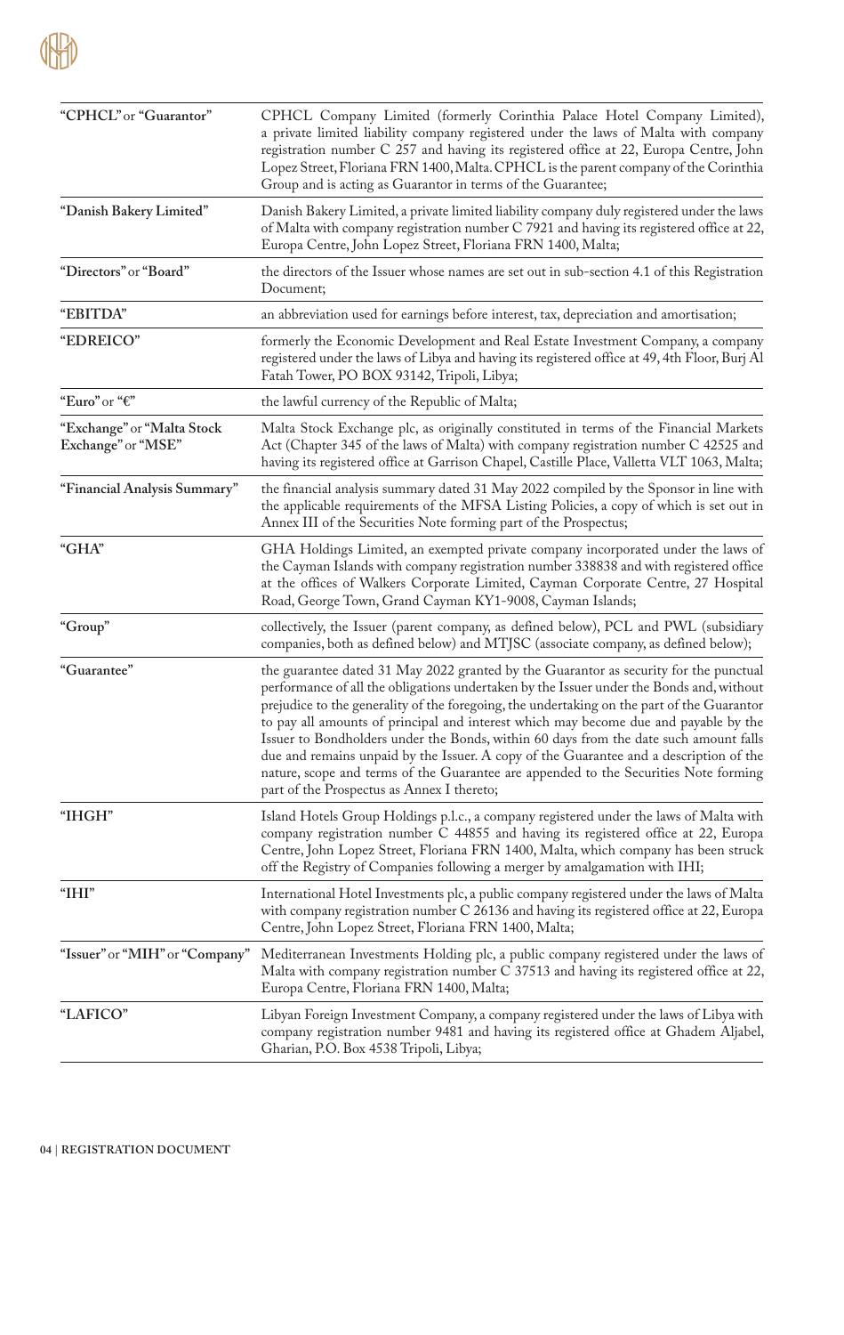| | |
|---|---|
| **"CPHCL"** or **"Guarantor"** | CPHCL Company Limited (formerly Corinthia Palace Hotel Company Limited), a private limited liability company registered under the laws of Malta with company registration number C 257 and having its registered office at 22, Europa Centre, John Lopez Street, Floriana FRN 1400, Malta. CPHCL is the parent company of the Corinthia Group and is acting as Guarantor in terms of the Guarantee; |
| **"Danish Bakery Limited"** | Danish Bakery Limited, a private limited liability company duly registered under the laws of Malta with company registration number C 7921 and having its registered office at 22, Europa Centre, John Lopez Street, Floriana FRN 1400, Malta; |
| **"Directors"** or **"Board"** | the directors of the Issuer whose names are set out in sub-section 4.1 of this Registration Document; |
| **"EBITDA"** | an abbreviation used for earnings before interest, tax, depreciation and amortisation; |
| **"EDREICO"** | formerly the Economic Development and Real Estate Investment Company, a company registered under the laws of Libya and having its registered office at 49, 4th Floor, Burj Al Fatah Tower, PO BOX 93142, Tripoli, Libya; |
| **"Euro"** or **"€"** | the lawful currency of the Republic of Malta; |
| **"Exchange"** or **"Malta Stock Exchange"** or **"MSE"** | Malta Stock Exchange plc, as originally constituted in terms of the Financial Markets Act (Chapter 345 of the laws of Malta) with company registration number C 42525 and having its registered office at Garrison Chapel, Castille Place, Valletta VLT 1063, Malta; |
| **"Financial Analysis Summary"** | the financial analysis summary dated 31 May 2022 compiled by the Sponsor in line with the applicable requirements of the MFSA Listing Policies, a copy of which is set out in Annex III of the Securities Note forming part of the Prospectus; |
| **"GHA"** | GHA Holdings Limited, an exempted private company incorporated under the laws of the Cayman Islands with company registration number 338838 and with registered office at the offices of Walkers Corporate Limited, Cayman Corporate Centre, 27 Hospital Road, George Town, Grand Cayman KY1-9008, Cayman Islands; |
| **"Group"** | collectively, the Issuer (parent company, as defined below), PCL and PWL (subsidiary companies, both as defined below) and MTJSC (associate company, as defined below); |
| **"Guarantee"** | the guarantee dated 31 May 2022 granted by the Guarantor as security for the punctual performance of all the obligations undertaken by the Issuer under the Bonds and, without prejudice to the generality of the foregoing, the undertaking on the part of the Guarantor to pay all amounts of principal and interest which may become due and payable by the Issuer to Bondholders under the Bonds, within 60 days from the date such amount falls due and remains unpaid by the Issuer. A copy of the Guarantee and a description of the nature, scope and terms of the Guarantee are appended to the Securities Note forming part of the Prospectus as Annex I thereto; |
| **"IHGH"** | Island Hotels Group Holdings p.l.c., a company registered under the laws of Malta with company registration number C 44855 and having its registered office at 22, Europa Centre, John Lopez Street, Floriana FRN 1400, Malta, which company has been struck off the Registry of Companies following a merger by amalgamation with IHI; |
| **"IHI"** | International Hotel Investments plc, a public company registered under the laws of Malta with company registration number C 26136 and having its registered office at 22, Europa Centre, John Lopez Street, Floriana FRN 1400, Malta; |
| **"Issuer"** or **"MIH"** or **"Company"** | Mediterranean Investments Holding plc, a public company registered under the laws of Malta with company registration number C 37513 and having its registered office at 22, Europa Centre, Floriana FRN 1400, Malta; |
| **"LAFICO"** | Libyan Foreign Investment Company, a company registered under the laws of Libya with company registration number 9481 and having its registered office at Ghadem Aljabel, Gharian, P.O. Box 4538 Tripoli, Libya; |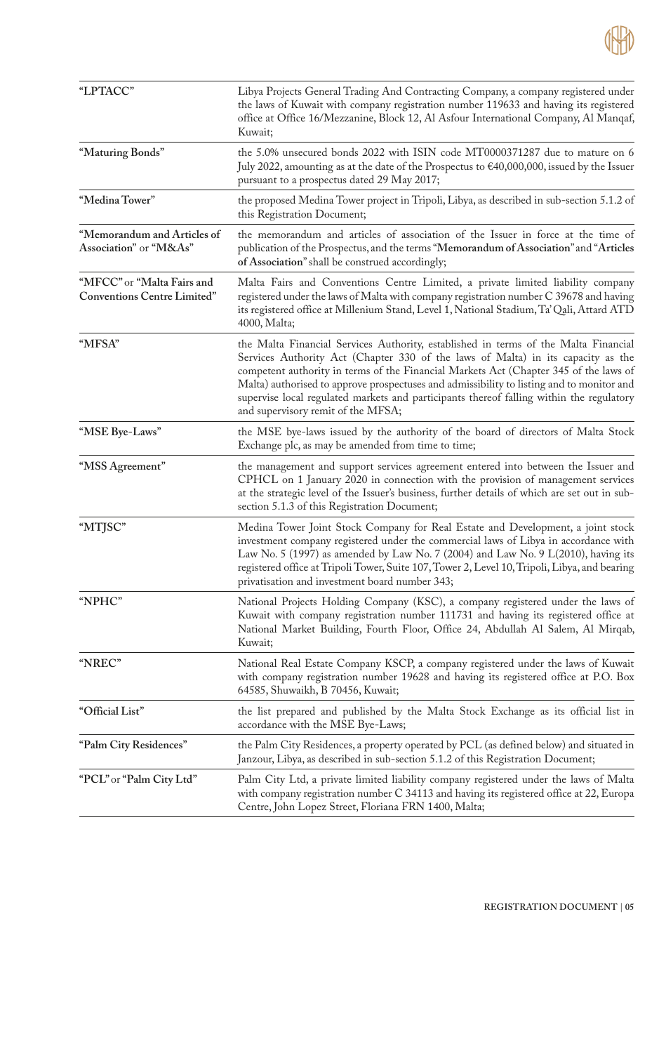| | |
|---|---|
| **"LPTACC"** | Libya Projects General Trading And Contracting Company, a company registered under the laws of Kuwait with company registration number 119633 and having its registered office at Office 16/Mezzanine, Block 12, Al Asfour International Company, Al Manqaf, Kuwait; |
| **"Maturing Bonds"** | the 5.0% unsecured bonds 2022 with ISIN code MT0000371287 due to mature on 6 July 2022, amounting as at the date of the Prospectus to €40,000,000, issued by the Issuer pursuant to a prospectus dated 29 May 2017; |
| **"Medina Tower"** | the proposed Medina Tower project in Tripoli, Libya, as described in sub-section 5.1.2 of this Registration Document; |
| **"Memorandum and Articles of Association"** or **"M&As"** | the memorandum and articles of association of the Issuer in force at the time of publication of the Prospectus, and the terms "**Memorandum of Association**" and "**Articles of Association**" shall be construed accordingly; |
| **"MFCC"** or **"Malta Fairs and Conventions Centre Limited"** | Malta Fairs and Conventions Centre Limited, a private limited liability company registered under the laws of Malta with company registration number C 39678 and having its registered office at Millenium Stand, Level 1, National Stadium, Ta' Qali, Attard ATD 4000, Malta; |
| **"MFSA"** | the Malta Financial Services Authority, established in terms of the Malta Financial Services Authority Act (Chapter 330 of the laws of Malta) in its capacity as the competent authority in terms of the Financial Markets Act (Chapter 345 of the laws of Malta) authorised to approve prospectuses and admissibility to listing and to monitor and supervise local regulated markets and participants thereof falling within the regulatory and supervisory remit of the MFSA; |
| **"MSE Bye-Laws"** | the MSE bye-laws issued by the authority of the board of directors of Malta Stock Exchange plc, as may be amended from time to time; |
| **"MSS Agreement"** | the management and support services agreement entered into between the Issuer and CPHCL on 1 January 2020 in connection with the provision of management services at the strategic level of the Issuer's business, further details of which are set out in sub-section 5.1.3 of this Registration Document; |
| **"MTJSC"** | Medina Tower Joint Stock Company for Real Estate and Development, a joint stock investment company registered under the commercial laws of Libya in accordance with Law No. 5 (1997) as amended by Law No. 7 (2004) and Law No. 9 L(2010), having its registered office at Tripoli Tower, Suite 107, Tower 2, Level 10, Tripoli, Libya, and bearing privatisation and investment board number 343; |
| **"NPHC"** | National Projects Holding Company (KSC), a company registered under the laws of Kuwait with company registration number 111731 and having its registered office at National Market Building, Fourth Floor, Office 24, Abdullah Al Salem, Al Mirqab, Kuwait; |
| **"NREC"** | National Real Estate Company KSCP, a company registered under the laws of Kuwait with company registration number 19628 and having its registered office at P.O. Box 64585, Shuwaikh, B 70456, Kuwait; |
| **"Official List"** | the list prepared and published by the Malta Stock Exchange as its official list in accordance with the MSE Bye-Laws; |
| **"Palm City Residences"** | the Palm City Residences, a property operated by PCL (as defined below) and situated in Janzour, Libya, as described in sub-section 5.1.2 of this Registration Document; |
| **"PCL"** or **"Palm City Ltd"** | Palm City Ltd, a private limited liability company registered under the laws of Malta with company registration number C 34113 and having its registered office at 22, Europa Centre, John Lopez Street, Floriana FRN 1400, Malta; |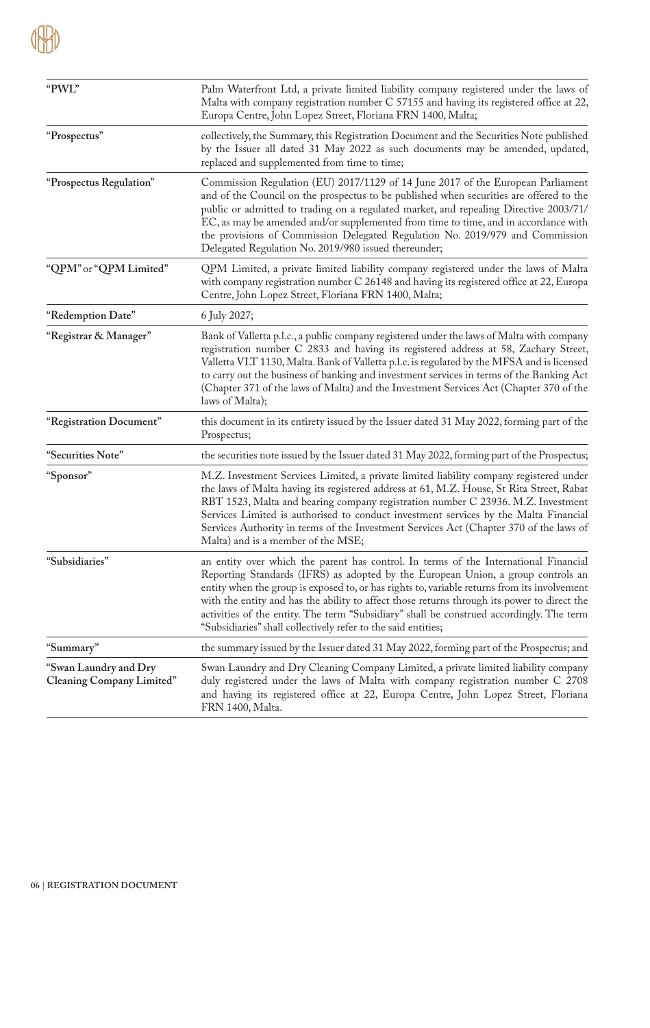| | |
|---|---|
| "PWL" | Palm Waterfront Ltd, a private limited liability company registered under the laws of Malta with company registration number C 57155 and having its registered office at 22, Europa Centre, John Lopez Street, Floriana FRN 1400, Malta; |
| "Prospectus" | collectively, the Summary, this Registration Document and the Securities Note published by the Issuer all dated 31 May 2022 as such documents may be amended, updated, replaced and supplemented from time to time; |
| "Prospectus Regulation" | Commission Regulation (EU) 2017/1129 of 14 June 2017 of the European Parliament and of the Council on the prospectus to be published when securities are offered to the public or admitted to trading on a regulated market, and repealing Directive 2003/71/EC, as may be amended and/or supplemented from time to time, and in accordance with the provisions of Commission Delegated Regulation No. 2019/979 and Commission Delegated Regulation No. 2019/980 issued thereunder; |
| "QPM" or "QPM Limited" | QPM Limited, a private limited liability company registered under the laws of Malta with company registration number C 26148 and having its registered office at 22, Europa Centre, John Lopez Street, Floriana FRN 1400, Malta; |
| "Redemption Date" | 6 July 2027; |
| "Registrar & Manager" | Bank of Valletta p.l.c., a public company registered under the laws of Malta with company registration number C 2833 and having its registered address at 58, Zachary Street, Valletta VLT 1130, Malta. Bank of Valletta p.l.c. is regulated by the MFSA and is licensed to carry out the business of banking and investment services in terms of the Banking Act (Chapter 371 of the laws of Malta) and the Investment Services Act (Chapter 370 of the laws of Malta); |
| "Registration Document" | this document in its entirety issued by the Issuer dated 31 May 2022, forming part of the Prospectus; |
| "Securities Note" | the securities note issued by the Issuer dated 31 May 2022, forming part of the Prospectus; |
| "Sponsor" | M.Z. Investment Services Limited, a private limited liability company registered under the laws of Malta having its registered address at 61, M.Z. House, St Rita Street, Rabat RBT 1523, Malta and bearing company registration number C 23936. M.Z. Investment Services Limited is authorised to conduct investment services by the Malta Financial Services Authority in terms of the Investment Services Act (Chapter 370 of the laws of Malta) and is a member of the MSE; |
| "Subsidiaries" | an entity over which the parent has control. In terms of the International Financial Reporting Standards (IFRS) as adopted by the European Union, a group controls an entity when the group is exposed to, or has rights to, variable returns from its involvement with the entity and has the ability to affect those returns through its power to direct the activities of the entity. The term "Subsidiary" shall be construed accordingly. The term "Subsidiaries" shall collectively refer to the said entities; |
| "Summary" | the summary issued by the Issuer dated 31 May 2022, forming part of the Prospectus; and |
| "Swan Laundry and Dry Cleaning Company Limited" | Swan Laundry and Dry Cleaning Company Limited, a private limited liability company duly registered under the laws of Malta with company registration number C 2708 and having its registered office at 22, Europa Centre, John Lopez Street, Floriana FRN 1400, Malta. |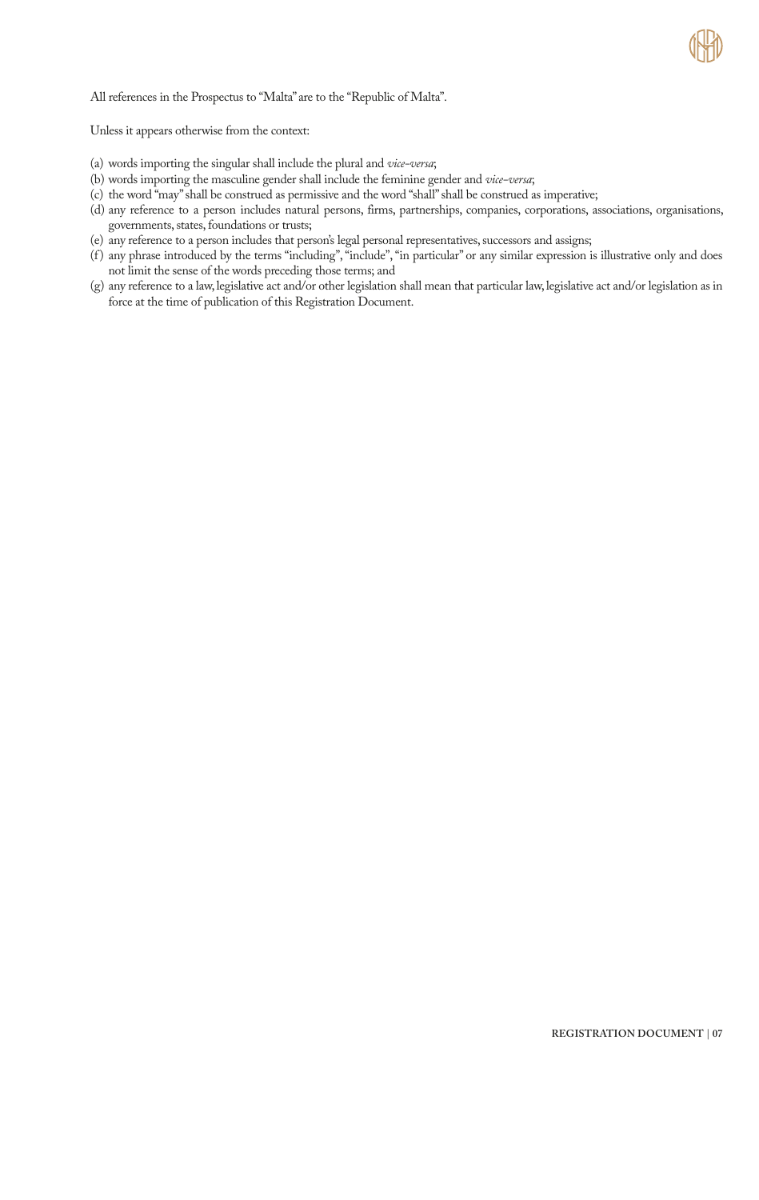All references in the Prospectus to "Malta" are to the "Republic of Malta".

Unless it appears otherwise from the context:

(a) words importing the singular shall include the plural and *vice-versa*;
(b) words importing the masculine gender shall include the feminine gender and *vice-versa*;
(c) the word "may" shall be construed as permissive and the word "shall" shall be construed as imperative;
(d) any reference to a person includes natural persons, firms, partnerships, companies, corporations, associations, organisations, governments, states, foundations or trusts;
(e) any reference to a person includes that person's legal personal representatives, successors and assigns;
(f) any phrase introduced by the terms "including", "include", "in particular" or any similar expression is illustrative only and does not limit the sense of the words preceding those terms; and
(g) any reference to a law, legislative act and/or other legislation shall mean that particular law, legislative act and/or legislation as in force at the time of publication of this Registration Document.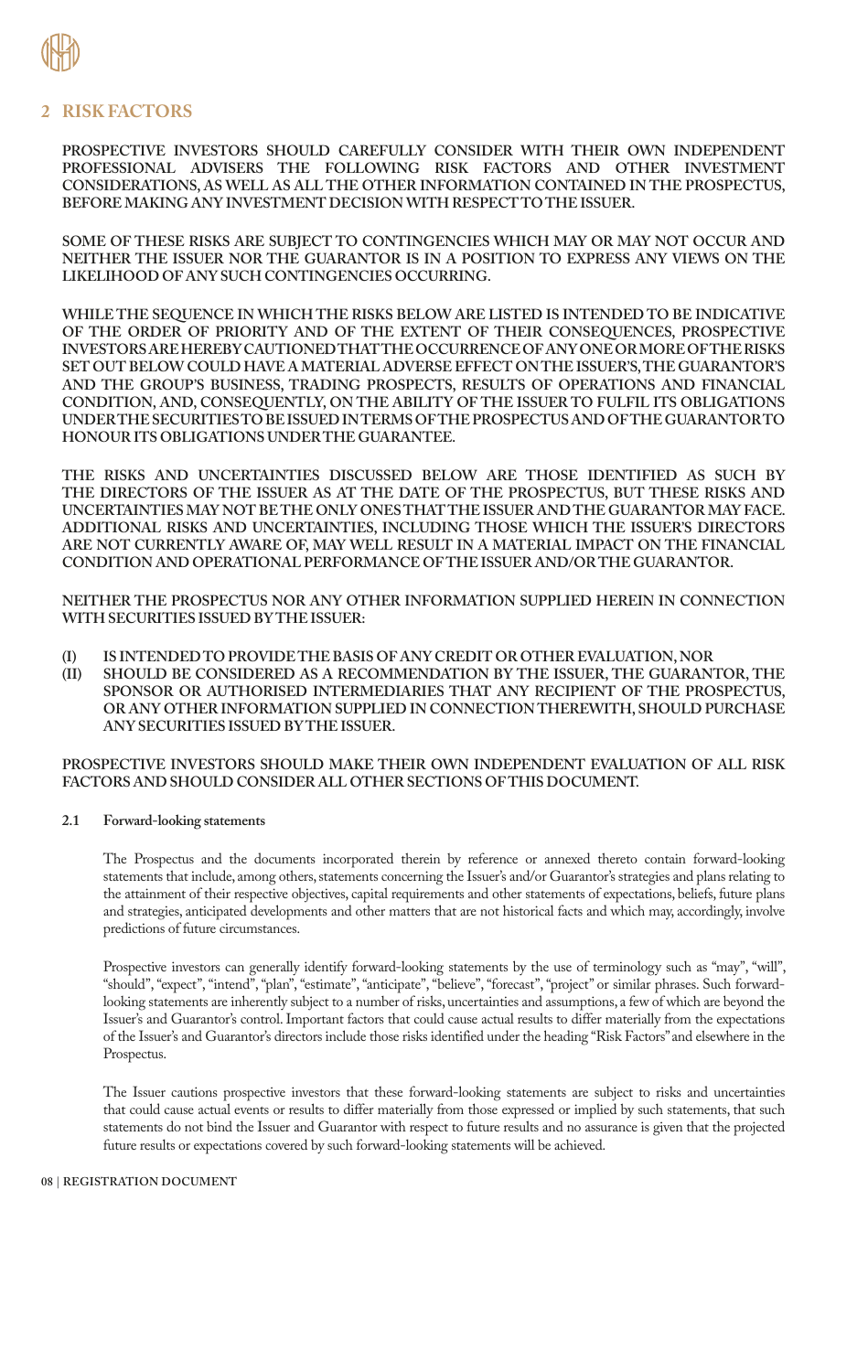## 2 RISK FACTORS

**PROSPECTIVE INVESTORS SHOULD CAREFULLY CONSIDER WITH THEIR OWN INDEPENDENT PROFESSIONAL ADVISERS THE FOLLOWING RISK FACTORS AND OTHER INVESTMENT CONSIDERATIONS, AS WELL AS ALL THE OTHER INFORMATION CONTAINED IN THE PROSPECTUS, BEFORE MAKING ANY INVESTMENT DECISION WITH RESPECT TO THE ISSUER.**

**SOME OF THESE RISKS ARE SUBJECT TO CONTINGENCIES WHICH MAY OR MAY NOT OCCUR AND NEITHER THE ISSUER NOR THE GUARANTOR IS IN A POSITION TO EXPRESS ANY VIEWS ON THE LIKELIHOOD OF ANY SUCH CONTINGENCIES OCCURRING.**

**WHILE THE SEQUENCE IN WHICH THE RISKS BELOW ARE LISTED IS INTENDED TO BE INDICATIVE OF THE ORDER OF PRIORITY AND OF THE EXTENT OF THEIR CONSEQUENCES, PROSPECTIVE INVESTORS ARE HEREBY CAUTIONED THAT THE OCCURRENCE OF ANY ONE OR MORE OF THE RISKS SET OUT BELOW COULD HAVE A MATERIAL ADVERSE EFFECT ON THE ISSUER'S, THE GUARANTOR'S AND THE GROUP'S BUSINESS, TRADING PROSPECTS, RESULTS OF OPERATIONS AND FINANCIAL CONDITION, AND, CONSEQUENTLY, ON THE ABILITY OF THE ISSUER TO FULFIL ITS OBLIGATIONS UNDER THE SECURITIES TO BE ISSUED IN TERMS OF THE PROSPECTUS AND OF THE GUARANTOR TO HONOUR ITS OBLIGATIONS UNDER THE GUARANTEE.**

**THE RISKS AND UNCERTAINTIES DISCUSSED BELOW ARE THOSE IDENTIFIED AS SUCH BY THE DIRECTORS OF THE ISSUER AS AT THE DATE OF THE PROSPECTUS, BUT THESE RISKS AND UNCERTAINTIES MAY NOT BE THE ONLY ONES THAT THE ISSUER AND THE GUARANTOR MAY FACE. ADDITIONAL RISKS AND UNCERTAINTIES, INCLUDING THOSE WHICH THE ISSUER'S DIRECTORS ARE NOT CURRENTLY AWARE OF, MAY WELL RESULT IN A MATERIAL IMPACT ON THE FINANCIAL CONDITION AND OPERATIONAL PERFORMANCE OF THE ISSUER AND/OR THE GUARANTOR.**

**NEITHER THE PROSPECTUS NOR ANY OTHER INFORMATION SUPPLIED HEREIN IN CONNECTION WITH SECURITIES ISSUED BY THE ISSUER:**

**(I) IS INTENDED TO PROVIDE THE BASIS OF ANY CREDIT OR OTHER EVALUATION, NOR**
**(II) SHOULD BE CONSIDERED AS A RECOMMENDATION BY THE ISSUER, THE GUARANTOR, THE SPONSOR OR AUTHORISED INTERMEDIARIES THAT ANY RECIPIENT OF THE PROSPECTUS, OR ANY OTHER INFORMATION SUPPLIED IN CONNECTION THEREWITH, SHOULD PURCHASE ANY SECURITIES ISSUED BY THE ISSUER.**

**PROSPECTIVE INVESTORS SHOULD MAKE THEIR OWN INDEPENDENT EVALUATION OF ALL RISK FACTORS AND SHOULD CONSIDER ALL OTHER SECTIONS OF THIS DOCUMENT.**

### 2.1 Forward-looking statements

The Prospectus and the documents incorporated therein by reference or annexed thereto contain forward-looking statements that include, among others, statements concerning the Issuer's and/or Guarantor's strategies and plans relating to the attainment of their respective objectives, capital requirements and other statements of expectations, beliefs, future plans and strategies, anticipated developments and other matters that are not historical facts and which may, accordingly, involve predictions of future circumstances.

Prospective investors can generally identify forward-looking statements by the use of terminology such as "may", "will", "should", "expect", "intend", "plan", "estimate", "anticipate", "believe", "forecast", "project" or similar phrases. Such forward-looking statements are inherently subject to a number of risks, uncertainties and assumptions, a few of which are beyond the Issuer's and Guarantor's control. Important factors that could cause actual results to differ materially from the expectations of the Issuer's and Guarantor's directors include those risks identified under the heading "Risk Factors" and elsewhere in the Prospectus.

The Issuer cautions prospective investors that these forward-looking statements are subject to risks and uncertainties that could cause actual events or results to differ materially from those expressed or implied by such statements, that such statements do not bind the Issuer and Guarantor with respect to future results and no assurance is given that the projected future results or expectations covered by such forward-looking statements will be achieved.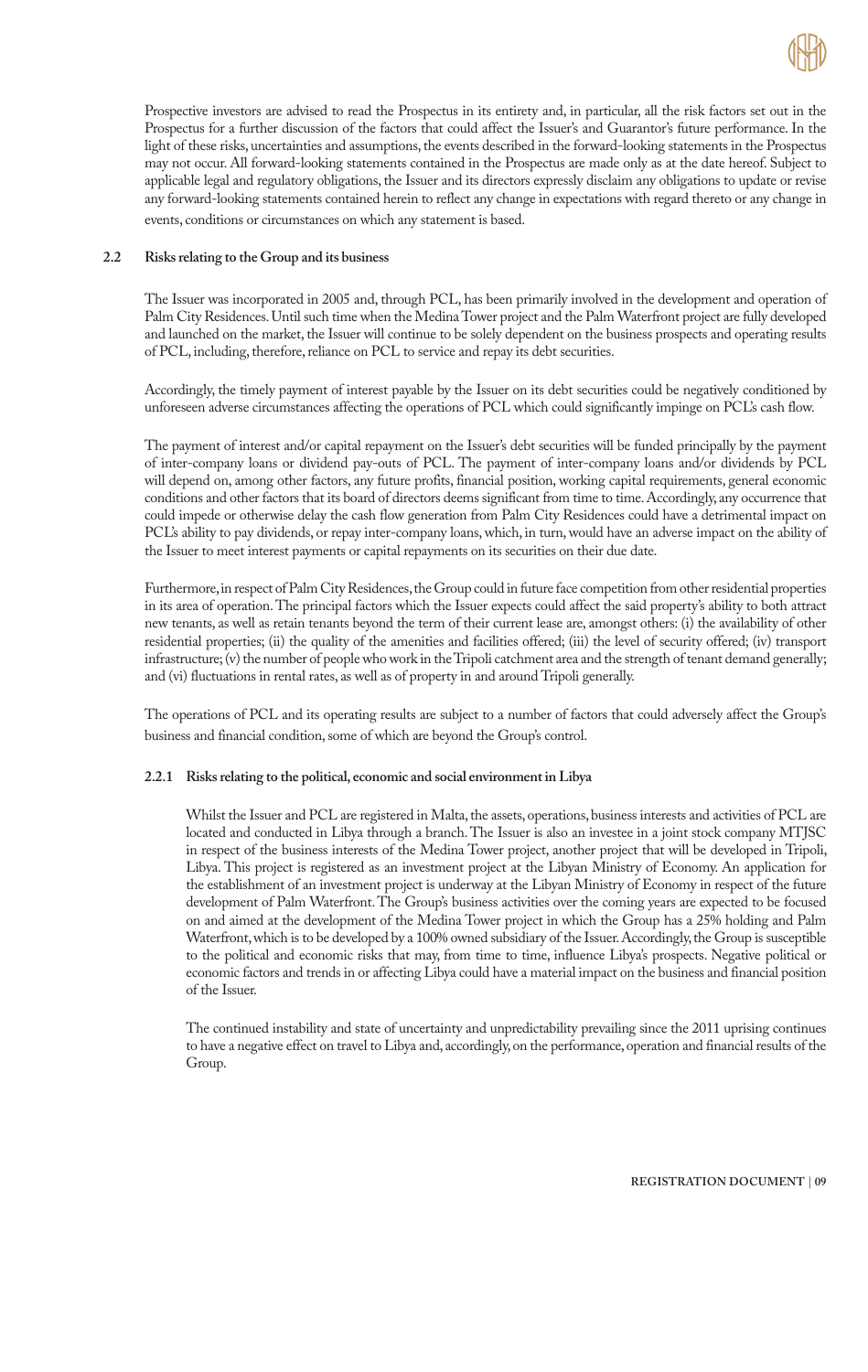Prospective investors are advised to read the Prospectus in its entirety and, in particular, all the risk factors set out in the Prospectus for a further discussion of the factors that could affect the Issuer's and Guarantor's future performance. In the light of these risks, uncertainties and assumptions, the events described in the forward-looking statements in the Prospectus may not occur. All forward-looking statements contained in the Prospectus are made only as at the date hereof. Subject to applicable legal and regulatory obligations, the Issuer and its directors expressly disclaim any obligations to update or revise any forward-looking statements contained herein to reflect any change in expectations with regard thereto or any change in events, conditions or circumstances on which any statement is based.

## 2.2 Risks relating to the Group and its business

The Issuer was incorporated in 2005 and, through PCL, has been primarily involved in the development and operation of Palm City Residences. Until such time when the Medina Tower project and the Palm Waterfront project are fully developed and launched on the market, the Issuer will continue to be solely dependent on the business prospects and operating results of PCL, including, therefore, reliance on PCL to service and repay its debt securities.

Accordingly, the timely payment of interest payable by the Issuer on its debt securities could be negatively conditioned by unforeseen adverse circumstances affecting the operations of PCL which could significantly impinge on PCL's cash flow.

The payment of interest and/or capital repayment on the Issuer's debt securities will be funded principally by the payment of inter-company loans or dividend pay-outs of PCL. The payment of inter-company loans and/or dividends by PCL will depend on, among other factors, any future profits, financial position, working capital requirements, general economic conditions and other factors that its board of directors deems significant from time to time. Accordingly, any occurrence that could impede or otherwise delay the cash flow generation from Palm City Residences could have a detrimental impact on PCL's ability to pay dividends, or repay inter-company loans, which, in turn, would have an adverse impact on the ability of the Issuer to meet interest payments or capital repayments on its securities on their due date.

Furthermore, in respect of Palm City Residences, the Group could in future face competition from other residential properties in its area of operation. The principal factors which the Issuer expects could affect the said property's ability to both attract new tenants, as well as retain tenants beyond the term of their current lease are, amongst others: (i) the availability of other residential properties; (ii) the quality of the amenities and facilities offered; (iii) the level of security offered; (iv) transport infrastructure; (v) the number of people who work in the Tripoli catchment area and the strength of tenant demand generally; and (vi) fluctuations in rental rates, as well as of property in and around Tripoli generally.

The operations of PCL and its operating results are subject to a number of factors that could adversely affect the Group's business and financial condition, some of which are beyond the Group's control.

### 2.2.1 Risks relating to the political, economic and social environment in Libya

Whilst the Issuer and PCL are registered in Malta, the assets, operations, business interests and activities of PCL are located and conducted in Libya through a branch. The Issuer is also an investee in a joint stock company MTJSC in respect of the business interests of the Medina Tower project, another project that will be developed in Tripoli, Libya. This project is registered as an investment project at the Libyan Ministry of Economy. An application for the establishment of an investment project is underway at the Libyan Ministry of Economy in respect of the future development of Palm Waterfront. The Group's business activities over the coming years are expected to be focused on and aimed at the development of the Medina Tower project in which the Group has a 25% holding and Palm Waterfront, which is to be developed by a 100% owned subsidiary of the Issuer. Accordingly, the Group is susceptible to the political and economic risks that may, from time to time, influence Libya's prospects. Negative political or economic factors and trends in or affecting Libya could have a material impact on the business and financial position of the Issuer.

The continued instability and state of uncertainty and unpredictability prevailing since the 2011 uprising continues to have a negative effect on travel to Libya and, accordingly, on the performance, operation and financial results of the Group.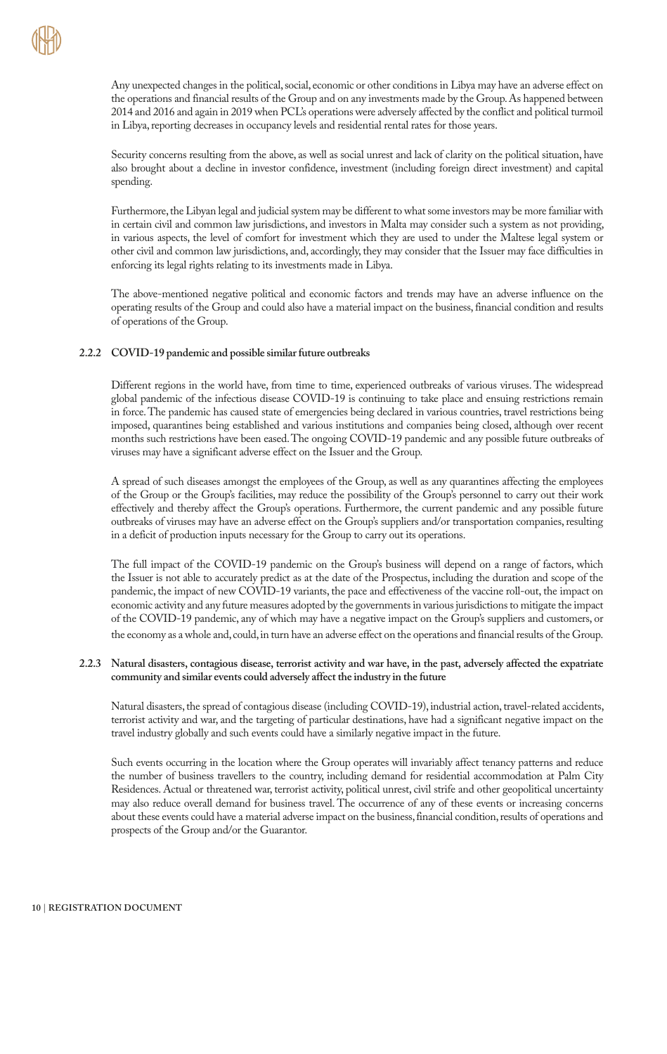Any unexpected changes in the political, social, economic or other conditions in Libya may have an adverse effect on the operations and financial results of the Group and on any investments made by the Group. As happened between 2014 and 2016 and again in 2019 when PCL's operations were adversely affected by the conflict and political turmoil in Libya, reporting decreases in occupancy levels and residential rental rates for those years.

Security concerns resulting from the above, as well as social unrest and lack of clarity on the political situation, have also brought about a decline in investor confidence, investment (including foreign direct investment) and capital spending.

Furthermore, the Libyan legal and judicial system may be different to what some investors may be more familiar with in certain civil and common law jurisdictions, and investors in Malta may consider such a system as not providing, in various aspects, the level of comfort for investment which they are used to under the Maltese legal system or other civil and common law jurisdictions, and, accordingly, they may consider that the Issuer may face difficulties in enforcing its legal rights relating to its investments made in Libya.

The above-mentioned negative political and economic factors and trends may have an adverse influence on the operating results of the Group and could also have a material impact on the business, financial condition and results of operations of the Group.

### 2.2.2 COVID-19 pandemic and possible similar future outbreaks

Different regions in the world have, from time to time, experienced outbreaks of various viruses. The widespread global pandemic of the infectious disease COVID-19 is continuing to take place and ensuing restrictions remain in force. The pandemic has caused state of emergencies being declared in various countries, travel restrictions being imposed, quarantines being established and various institutions and companies being closed, although over recent months such restrictions have been eased. The ongoing COVID-19 pandemic and any possible future outbreaks of viruses may have a significant adverse effect on the Issuer and the Group.

A spread of such diseases amongst the employees of the Group, as well as any quarantines affecting the employees of the Group or the Group's facilities, may reduce the possibility of the Group's personnel to carry out their work effectively and thereby affect the Group's operations. Furthermore, the current pandemic and any possible future outbreaks of viruses may have an adverse effect on the Group's suppliers and/or transportation companies, resulting in a deficit of production inputs necessary for the Group to carry out its operations.

The full impact of the COVID-19 pandemic on the Group's business will depend on a range of factors, which the Issuer is not able to accurately predict as at the date of the Prospectus, including the duration and scope of the pandemic, the impact of new COVID-19 variants, the pace and effectiveness of the vaccine roll-out, the impact on economic activity and any future measures adopted by the governments in various jurisdictions to mitigate the impact of the COVID-19 pandemic, any of which may have a negative impact on the Group's suppliers and customers, or the economy as a whole and, could, in turn have an adverse effect on the operations and financial results of the Group.

### 2.2.3 Natural disasters, contagious disease, terrorist activity and war have, in the past, adversely affected the expatriate community and similar events could adversely affect the industry in the future

Natural disasters, the spread of contagious disease (including COVID-19), industrial action, travel-related accidents, terrorist activity and war, and the targeting of particular destinations, have had a significant negative impact on the travel industry globally and such events could have a similarly negative impact in the future.

Such events occurring in the location where the Group operates will invariably affect tenancy patterns and reduce the number of business travellers to the country, including demand for residential accommodation at Palm City Residences. Actual or threatened war, terrorist activity, political unrest, civil strife and other geopolitical uncertainty may also reduce overall demand for business travel. The occurrence of any of these events or increasing concerns about these events could have a material adverse impact on the business, financial condition, results of operations and prospects of the Group and/or the Guarantor.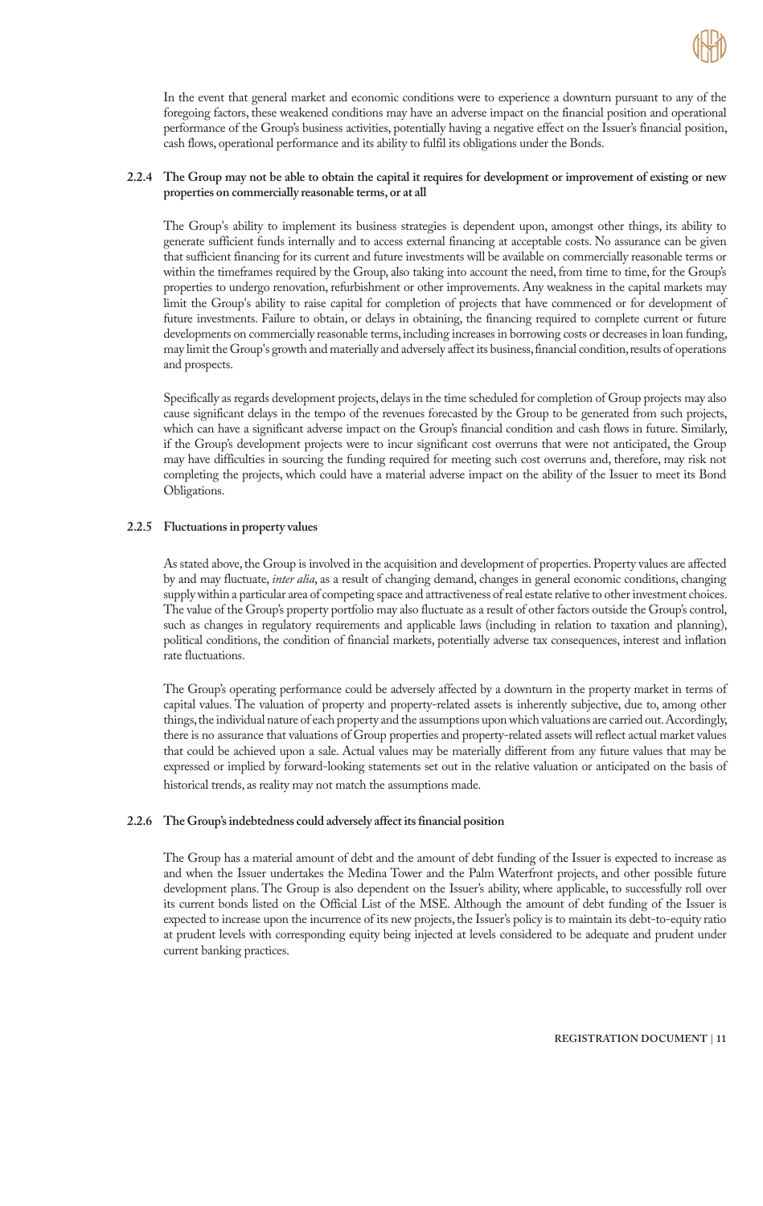In the event that general market and economic conditions were to experience a downturn pursuant to any of the foregoing factors, these weakened conditions may have an adverse impact on the financial position and operational performance of the Group's business activities, potentially having a negative effect on the Issuer's financial position, cash flows, operational performance and its ability to fulfil its obligations under the Bonds.

### 2.2.4 The Group may not be able to obtain the capital it requires for development or improvement of existing or new properties on commercially reasonable terms, or at all

The Group's ability to implement its business strategies is dependent upon, amongst other things, its ability to generate sufficient funds internally and to access external financing at acceptable costs. No assurance can be given that sufficient financing for its current and future investments will be available on commercially reasonable terms or within the timeframes required by the Group, also taking into account the need, from time to time, for the Group's properties to undergo renovation, refurbishment or other improvements. Any weakness in the capital markets may limit the Group's ability to raise capital for completion of projects that have commenced or for development of future investments. Failure to obtain, or delays in obtaining, the financing required to complete current or future developments on commercially reasonable terms, including increases in borrowing costs or decreases in loan funding, may limit the Group's growth and materially and adversely affect its business, financial condition, results of operations and prospects.

Specifically as regards development projects, delays in the time scheduled for completion of Group projects may also cause significant delays in the tempo of the revenues forecasted by the Group to be generated from such projects, which can have a significant adverse impact on the Group's financial condition and cash flows in future. Similarly, if the Group's development projects were to incur significant cost overruns that were not anticipated, the Group may have difficulties in sourcing the funding required for meeting such cost overruns and, therefore, may risk not completing the projects, which could have a material adverse impact on the ability of the Issuer to meet its Bond Obligations.

### 2.2.5 Fluctuations in property values

As stated above, the Group is involved in the acquisition and development of properties. Property values are affected by and may fluctuate, *inter alia*, as a result of changing demand, changes in general economic conditions, changing supply within a particular area of competing space and attractiveness of real estate relative to other investment choices. The value of the Group's property portfolio may also fluctuate as a result of other factors outside the Group's control, such as changes in regulatory requirements and applicable laws (including in relation to taxation and planning), political conditions, the condition of financial markets, potentially adverse tax consequences, interest and inflation rate fluctuations.

The Group's operating performance could be adversely affected by a downturn in the property market in terms of capital values. The valuation of property and property-related assets is inherently subjective, due to, among other things, the individual nature of each property and the assumptions upon which valuations are carried out. Accordingly, there is no assurance that valuations of Group properties and property-related assets will reflect actual market values that could be achieved upon a sale. Actual values may be materially different from any future values that may be expressed or implied by forward-looking statements set out in the relative valuation or anticipated on the basis of historical trends, as reality may not match the assumptions made.

### 2.2.6 The Group's indebtedness could adversely affect its financial position

The Group has a material amount of debt and the amount of debt funding of the Issuer is expected to increase as and when the Issuer undertakes the Medina Tower and the Palm Waterfront projects, and other possible future development plans. The Group is also dependent on the Issuer's ability, where applicable, to successfully roll over its current bonds listed on the Official List of the MSE. Although the amount of debt funding of the Issuer is expected to increase upon the incurrence of its new projects, the Issuer's policy is to maintain its debt-to-equity ratio at prudent levels with corresponding equity being injected at levels considered to be adequate and prudent under current banking practices.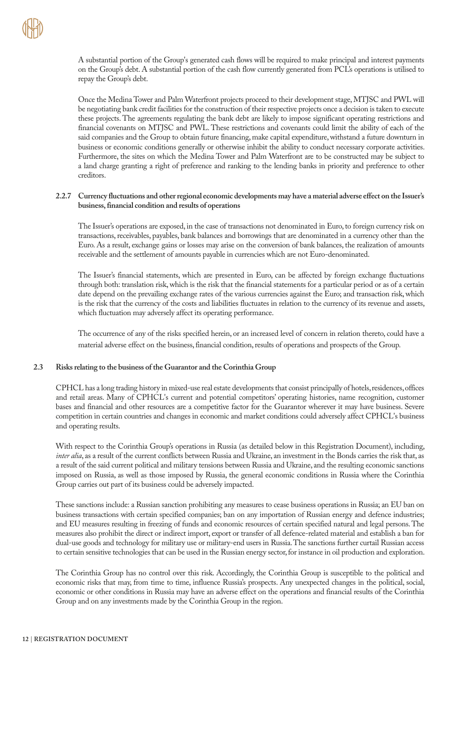A substantial portion of the Group's generated cash flows will be required to make principal and interest payments on the Group's debt. A substantial portion of the cash flow currently generated from PCL's operations is utilised to repay the Group's debt.

Once the Medina Tower and Palm Waterfront projects proceed to their development stage, MTJSC and PWL will be negotiating bank credit facilities for the construction of their respective projects once a decision is taken to execute these projects. The agreements regulating the bank debt are likely to impose significant operating restrictions and financial covenants on MTJSC and PWL. These restrictions and covenants could limit the ability of each of the said companies and the Group to obtain future financing, make capital expenditure, withstand a future downturn in business or economic conditions generally or otherwise inhibit the ability to conduct necessary corporate activities. Furthermore, the sites on which the Medina Tower and Palm Waterfront are to be constructed may be subject to a land charge granting a right of preference and ranking to the lending banks in priority and preference to other creditors.

#### 2.2.7 Currency fluctuations and other regional economic developments may have a material adverse effect on the Issuer's business, financial condition and results of operations

The Issuer's operations are exposed, in the case of transactions not denominated in Euro, to foreign currency risk on transactions, receivables, payables, bank balances and borrowings that are denominated in a currency other than the Euro. As a result, exchange gains or losses may arise on the conversion of bank balances, the realization of amounts receivable and the settlement of amounts payable in currencies which are not Euro-denominated.

The Issuer's financial statements, which are presented in Euro, can be affected by foreign exchange fluctuations through both: translation risk, which is the risk that the financial statements for a particular period or as of a certain date depend on the prevailing exchange rates of the various currencies against the Euro; and transaction risk, which is the risk that the currency of the costs and liabilities fluctuates in relation to the currency of its revenue and assets, which fluctuation may adversely affect its operating performance.

The occurrence of any of the risks specified herein, or an increased level of concern in relation thereto, could have a material adverse effect on the business, financial condition, results of operations and prospects of the Group.

### 2.3 Risks relating to the business of the Guarantor and the Corinthia Group

CPHCL has a long trading history in mixed-use real estate developments that consist principally of hotels, residences, offices and retail areas. Many of CPHCL's current and potential competitors' operating histories, name recognition, customer bases and financial and other resources are a competitive factor for the Guarantor wherever it may have business. Severe competition in certain countries and changes in economic and market conditions could adversely affect CPHCL's business and operating results.

With respect to the Corinthia Group's operations in Russia (as detailed below in this Registration Document), including, *inter alia*, as a result of the current conflicts between Russia and Ukraine, an investment in the Bonds carries the risk that, as a result of the said current political and military tensions between Russia and Ukraine, and the resulting economic sanctions imposed on Russia, as well as those imposed by Russia, the general economic conditions in Russia where the Corinthia Group carries out part of its business could be adversely impacted.

These sanctions include: a Russian sanction prohibiting any measures to cease business operations in Russia; an EU ban on business transactions with certain specified companies; ban on any importation of Russian energy and defence industries; and EU measures resulting in freezing of funds and economic resources of certain specified natural and legal persons. The measures also prohibit the direct or indirect import, export or transfer of all defence-related material and establish a ban for dual-use goods and technology for military use or military-end users in Russia. The sanctions further curtail Russian access to certain sensitive technologies that can be used in the Russian energy sector, for instance in oil production and exploration.

The Corinthia Group has no control over this risk. Accordingly, the Corinthia Group is susceptible to the political and economic risks that may, from time to time, influence Russia's prospects. Any unexpected changes in the political, social, economic or other conditions in Russia may have an adverse effect on the operations and financial results of the Corinthia Group and on any investments made by the Corinthia Group in the region.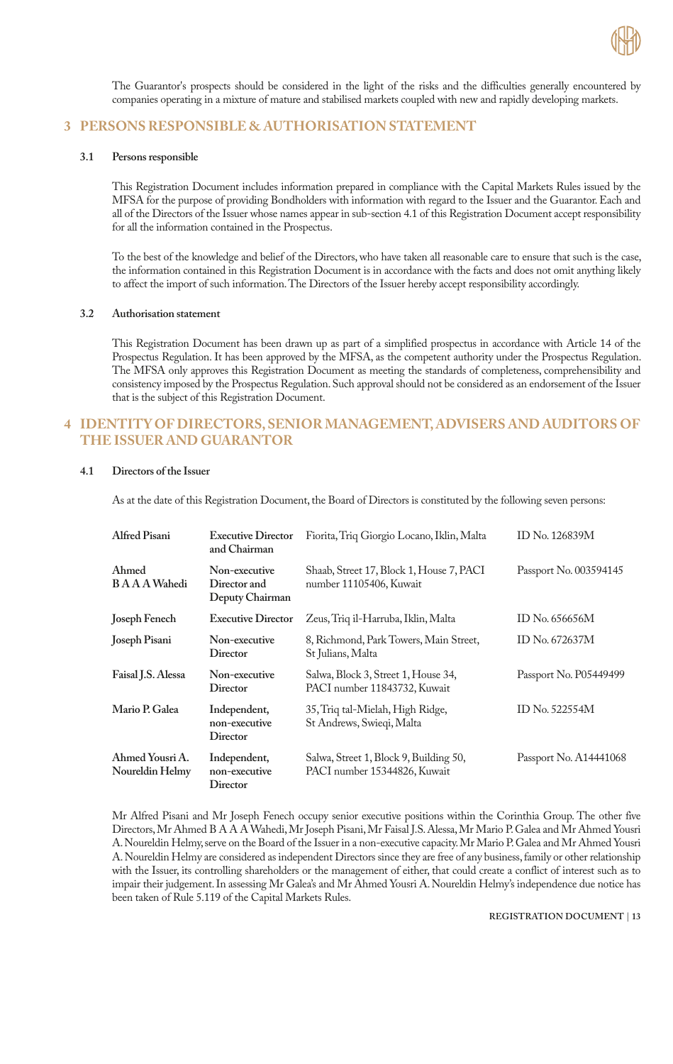The Guarantor's prospects should be considered in the light of the risks and the difficulties generally encountered by companies operating in a mixture of mature and stabilised markets coupled with new and rapidly developing markets.

# 3 PERSONS RESPONSIBLE & AUTHORISATION STATEMENT

### 3.1 Persons responsible

This Registration Document includes information prepared in compliance with the Capital Markets Rules issued by the MFSA for the purpose of providing Bondholders with information with regard to the Issuer and the Guarantor. Each and all of the Directors of the Issuer whose names appear in sub-section 4.1 of this Registration Document accept responsibility for all the information contained in the Prospectus.

To the best of the knowledge and belief of the Directors, who have taken all reasonable care to ensure that such is the case, the information contained in this Registration Document is in accordance with the facts and does not omit anything likely to affect the import of such information. The Directors of the Issuer hereby accept responsibility accordingly.

### 3.2 Authorisation statement

This Registration Document has been drawn up as part of a simplified prospectus in accordance with Article 14 of the Prospectus Regulation. It has been approved by the MFSA, as the competent authority under the Prospectus Regulation. The MFSA only approves this Registration Document as meeting the standards of completeness, comprehensibility and consistency imposed by the Prospectus Regulation. Such approval should not be considered as an endorsement of the Issuer that is the subject of this Registration Document.

# 4 IDENTITY OF DIRECTORS, SENIOR MANAGEMENT, ADVISERS AND AUDITORS OF THE ISSUER AND GUARANTOR

### 4.1 Directors of the Issuer

As at the date of this Registration Document, the Board of Directors is constituted by the following seven persons:

| | | | |
|---|---|---|---|
| Alfred Pisani | Executive Director and Chairman | Fiorita, Triq Giorgio Locano, Iklin, Malta | ID No. 126839M |
| Ahmed B A A A Wahedi | Non-executive Director and Deputy Chairman | Shaab, Street 17, Block 1, House 7, PACI number 11105406, Kuwait | Passport No. 003594145 |
| Joseph Fenech | Executive Director | Zeus, Triq il-Harruba, Iklin, Malta | ID No. 656656M |
| Joseph Pisani | Non-executive Director | 8, Richmond, Park Towers, Main Street, St Julians, Malta | ID No. 672637M |
| Faisal J.S. Alessa | Non-executive Director | Salwa, Block 3, Street 1, House 34, PACI number 11843732, Kuwait | Passport No. P05449499 |
| Mario P. Galea | Independent, non-executive Director | 35, Triq tal-Mielah, High Ridge, St Andrews, Swieqi, Malta | ID No. 522554M |
| Ahmed Yousri A. Noureldin Helmy | Independent, non-executive Director | Salwa, Street 1, Block 9, Building 50, PACI number 15344826, Kuwait | Passport No. A14441068 |

Mr Alfred Pisani and Mr Joseph Fenech occupy senior executive positions within the Corinthia Group. The other five Directors, Mr Ahmed B A A A Wahedi, Mr Joseph Pisani, Mr Faisal J.S. Alessa, Mr Mario P. Galea and Mr Ahmed Yousri A. Noureldin Helmy, serve on the Board of the Issuer in a non-executive capacity. Mr Mario P. Galea and Mr Ahmed Yousri A. Noureldin Helmy are considered as independent Directors since they are free of any business, family or other relationship with the Issuer, its controlling shareholders or the management of either, that could create a conflict of interest such as to impair their judgement. In assessing Mr Galea's and Mr Ahmed Yousri A. Noureldin Helmy's independence due notice has been taken of Rule 5.119 of the Capital Markets Rules.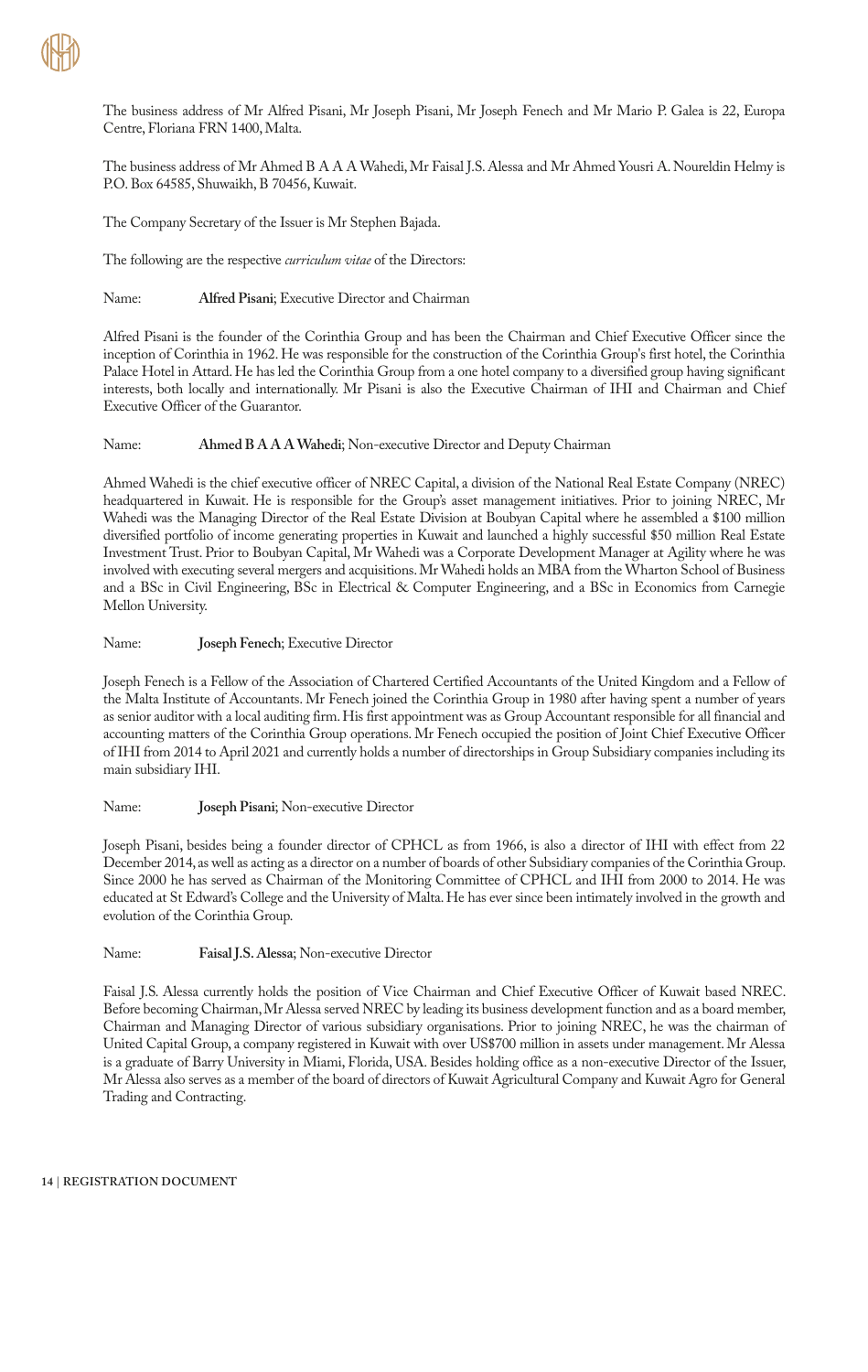The business address of Mr Alfred Pisani, Mr Joseph Pisani, Mr Joseph Fenech and Mr Mario P. Galea is 22, Europa Centre, Floriana FRN 1400, Malta.

The business address of Mr Ahmed B A A A Wahedi, Mr Faisal J.S. Alessa and Mr Ahmed Yousri A. Noureldin Helmy is P.O. Box 64585, Shuwaikh, B 70456, Kuwait.

The Company Secretary of the Issuer is Mr Stephen Bajada.

The following are the respective *curriculum vitae* of the Directors:

Name: **Alfred Pisani**; Executive Director and Chairman

Alfred Pisani is the founder of the Corinthia Group and has been the Chairman and Chief Executive Officer since the inception of Corinthia in 1962. He was responsible for the construction of the Corinthia Group's first hotel, the Corinthia Palace Hotel in Attard. He has led the Corinthia Group from a one hotel company to a diversified group having significant interests, both locally and internationally. Mr Pisani is also the Executive Chairman of IHI and Chairman and Chief Executive Officer of the Guarantor.

Name: **Ahmed B A A A Wahedi**; Non-executive Director and Deputy Chairman

Ahmed Wahedi is the chief executive officer of NREC Capital, a division of the National Real Estate Company (NREC) headquartered in Kuwait. He is responsible for the Group's asset management initiatives. Prior to joining NREC, Mr Wahedi was the Managing Director of the Real Estate Division at Boubyan Capital where he assembled a $100 million diversified portfolio of income generating properties in Kuwait and launched a highly successful $50 million Real Estate Investment Trust. Prior to Boubyan Capital, Mr Wahedi was a Corporate Development Manager at Agility where he was involved with executing several mergers and acquisitions. Mr Wahedi holds an MBA from the Wharton School of Business and a BSc in Civil Engineering, BSc in Electrical & Computer Engineering, and a BSc in Economics from Carnegie Mellon University.

Name: **Joseph Fenech**; Executive Director

Joseph Fenech is a Fellow of the Association of Chartered Certified Accountants of the United Kingdom and a Fellow of the Malta Institute of Accountants. Mr Fenech joined the Corinthia Group in 1980 after having spent a number of years as senior auditor with a local auditing firm. His first appointment was as Group Accountant responsible for all financial and accounting matters of the Corinthia Group operations. Mr Fenech occupied the position of Joint Chief Executive Officer of IHI from 2014 to April 2021 and currently holds a number of directorships in Group Subsidiary companies including its main subsidiary IHI.

Name: **Joseph Pisani**; Non-executive Director

Joseph Pisani, besides being a founder director of CPHCL as from 1966, is also a director of IHI with effect from 22 December 2014, as well as acting as a director on a number of boards of other Subsidiary companies of the Corinthia Group. Since 2000 he has served as Chairman of the Monitoring Committee of CPHCL and IHI from 2000 to 2014. He was educated at St Edward's College and the University of Malta. He has ever since been intimately involved in the growth and evolution of the Corinthia Group.

Name: **Faisal J.S. Alessa**; Non-executive Director

Faisal J.S. Alessa currently holds the position of Vice Chairman and Chief Executive Officer of Kuwait based NREC. Before becoming Chairman, Mr Alessa served NREC by leading its business development function and as a board member, Chairman and Managing Director of various subsidiary organisations. Prior to joining NREC, he was the chairman of United Capital Group, a company registered in Kuwait with over US$700 million in assets under management. Mr Alessa is a graduate of Barry University in Miami, Florida, USA. Besides holding office as a non-executive Director of the Issuer, Mr Alessa also serves as a member of the board of directors of Kuwait Agricultural Company and Kuwait Agro for General Trading and Contracting.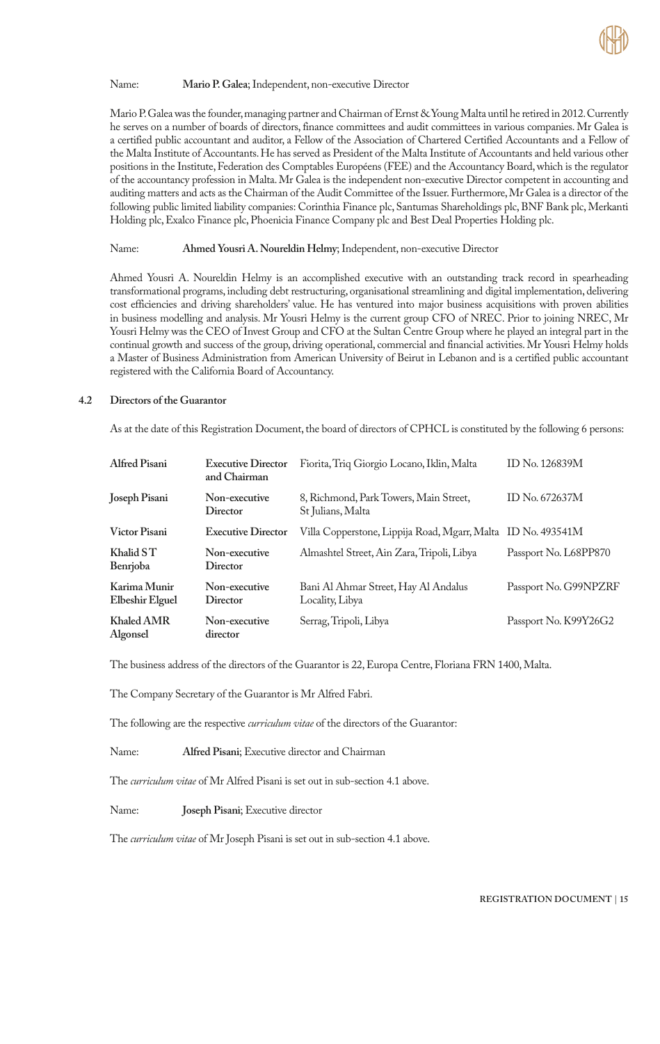Name: **Mario P. Galea**; Independent, non-executive Director

Mario P. Galea was the founder, managing partner and Chairman of Ernst & Young Malta until he retired in 2012. Currently he serves on a number of boards of directors, finance committees and audit committees in various companies. Mr Galea is a certified public accountant and auditor, a Fellow of the Association of Chartered Certified Accountants and a Fellow of the Malta Institute of Accountants. He has served as President of the Malta Institute of Accountants and held various other positions in the Institute, Federation des Comptables Européens (FEE) and the Accountancy Board, which is the regulator of the accountancy profession in Malta. Mr Galea is the independent non-executive Director competent in accounting and auditing matters and acts as the Chairman of the Audit Committee of the Issuer. Furthermore, Mr Galea is a director of the following public limited liability companies: Corinthia Finance plc, Santumas Shareholdings plc, BNF Bank plc, Merkanti Holding plc, Exalco Finance plc, Phoenicia Finance Company plc and Best Deal Properties Holding plc.

Name: **Ahmed Yousri A. Noureldin Helmy**; Independent, non-executive Director

Ahmed Yousri A. Noureldin Helmy is an accomplished executive with an outstanding track record in spearheading transformational programs, including debt restructuring, organisational streamlining and digital implementation, delivering cost efficiencies and driving shareholders' value. He has ventured into major business acquisitions with proven abilities in business modelling and analysis. Mr Yousri Helmy is the current group CFO of NREC. Prior to joining NREC, Mr Yousri Helmy was the CEO of Invest Group and CFO at the Sultan Centre Group where he played an integral part in the continual growth and success of the group, driving operational, commercial and financial activities. Mr Yousri Helmy holds a Master of Business Administration from American University of Beirut in Lebanon and is a certified public accountant registered with the California Board of Accountancy.

### 4.2 Directors of the Guarantor

As at the date of this Registration Document, the board of directors of CPHCL is constituted by the following 6 persons:

| | | | |
|---|---|---|---|
| **Alfred Pisani** | **Executive Director and Chairman** | Fiorita, Triq Giorgio Locano, Iklin, Malta | ID No. 126839M |
| **Joseph Pisani** | **Non-executive Director** | 8, Richmond, Park Towers, Main Street, St Julians, Malta | ID No. 672637M |
| **Victor Pisani** | **Executive Director** | Villa Copperstone, Lippija Road, Mgarr, Malta | ID No. 493541M |
| **Khalid S T Benrjoba** | **Non-executive Director** | Almashtel Street, Ain Zara, Tripoli, Libya | Passport No. L68PP870 |
| **Karima Munir Elbeshir Elguel** | **Non-executive Director** | Bani Al Ahmar Street, Hay Al Andalus Locality, Libya | Passport No. G99NPZRF |
| **Khaled AMR Algonsel** | **Non-executive director** | Serrag, Tripoli, Libya | Passport No. K99Y26G2 |

The business address of the directors of the Guarantor is 22, Europa Centre, Floriana FRN 1400, Malta.

The Company Secretary of the Guarantor is Mr Alfred Fabri.

The following are the respective *curriculum vitae* of the directors of the Guarantor:

Name: **Alfred Pisani**; Executive director and Chairman

The *curriculum vitae* of Mr Alfred Pisani is set out in sub-section 4.1 above.

Name: **Joseph Pisani**; Executive director

The *curriculum vitae* of Mr Joseph Pisani is set out in sub-section 4.1 above.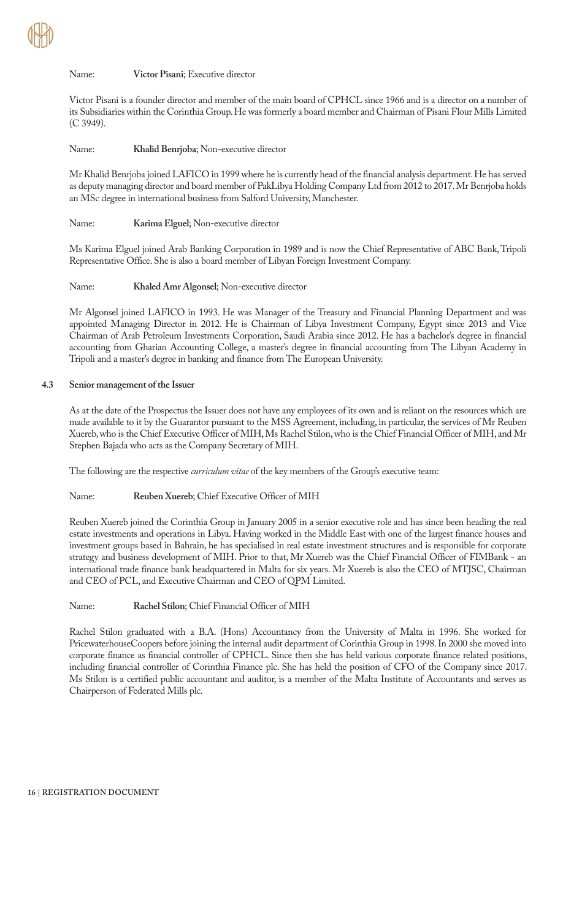Name: **Victor Pisani**; Executive director

Victor Pisani is a founder director and member of the main board of CPHCL since 1966 and is a director on a number of its Subsidiaries within the Corinthia Group. He was formerly a board member and Chairman of Pisani Flour Mills Limited (C 3949).

Name: **Khalid Benrjoba**; Non-executive director

Mr Khalid Benrjoba joined LAFICO in 1999 where he is currently head of the financial analysis department. He has served as deputy managing director and board member of PakLibya Holding Company Ltd from 2012 to 2017. Mr Benrjoba holds an MSc degree in international business from Salford University, Manchester.

Name: **Karima Elguel**; Non-executive director

Ms Karima Elguel joined Arab Banking Corporation in 1989 and is now the Chief Representative of ABC Bank, Tripoli Representative Office. She is also a board member of Libyan Foreign Investment Company.

Name: **Khaled Amr Algonsel**; Non-executive director

Mr Algonsel joined LAFICO in 1993. He was Manager of the Treasury and Financial Planning Department and was appointed Managing Director in 2012. He is Chairman of Libya Investment Company, Egypt since 2013 and Vice Chairman of Arab Petroleum Investments Corporation, Saudi Arabia since 2012. He has a bachelor's degree in financial accounting from Gharian Accounting College, a master's degree in financial accounting from The Libyan Academy in Tripoli and a master's degree in banking and finance from The European University.

### 4.3 Senior management of the Issuer

As at the date of the Prospectus the Issuer does not have any employees of its own and is reliant on the resources which are made available to it by the Guarantor pursuant to the MSS Agreement, including, in particular, the services of Mr Reuben Xuereb, who is the Chief Executive Officer of MIH, Ms Rachel Stilon, who is the Chief Financial Officer of MIH, and Mr Stephen Bajada who acts as the Company Secretary of MIH.

The following are the respective *curriculum vitae* of the key members of the Group's executive team:

Name: **Reuben Xuereb**; Chief Executive Officer of MIH

Reuben Xuereb joined the Corinthia Group in January 2005 in a senior executive role and has since been heading the real estate investments and operations in Libya. Having worked in the Middle East with one of the largest finance houses and investment groups based in Bahrain, he has specialised in real estate investment structures and is responsible for corporate strategy and business development of MIH. Prior to that, Mr Xuereb was the Chief Financial Officer of FIMBank - an international trade finance bank headquartered in Malta for six years. Mr Xuereb is also the CEO of MTJSC, Chairman and CEO of PCL, and Executive Chairman and CEO of QPM Limited.

Name: **Rachel Stilon**; Chief Financial Officer of MIH

Rachel Stilon graduated with a B.A. (Hons) Accountancy from the University of Malta in 1996. She worked for PricewaterhouseCoopers before joining the internal audit department of Corinthia Group in 1998. In 2000 she moved into corporate finance as financial controller of CPHCL. Since then she has held various corporate finance related positions, including financial controller of Corinthia Finance plc. She has held the position of CFO of the Company since 2017. Ms Stilon is a certified public accountant and auditor, is a member of the Malta Institute of Accountants and serves as Chairperson of Federated Mills plc.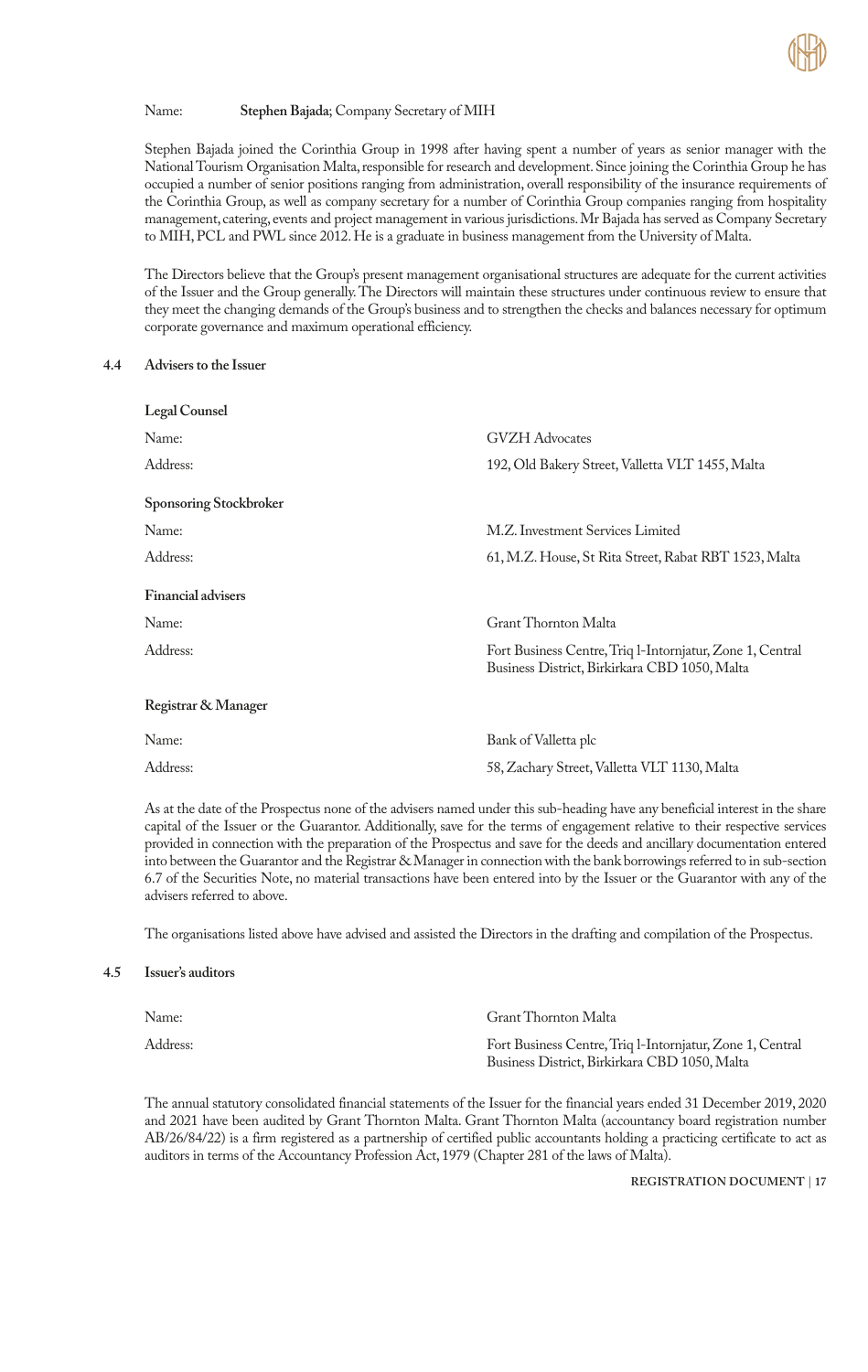Name: **Stephen Bajada**; Company Secretary of MIH

Stephen Bajada joined the Corinthia Group in 1998 after having spent a number of years as senior manager with the National Tourism Organisation Malta, responsible for research and development. Since joining the Corinthia Group he has occupied a number of senior positions ranging from administration, overall responsibility of the insurance requirements of the Corinthia Group, as well as company secretary for a number of Corinthia Group companies ranging from hospitality management, catering, events and project management in various jurisdictions. Mr Bajada has served as Company Secretary to MIH, PCL and PWL since 2012. He is a graduate in business management from the University of Malta.

The Directors believe that the Group's present management organisational structures are adequate for the current activities of the Issuer and the Group generally. The Directors will maintain these structures under continuous review to ensure that they meet the changing demands of the Group's business and to strengthen the checks and balances necessary for optimum corporate governance and maximum operational efficiency.

## 4.4 Advisers to the Issuer

**Legal Counsel**

| | |
|---|---|
| Name: | GVZH Advocates |
| Address: | 192, Old Bakery Street, Valletta VLT 1455, Malta |

**Sponsoring Stockbroker**

| | |
|---|---|
| Name: | M.Z. Investment Services Limited |
| Address: | 61, M.Z. House, St Rita Street, Rabat RBT 1523, Malta |

**Financial advisers**

| | |
|---|---|
| Name: | Grant Thornton Malta |
| Address: | Fort Business Centre, Triq l-Intornjatur, Zone 1, Central Business District, Birkirkara CBD 1050, Malta |

**Registrar & Manager**

| | |
|---|---|
| Name: | Bank of Valletta plc |
| Address: | 58, Zachary Street, Valletta VLT 1130, Malta |

As at the date of the Prospectus none of the advisers named under this sub-heading have any beneficial interest in the share capital of the Issuer or the Guarantor. Additionally, save for the terms of engagement relative to their respective services provided in connection with the preparation of the Prospectus and save for the deeds and ancillary documentation entered into between the Guarantor and the Registrar & Manager in connection with the bank borrowings referred to in sub-section 6.7 of the Securities Note, no material transactions have been entered into by the Issuer or the Guarantor with any of the advisers referred to above.

The organisations listed above have advised and assisted the Directors in the drafting and compilation of the Prospectus.

## 4.5 Issuer's auditors

| | |
|---|---|
| Name: | Grant Thornton Malta |
| Address: | Fort Business Centre, Triq l-Intornjatur, Zone 1, Central Business District, Birkirkara CBD 1050, Malta |

The annual statutory consolidated financial statements of the Issuer for the financial years ended 31 December 2019, 2020 and 2021 have been audited by Grant Thornton Malta. Grant Thornton Malta (accountancy board registration number AB/26/84/22) is a firm registered as a partnership of certified public accountants holding a practicing certificate to act as auditors in terms of the Accountancy Profession Act, 1979 (Chapter 281 of the laws of Malta).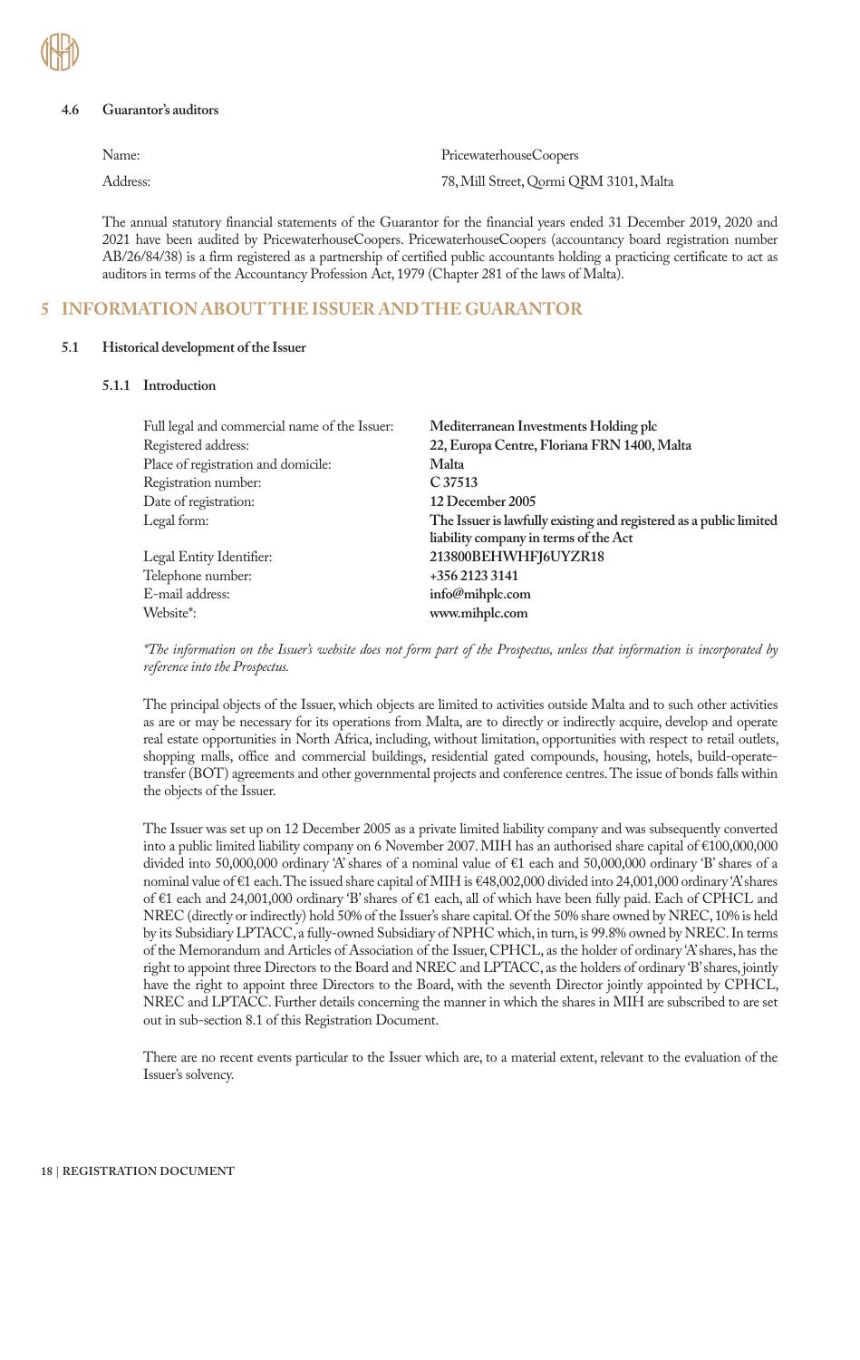#### 4.6 Guarantor's auditors

| | |
|---|---|
| Name: | PricewaterhouseCoopers |
| Address: | 78, Mill Street, Qormi QRM 3101, Malta |

The annual statutory financial statements of the Guarantor for the financial years ended 31 December 2019, 2020 and 2021 have been audited by PricewaterhouseCoopers. PricewaterhouseCoopers (accountancy board registration number AB/26/84/38) is a firm registered as a partnership of certified public accountants holding a practicing certificate to act as auditors in terms of the Accountancy Profession Act, 1979 (Chapter 281 of the laws of Malta).

## 5 INFORMATION ABOUT THE ISSUER AND THE GUARANTOR

### 5.1 Historical development of the Issuer

#### 5.1.1 Introduction

| | |
|---|---|
| Full legal and commercial name of the Issuer: | **Mediterranean Investments Holding plc** |
| Registered address: | **22, Europa Centre, Floriana FRN 1400, Malta** |
| Place of registration and domicile: | **Malta** |
| Registration number: | **C 37513** |
| Date of registration: | **12 December 2005** |
| Legal form: | **The Issuer is lawfully existing and registered as a public limited liability company in terms of the Act** |
| Legal Entity Identifier: | **213800BEHWHFJ6UYZR18** |
| Telephone number: | **+356 2123 3141** |
| E-mail address: | **info@mihplc.com** |
| Website*: | **www.mihplc.com** |

*\*The information on the Issuer's website does not form part of the Prospectus, unless that information is incorporated by reference into the Prospectus.*

The principal objects of the Issuer, which objects are limited to activities outside Malta and to such other activities as are or may be necessary for its operations from Malta, are to directly or indirectly acquire, develop and operate real estate opportunities in North Africa, including, without limitation, opportunities with respect to retail outlets, shopping malls, office and commercial buildings, residential gated compounds, housing, hotels, build-operate-transfer (BOT) agreements and other governmental projects and conference centres. The issue of bonds falls within the objects of the Issuer.

The Issuer was set up on 12 December 2005 as a private limited liability company and was subsequently converted into a public limited liability company on 6 November 2007. MIH has an authorised share capital of €100,000,000 divided into 50,000,000 ordinary 'A' shares of a nominal value of €1 each and 50,000,000 ordinary 'B' shares of a nominal value of €1 each. The issued share capital of MIH is €48,002,000 divided into 24,001,000 ordinary 'A' shares of €1 each and 24,001,000 ordinary 'B' shares of €1 each, all of which have been fully paid. Each of CPHCL and NREC (directly or indirectly) hold 50% of the Issuer's share capital. Of the 50% share owned by NREC, 10% is held by its Subsidiary LPTACC, a fully-owned Subsidiary of NPHC which, in turn, is 99.8% owned by NREC. In terms of the Memorandum and Articles of Association of the Issuer, CPHCL, as the holder of ordinary 'A' shares, has the right to appoint three Directors to the Board and NREC and LPTACC, as the holders of ordinary 'B' shares, jointly have the right to appoint three Directors to the Board, with the seventh Director jointly appointed by CPHCL, NREC and LPTACC. Further details concerning the manner in which the shares in MIH are subscribed to are set out in sub-section 8.1 of this Registration Document.

There are no recent events particular to the Issuer which are, to a material extent, relevant to the evaluation of the Issuer's solvency.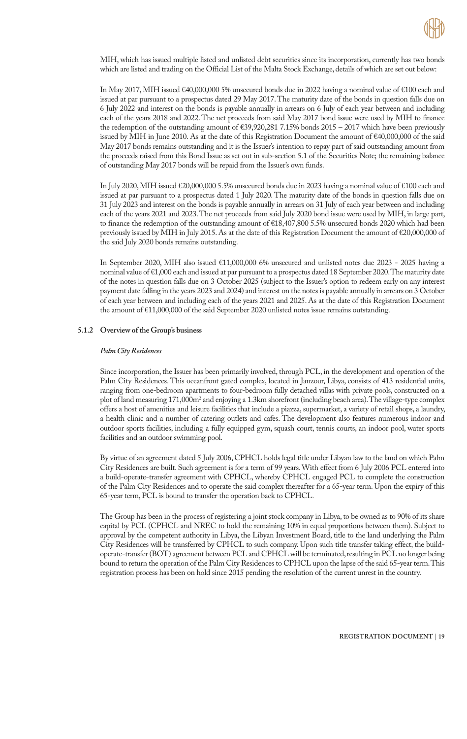MIH, which has issued multiple listed and unlisted debt securities since its incorporation, currently has two bonds which are listed and trading on the Official List of the Malta Stock Exchange, details of which are set out below:

In May 2017, MIH issued €40,000,000 5% unsecured bonds due in 2022 having a nominal value of €100 each and issued at par pursuant to a prospectus dated 29 May 2017. The maturity date of the bonds in question falls due on 6 July 2022 and interest on the bonds is payable annually in arrears on 6 July of each year between and including each of the years 2018 and 2022. The net proceeds from said May 2017 bond issue were used by MIH to finance the redemption of the outstanding amount of €39,920,281 7.15% bonds 2015 – 2017 which have been previously issued by MIH in June 2010. As at the date of this Registration Document the amount of €40,000,000 of the said May 2017 bonds remains outstanding and it is the Issuer's intention to repay part of said outstanding amount from the proceeds raised from this Bond Issue as set out in sub-section 5.1 of the Securities Note; the remaining balance of outstanding May 2017 bonds will be repaid from the Issuer's own funds.

In July 2020, MIH issued €20,000,000 5.5% unsecured bonds due in 2023 having a nominal value of €100 each and issued at par pursuant to a prospectus dated 1 July 2020. The maturity date of the bonds in question falls due on 31 July 2023 and interest on the bonds is payable annually in arrears on 31 July of each year between and including each of the years 2021 and 2023. The net proceeds from said July 2020 bond issue were used by MIH, in large part, to finance the redemption of the outstanding amount of €18,407,800 5.5% unsecured bonds 2020 which had been previously issued by MIH in July 2015. As at the date of this Registration Document the amount of €20,000,000 of the said July 2020 bonds remains outstanding.

In September 2020, MIH also issued €11,000,000 6% unsecured and unlisted notes due 2023 - 2025 having a nominal value of €1,000 each and issued at par pursuant to a prospectus dated 18 September 2020. The maturity date of the notes in question falls due on 3 October 2025 (subject to the Issuer's option to redeem early on any interest payment date falling in the years 2023 and 2024) and interest on the notes is payable annually in arrears on 3 October of each year between and including each of the years 2021 and 2025. As at the date of this Registration Document the amount of €11,000,000 of the said September 2020 unlisted notes issue remains outstanding.

### 5.1.2 Overview of the Group's business

*Palm City Residences*

Since incorporation, the Issuer has been primarily involved, through PCL, in the development and operation of the Palm City Residences. This oceanfront gated complex, located in Janzour, Libya, consists of 413 residential units, ranging from one-bedroom apartments to four-bedroom fully detached villas with private pools, constructed on a plot of land measuring 171,000m$^2$ and enjoying a 1.3km shorefront (including beach area). The village-type complex offers a host of amenities and leisure facilities that include a piazza, supermarket, a variety of retail shops, a laundry, a health clinic and a number of catering outlets and cafes. The development also features numerous indoor and outdoor sports facilities, including a fully equipped gym, squash court, tennis courts, an indoor pool, water sports facilities and an outdoor swimming pool.

By virtue of an agreement dated 5 July 2006, CPHCL holds legal title under Libyan law to the land on which Palm City Residences are built. Such agreement is for a term of 99 years. With effect from 6 July 2006 PCL entered into a build-operate-transfer agreement with CPHCL, whereby CPHCL engaged PCL to complete the construction of the Palm City Residences and to operate the said complex thereafter for a 65-year term. Upon the expiry of this 65-year term, PCL is bound to transfer the operation back to CPHCL.

The Group has been in the process of registering a joint stock company in Libya, to be owned as to 90% of its share capital by PCL (CPHCL and NREC to hold the remaining 10% in equal proportions between them). Subject to approval by the competent authority in Libya, the Libyan Investment Board, title to the land underlying the Palm City Residences will be transferred by CPHCL to such company. Upon such title transfer taking effect, the build-operate-transfer (BOT) agreement between PCL and CPHCL will be terminated, resulting in PCL no longer being bound to return the operation of the Palm City Residences to CPHCL upon the lapse of the said 65-year term. This registration process has been on hold since 2015 pending the resolution of the current unrest in the country.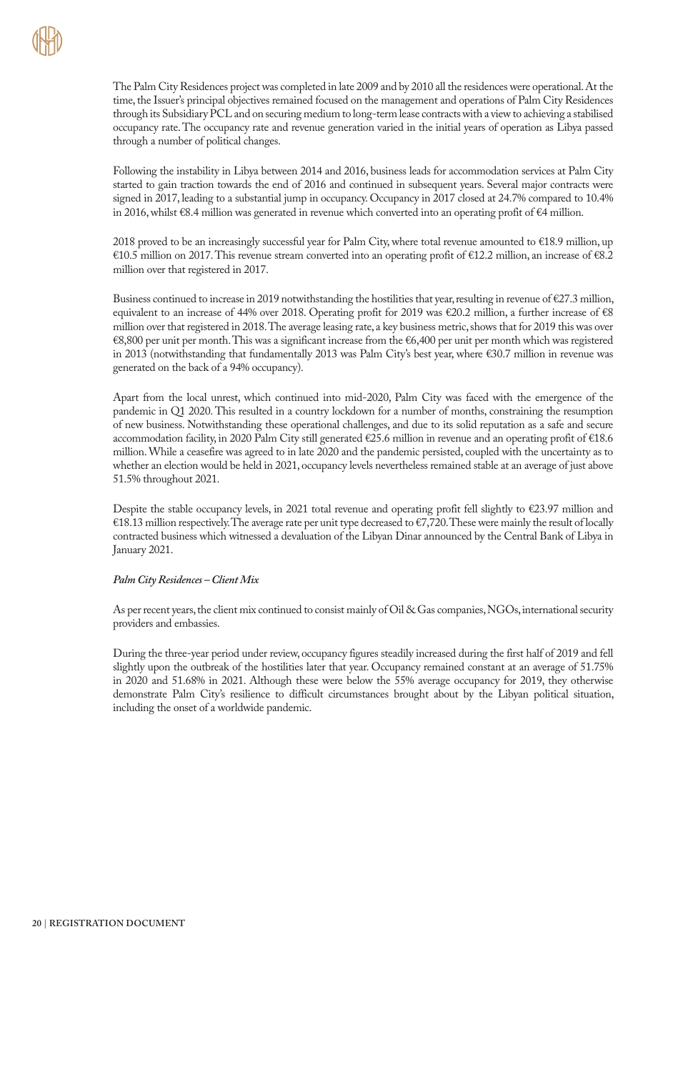The Palm City Residences project was completed in late 2009 and by 2010 all the residences were operational. At the time, the Issuer's principal objectives remained focused on the management and operations of Palm City Residences through its Subsidiary PCL and on securing medium to long-term lease contracts with a view to achieving a stabilised occupancy rate. The occupancy rate and revenue generation varied in the initial years of operation as Libya passed through a number of political changes.

Following the instability in Libya between 2014 and 2016, business leads for accommodation services at Palm City started to gain traction towards the end of 2016 and continued in subsequent years. Several major contracts were signed in 2017, leading to a substantial jump in occupancy. Occupancy in 2017 closed at 24.7% compared to 10.4% in 2016, whilst €8.4 million was generated in revenue which converted into an operating profit of €4 million.

2018 proved to be an increasingly successful year for Palm City, where total revenue amounted to €18.9 million, up €10.5 million on 2017. This revenue stream converted into an operating profit of €12.2 million, an increase of €8.2 million over that registered in 2017.

Business continued to increase in 2019 notwithstanding the hostilities that year, resulting in revenue of €27.3 million, equivalent to an increase of 44% over 2018. Operating profit for 2019 was €20.2 million, a further increase of €8 million over that registered in 2018. The average leasing rate, a key business metric, shows that for 2019 this was over €8,800 per unit per month. This was a significant increase from the €6,400 per unit per month which was registered in 2013 (notwithstanding that fundamentally 2013 was Palm City's best year, where €30.7 million in revenue was generated on the back of a 94% occupancy).

Apart from the local unrest, which continued into mid-2020, Palm City was faced with the emergence of the pandemic in Q1 2020. This resulted in a country lockdown for a number of months, constraining the resumption of new business. Notwithstanding these operational challenges, and due to its solid reputation as a safe and secure accommodation facility, in 2020 Palm City still generated €25.6 million in revenue and an operating profit of €18.6 million. While a ceasefire was agreed to in late 2020 and the pandemic persisted, coupled with the uncertainty as to whether an election would be held in 2021, occupancy levels nevertheless remained stable at an average of just above 51.5% throughout 2021.

Despite the stable occupancy levels, in 2021 total revenue and operating profit fell slightly to €23.97 million and €18.13 million respectively. The average rate per unit type decreased to €7,720. These were mainly the result of locally contracted business which witnessed a devaluation of the Libyan Dinar announced by the Central Bank of Libya in January 2021.

*Palm City Residences – Client Mix*

As per recent years, the client mix continued to consist mainly of Oil & Gas companies, NGOs, international security providers and embassies.

During the three-year period under review, occupancy figures steadily increased during the first half of 2019 and fell slightly upon the outbreak of the hostilities later that year. Occupancy remained constant at an average of 51.75% in 2020 and 51.68% in 2021. Although these were below the 55% average occupancy for 2019, they otherwise demonstrate Palm City's resilience to difficult circumstances brought about by the Libyan political situation, including the onset of a worldwide pandemic.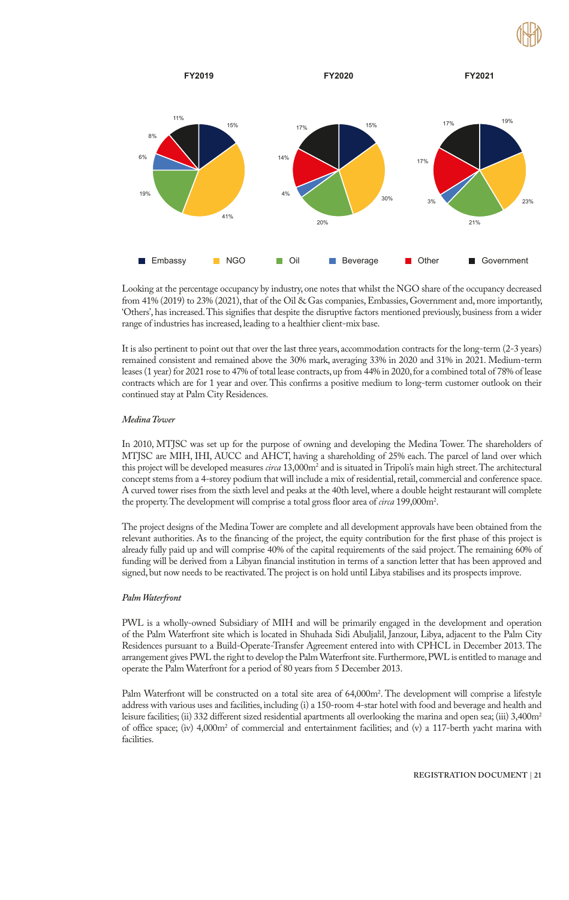FY2019

FY2020

FY2021

15%
41%
19%
6%
8%
11%

15%
30%
20%
4%
14%
17%

19%
23%
21%
3%
17%
17%

Embassy NGO Oil Beverage Other Government

Looking at the percentage occupancy by industry, one notes that whilst the NGO share of the occupancy decreased from 41% (2019) to 23% (2021), that of the Oil & Gas companies, Embassies, Government and, more importantly, 'Others', has increased. This signifies that despite the disruptive factors mentioned previously, business from a wider range of industries has increased, leading to a healthier client-mix base.

It is also pertinent to point out that over the last three years, accommodation contracts for the long-term (2-3 years) remained consistent and remained above the 30% mark, averaging 33% in 2020 and 31% in 2021. Medium-term leases (1 year) for 2021 rose to 47% of total lease contracts, up from 44% in 2020, for a combined total of 78% of lease contracts which are for 1 year and over. This confirms a positive medium to long-term customer outlook on their continued stay at Palm City Residences.

*Medina Tower*

In 2010, MTJSC was set up for the purpose of owning and developing the Medina Tower. The shareholders of MTJSC are MIH, IHI, AUCC and AHCT, having a shareholding of 25% each. The parcel of land over which this project will be developed measures *circa* 13,000m² and is situated in Tripoli's main high street. The architectural concept stems from a 4-storey podium that will include a mix of residential, retail, commercial and conference space. A curved tower rises from the sixth level and peaks at the 40th level, where a double height restaurant will complete the property. The development will comprise a total gross floor area of *circa* 199,000m².

The project designs of the Medina Tower are complete and all development approvals have been obtained from the relevant authorities. As to the financing of the project, the equity contribution for the first phase of this project is already fully paid up and will comprise 40% of the capital requirements of the said project. The remaining 60% of funding will be derived from a Libyan financial institution in terms of a sanction letter that has been approved and signed, but now needs to be reactivated. The project is on hold until Libya stabilises and its prospects improve.

*Palm Waterfront*

PWL is a wholly-owned Subsidiary of MIH and will be primarily engaged in the development and operation of the Palm Waterfront site which is located in Shuhada Sidi Abuljalil, Janzour, Libya, adjacent to the Palm City Residences pursuant to a Build-Operate-Transfer Agreement entered into with CPHCL in December 2013. The arrangement gives PWL the right to develop the Palm Waterfront site. Furthermore, PWL is entitled to manage and operate the Palm Waterfront for a period of 80 years from 5 December 2013.

Palm Waterfront will be constructed on a total site area of 64,000m². The development will comprise a lifestyle address with various uses and facilities, including (i) a 150-room 4-star hotel with food and beverage and health and leisure facilities; (ii) 332 different sized residential apartments all overlooking the marina and open sea; (iii) 3,400m² of office space; (iv) 4,000m² of commercial and entertainment facilities; and (v) a 117-berth yacht marina with facilities.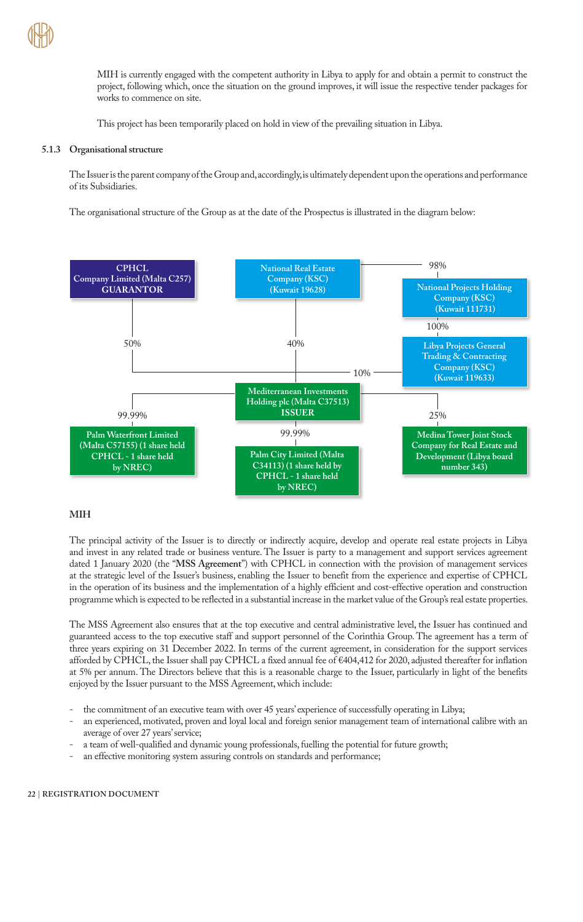MIH is currently engaged with the competent authority in Libya to apply for and obtain a permit to construct the project, following which, once the situation on the ground improves, it will issue the respective tender packages for works to commence on site.

This project has been temporarily placed on hold in view of the prevailing situation in Libya.

### 5.1.3 Organisational structure

The Issuer is the parent company of the Group and, accordingly, is ultimately dependent upon the operations and performance of its Subsidiaries.

The organisational structure of the Group as at the date of the Prospectus is illustrated in the diagram below:

CPHCL Company Limited (Malta C257) GUARANTOR

National Real Estate Company (KSC) (Kuwait 19628)

98%

National Projects Holding Company (KSC) (Kuwait 111731)

100%

Libya Projects General Trading & Contracting Company (KSC) (Kuwait 119633)

50%

40%

10%

Mediterranean Investments Holding plc (Malta C37513) ISSUER

99.99%

99.99%

25%

Palm Waterfront Limited (Malta C57155) (1 share held CPHCL - 1 share held by NREC)

Palm City Limited (Malta C34113) (1 share held by CPHCL - 1 share held by NREC)

Medina Tower Joint Stock Company for Real Estate and Development (Libya board number 343)

**MIH**

The principal activity of the Issuer is to directly or indirectly acquire, develop and operate real estate projects in Libya and invest in any related trade or business venture. The Issuer is party to a management and support services agreement dated 1 January 2020 (the "**MSS Agreement**") with CPHCL in connection with the provision of management services at the strategic level of the Issuer's business, enabling the Issuer to benefit from the experience and expertise of CPHCL in the operation of its business and the implementation of a highly efficient and cost-effective operation and construction programme which is expected to be reflected in a substantial increase in the market value of the Group's real estate properties.

The MSS Agreement also ensures that at the top executive and central administrative level, the Issuer has continued and guaranteed access to the top executive staff and support personnel of the Corinthia Group. The agreement has a term of three years expiring on 31 December 2022. In terms of the current agreement, in consideration for the support services afforded by CPHCL, the Issuer shall pay CPHCL a fixed annual fee of €404,412 for 2020, adjusted thereafter for inflation at 5% per annum. The Directors believe that this is a reasonable charge to the Issuer, particularly in light of the benefits enjoyed by the Issuer pursuant to the MSS Agreement, which include:

- the commitment of an executive team with over 45 years' experience of successfully operating in Libya;
- an experienced, motivated, proven and loyal local and foreign senior management team of international calibre with an average of over 27 years' service;
- a team of well-qualified and dynamic young professionals, fuelling the potential for future growth;
- an effective monitoring system assuring controls on standards and performance;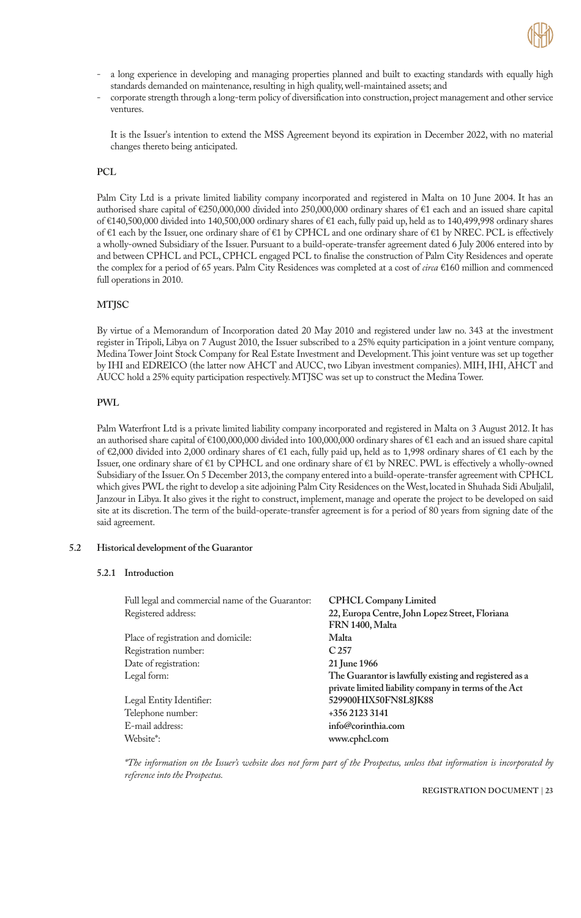- a long experience in developing and managing properties planned and built to exacting standards with equally high standards demanded on maintenance, resulting in high quality, well-maintained assets; and
- corporate strength through a long-term policy of diversification into construction, project management and other service ventures.

It is the Issuer's intention to extend the MSS Agreement beyond its expiration in December 2022, with no material changes thereto being anticipated.

**PCL**

Palm City Ltd is a private limited liability company incorporated and registered in Malta on 10 June 2004. It has an authorised share capital of €250,000,000 divided into 250,000,000 ordinary shares of €1 each and an issued share capital of €140,500,000 divided into 140,500,000 ordinary shares of €1 each, fully paid up, held as to 140,499,998 ordinary shares of €1 each by the Issuer, one ordinary share of €1 by CPHCL and one ordinary share of €1 by NREC. PCL is effectively a wholly-owned Subsidiary of the Issuer. Pursuant to a build-operate-transfer agreement dated 6 July 2006 entered into by and between CPHCL and PCL, CPHCL engaged PCL to finalise the construction of Palm City Residences and operate the complex for a period of 65 years. Palm City Residences was completed at a cost of *circa* €160 million and commenced full operations in 2010.

**MTJSC**

By virtue of a Memorandum of Incorporation dated 20 May 2010 and registered under law no. 343 at the investment register in Tripoli, Libya on 7 August 2010, the Issuer subscribed to a 25% equity participation in a joint venture company, Medina Tower Joint Stock Company for Real Estate Investment and Development. This joint venture was set up together by IHI and EDREICO (the latter now AHCT and AUCC, two Libyan investment companies). MIH, IHI, AHCT and AUCC hold a 25% equity participation respectively. MTJSC was set up to construct the Medina Tower.

**PWL**

Palm Waterfront Ltd is a private limited liability company incorporated and registered in Malta on 3 August 2012. It has an authorised share capital of €100,000,000 divided into 100,000,000 ordinary shares of €1 each and an issued share capital of €2,000 divided into 2,000 ordinary shares of €1 each, fully paid up, held as to 1,998 ordinary shares of €1 each by the Issuer, one ordinary share of €1 by CPHCL and one ordinary share of €1 by NREC. PWL is effectively a wholly-owned Subsidiary of the Issuer. On 5 December 2013, the company entered into a build-operate-transfer agreement with CPHCL which gives PWL the right to develop a site adjoining Palm City Residences on the West, located in Shuhada Sidi Abuljalil, Janzour in Libya. It also gives it the right to construct, implement, manage and operate the project to be developed on said site at its discretion. The term of the build-operate-transfer agreement is for a period of 80 years from signing date of the said agreement.

## 5.2 Historical development of the Guarantor

### 5.2.1 Introduction

| | |
|---|---|
| Full legal and commercial name of the Guarantor: | **CPHCL Company Limited** |
| Registered address: | **22, Europa Centre, John Lopez Street, Floriana FRN 1400, Malta** |
| Place of registration and domicile: | **Malta** |
| Registration number: | **C 257** |
| Date of registration: | **21 June 1966** |
| Legal form: | **The Guarantor is lawfully existing and registered as a private limited liability company in terms of the Act** |
| Legal Entity Identifier: | **529900HIX50FN8L8JK88** |
| Telephone number: | **+356 2123 3141** |
| E-mail address: | **info@corinthia.com** |
| Website*: | **www.cphcl.com** |

*\*The information on the Issuer's website does not form part of the Prospectus, unless that information is incorporated by reference into the Prospectus.*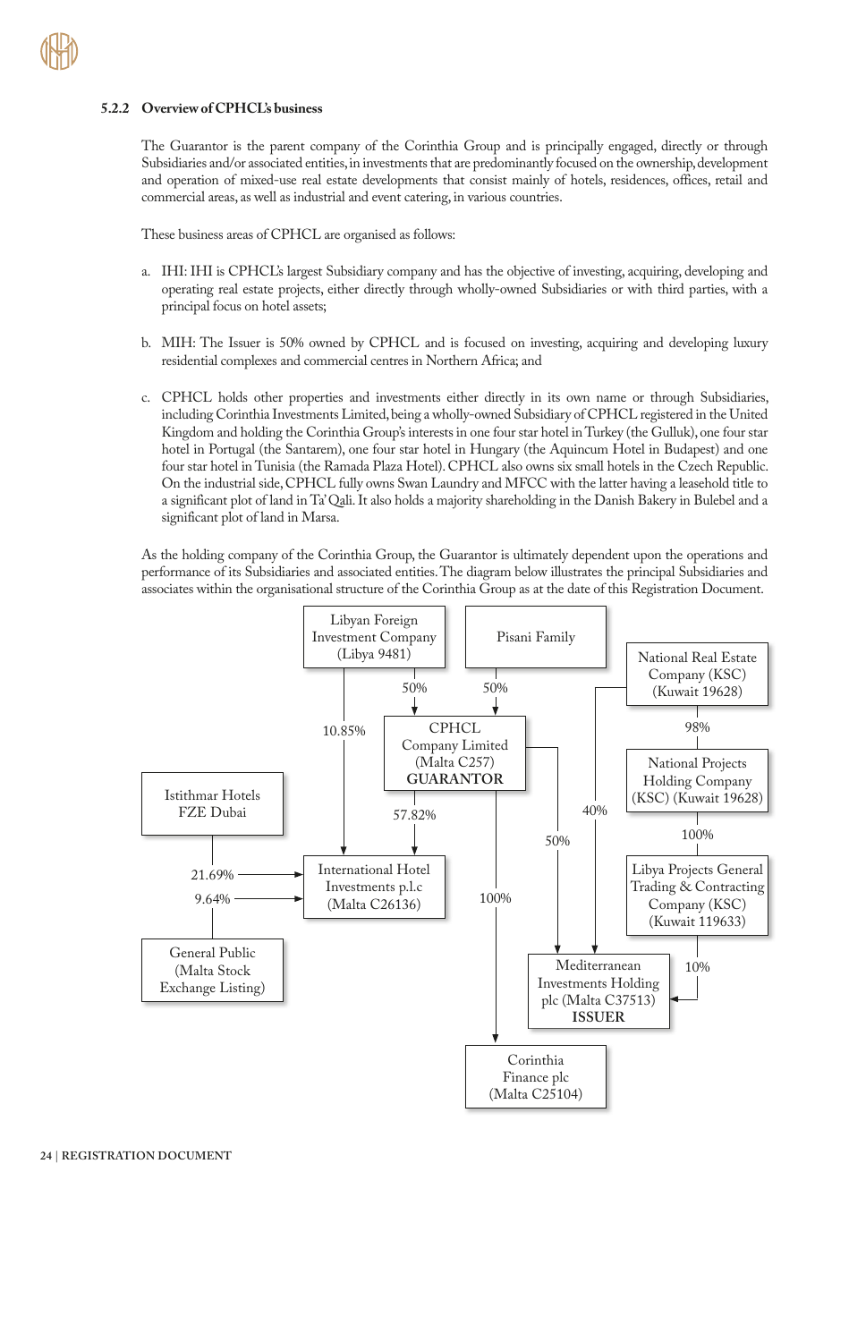### 5.2.2 Overview of CPHCL's business

The Guarantor is the parent company of the Corinthia Group and is principally engaged, directly or through Subsidiaries and/or associated entities, in investments that are predominantly focused on the ownership, development and operation of mixed-use real estate developments that consist mainly of hotels, residences, offices, retail and commercial areas, as well as industrial and event catering, in various countries.

These business areas of CPHCL are organised as follows:

a. IHI: IHI is CPHCL's largest Subsidiary company and has the objective of investing, acquiring, developing and operating real estate projects, either directly through wholly-owned Subsidiaries or with third parties, with a principal focus on hotel assets;

b. MIH: The Issuer is 50% owned by CPHCL and is focused on investing, acquiring and developing luxury residential complexes and commercial centres in Northern Africa; and

c. CPHCL holds other properties and investments either directly in its own name or through Subsidiaries, including Corinthia Investments Limited, being a wholly-owned Subsidiary of CPHCL registered in the United Kingdom and holding the Corinthia Group's interests in one four star hotel in Turkey (the Gulluk), one four star hotel in Portugal (the Santarem), one four star hotel in Hungary (the Aquincum Hotel in Budapest) and one four star hotel in Tunisia (the Ramada Plaza Hotel). CPHCL also owns six small hotels in the Czech Republic. On the industrial side, CPHCL fully owns Swan Laundry and MFCC with the latter having a leasehold title to a significant plot of land in Ta' Qali. It also holds a majority shareholding in the Danish Bakery in Bulebel and a significant plot of land in Marsa.

As the holding company of the Corinthia Group, the Guarantor is ultimately dependent upon the operations and performance of its Subsidiaries and associated entities. The diagram below illustrates the principal Subsidiaries and associates within the organisational structure of the Corinthia Group as at the date of this Registration Document.

Libyan Foreign Investment Company (Libya 9481)
Pisani Family
National Real Estate Company (KSC) (Kuwait 19628)
50%
50%
10.85%
CPHCL Company Limited (Malta C257) **GUARANTOR**
98%
National Projects Holding Company (KSC) (Kuwait 19628)
Istithmar Hotels FZE Dubai
57.82%
40%
50%
100%
21.69%
9.64%
International Hotel Investments p.l.c (Malta C26136)
100%
Libya Projects General Trading & Contracting Company (KSC) (Kuwait 119633)
General Public (Malta Stock Exchange Listing)
Mediterranean Investments Holding plc (Malta C37513) **ISSUER**
10%
Corinthia Finance plc (Malta C25104)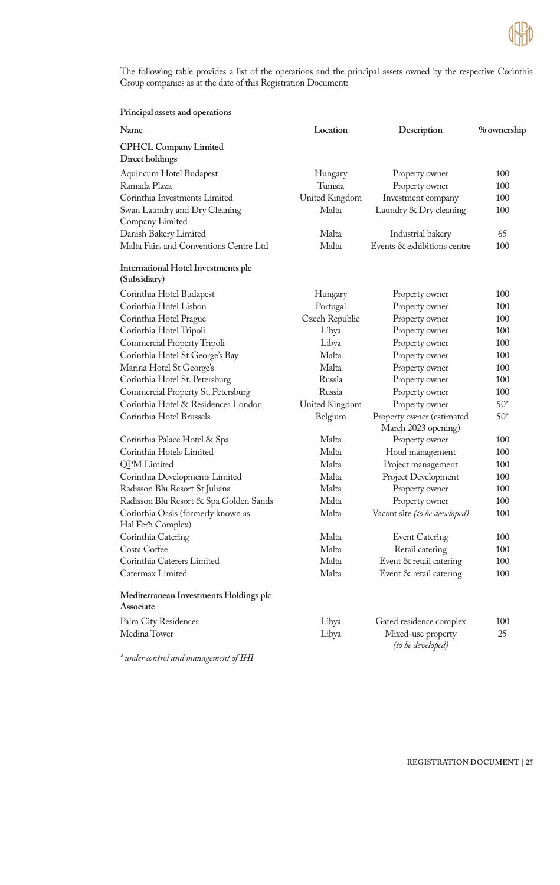The following table provides a list of the operations and the principal assets owned by the respective Corinthia Group companies as at the date of this Registration Document:

**Principal assets and operations**

| Name | Location | Description | % ownership |
|---|---|---|---|
| **CPHCL Company Limited Direct holdings** | | | |
| Aquincum Hotel Budapest | Hungary | Property owner | 100 |
| Ramada Plaza | Tunisia | Property owner | 100 |
| Corinthia Investments Limited | United Kingdom | Investment company | 100 |
| Swan Laundry and Dry Cleaning Company Limited | Malta | Laundry & Dry cleaning | 100 |
| Danish Bakery Limited | Malta | Industrial bakery | 65 |
| Malta Fairs and Conventions Centre Ltd | Malta | Events & exhibitions centre | 100 |
| **International Hotel Investments plc (Subsidiary)** | | | |
| Corinthia Hotel Budapest | Hungary | Property owner | 100 |
| Corinthia Hotel Lisbon | Portugal | Property owner | 100 |
| Corinthia Hotel Prague | Czech Republic | Property owner | 100 |
| Corinthia Hotel Tripoli | Libya | Property owner | 100 |
| Commercial Property Tripoli | Libya | Property owner | 100 |
| Corinthia Hotel St George's Bay | Malta | Property owner | 100 |
| Marina Hotel St George's | Malta | Property owner | 100 |
| Corinthia Hotel St. Petersburg | Russia | Property owner | 100 |
| Commercial Property St. Petersburg | Russia | Property owner | 100 |
| Corinthia Hotel & Residences London | United Kingdom | Property owner | 50* |
| Corinthia Hotel Brussels | Belgium | Property owner (estimated March 2023 opening) | 50* |
| Corinthia Palace Hotel & Spa | Malta | Property owner | 100 |
| Corinthia Hotels Limited | Malta | Hotel management | 100 |
| QPM Limited | Malta | Project management | 100 |
| Corinthia Developments Limited | Malta | Project Development | 100 |
| Radisson Blu Resort St Julians | Malta | Property owner | 100 |
| Radisson Blu Resort & Spa Golden Sands | Malta | Property owner | 100 |
| Corinthia Oasis (formerly known as Ħal Ferħ Complex) | Malta | Vacant site *(to be developed)* | 100 |
| Corinthia Catering | Malta | Event Catering | 100 |
| Costa Coffee | Malta | Retail catering | 100 |
| Corinthia Caterers Limited | Malta | Event & retail catering | 100 |
| Catermax Limited | Malta | Event & retail catering | 100 |
| **Mediterranean Investments Holdings plc Associate** | | | |
| Palm City Residences | Libya | Gated residence complex | 100 |
| Medina Tower | Libya | Mixed-use property *(to be developed)* | 25 |

*\* under control and management of IHI*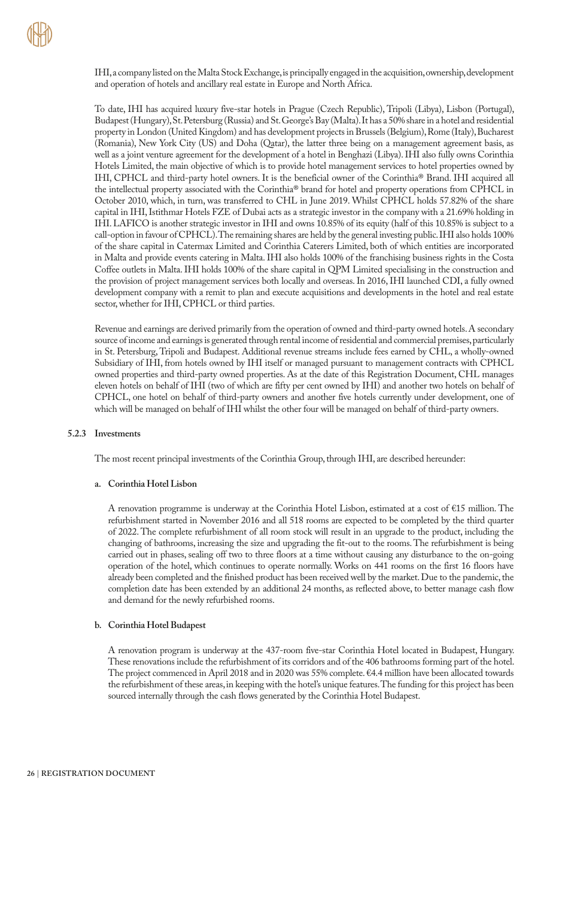IHI, a company listed on the Malta Stock Exchange, is principally engaged in the acquisition, ownership, development and operation of hotels and ancillary real estate in Europe and North Africa.

To date, IHI has acquired luxury five-star hotels in Prague (Czech Republic), Tripoli (Libya), Lisbon (Portugal), Budapest (Hungary), St. Petersburg (Russia) and St. George's Bay (Malta). It has a 50% share in a hotel and residential property in London (United Kingdom) and has development projects in Brussels (Belgium), Rome (Italy), Bucharest (Romania), New York City (US) and Doha (Qatar), the latter three being on a management agreement basis, as well as a joint venture agreement for the development of a hotel in Benghazi (Libya). IHI also fully owns Corinthia Hotels Limited, the main objective of which is to provide hotel management services to hotel properties owned by IHI, CPHCL and third-party hotel owners. It is the beneficial owner of the Corinthia® Brand. IHI acquired all the intellectual property associated with the Corinthia® brand for hotel and property operations from CPHCL in October 2010, which, in turn, was transferred to CHL in June 2019. Whilst CPHCL holds 57.82% of the share capital in IHI, Istithmar Hotels FZE of Dubai acts as a strategic investor in the company with a 21.69% holding in IHI. LAFICO is another strategic investor in IHI and owns 10.85% of its equity (half of this 10.85% is subject to a call-option in favour of CPHCL). The remaining shares are held by the general investing public. IHI also holds 100% of the share capital in Catermax Limited and Corinthia Caterers Limited, both of which entities are incorporated in Malta and provide events catering in Malta. IHI also holds 100% of the franchising business rights in the Costa Coffee outlets in Malta. IHI holds 100% of the share capital in QPM Limited specialising in the construction and the provision of project management services both locally and overseas. In 2016, IHI launched CDI, a fully owned development company with a remit to plan and execute acquisitions and developments in the hotel and real estate sector, whether for IHI, CPHCL or third parties.

Revenue and earnings are derived primarily from the operation of owned and third-party owned hotels. A secondary source of income and earnings is generated through rental income of residential and commercial premises, particularly in St. Petersburg, Tripoli and Budapest. Additional revenue streams include fees earned by CHL, a wholly-owned Subsidiary of IHI, from hotels owned by IHI itself or managed pursuant to management contracts with CPHCL owned properties and third-party owned properties. As at the date of this Registration Document, CHL manages eleven hotels on behalf of IHI (two of which are fifty per cent owned by IHI) and another two hotels on behalf of CPHCL, one hotel on behalf of third-party owners and another five hotels currently under development, one of which will be managed on behalf of IHI whilst the other four will be managed on behalf of third-party owners.

### 5.2.3 Investments

The most recent principal investments of the Corinthia Group, through IHI, are described hereunder:

#### a. Corinthia Hotel Lisbon

A renovation programme is underway at the Corinthia Hotel Lisbon, estimated at a cost of €15 million. The refurbishment started in November 2016 and all 518 rooms are expected to be completed by the third quarter of 2022. The complete refurbishment of all room stock will result in an upgrade to the product, including the changing of bathrooms, increasing the size and upgrading the fit-out to the rooms. The refurbishment is being carried out in phases, sealing off two to three floors at a time without causing any disturbance to the on-going operation of the hotel, which continues to operate normally. Works on 441 rooms on the first 16 floors have already been completed and the finished product has been received well by the market. Due to the pandemic, the completion date has been extended by an additional 24 months, as reflected above, to better manage cash flow and demand for the newly refurbished rooms.

#### b. Corinthia Hotel Budapest

A renovation program is underway at the 437-room five-star Corinthia Hotel located in Budapest, Hungary. These renovations include the refurbishment of its corridors and of the 406 bathrooms forming part of the hotel. The project commenced in April 2018 and in 2020 was 55% complete. €4.4 million have been allocated towards the refurbishment of these areas, in keeping with the hotel's unique features. The funding for this project has been sourced internally through the cash flows generated by the Corinthia Hotel Budapest.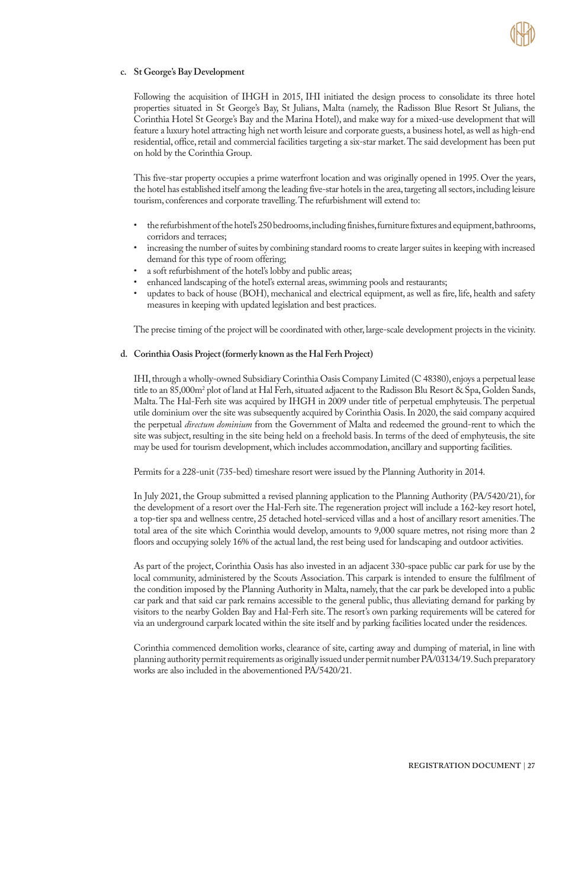#### c. St George's Bay Development

Following the acquisition of IHGH in 2015, IHI initiated the design process to consolidate its three hotel properties situated in St George's Bay, St Julians, Malta (namely, the Radisson Blue Resort St Julians, the Corinthia Hotel St George's Bay and the Marina Hotel), and make way for a mixed-use development that will feature a luxury hotel attracting high net worth leisure and corporate guests, a business hotel, as well as high-end residential, office, retail and commercial facilities targeting a six-star market. The said development has been put on hold by the Corinthia Group.

This five-star property occupies a prime waterfront location and was originally opened in 1995. Over the years, the hotel has established itself among the leading five-star hotels in the area, targeting all sectors, including leisure tourism, conferences and corporate travelling. The refurbishment will extend to:

- the refurbishment of the hotel's 250 bedrooms, including finishes, furniture fixtures and equipment, bathrooms, corridors and terraces;
- increasing the number of suites by combining standard rooms to create larger suites in keeping with increased demand for this type of room offering;
- a soft refurbishment of the hotel's lobby and public areas;
- enhanced landscaping of the hotel's external areas, swimming pools and restaurants;
- updates to back of house (BOH), mechanical and electrical equipment, as well as fire, life, health and safety measures in keeping with updated legislation and best practices.

The precise timing of the project will be coordinated with other, large-scale development projects in the vicinity.

#### d. Corinthia Oasis Project (formerly known as the Hal Ferh Project)

IHI, through a wholly-owned Subsidiary Corinthia Oasis Company Limited (C 48380), enjoys a perpetual lease title to an 85,000m$^2$ plot of land at Hal Ferh, situated adjacent to the Radisson Blu Resort & Spa, Golden Sands, Malta. The Hal-Ferh site was acquired by IHGH in 2009 under title of perpetual emphyteusis. The perpetual utile dominium over the site was subsequently acquired by Corinthia Oasis. In 2020, the said company acquired the perpetual *directum dominium* from the Government of Malta and redeemed the ground-rent to which the site was subject, resulting in the site being held on a freehold basis. In terms of the deed of emphyteusis, the site may be used for tourism development, which includes accommodation, ancillary and supporting facilities.

Permits for a 228-unit (735-bed) timeshare resort were issued by the Planning Authority in 2014.

In July 2021, the Group submitted a revised planning application to the Planning Authority (PA/5420/21), for the development of a resort over the Hal-Ferh site. The regeneration project will include a 162-key resort hotel, a top-tier spa and wellness centre, 25 detached hotel-serviced villas and a host of ancillary resort amenities. The total area of the site which Corinthia would develop, amounts to 9,000 square metres, not rising more than 2 floors and occupying solely 16% of the actual land, the rest being used for landscaping and outdoor activities.

As part of the project, Corinthia Oasis has also invested in an adjacent 330-space public car park for use by the local community, administered by the Scouts Association. This carpark is intended to ensure the fulfilment of the condition imposed by the Planning Authority in Malta, namely, that the car park be developed into a public car park and that said car park remains accessible to the general public, thus alleviating demand for parking by visitors to the nearby Golden Bay and Hal-Ferh site. The resort's own parking requirements will be catered for via an underground carpark located within the site itself and by parking facilities located under the residences.

Corinthia commenced demolition works, clearance of site, carting away and dumping of material, in line with planning authority permit requirements as originally issued under permit number PA/03134/19. Such preparatory works are also included in the abovementioned PA/5420/21.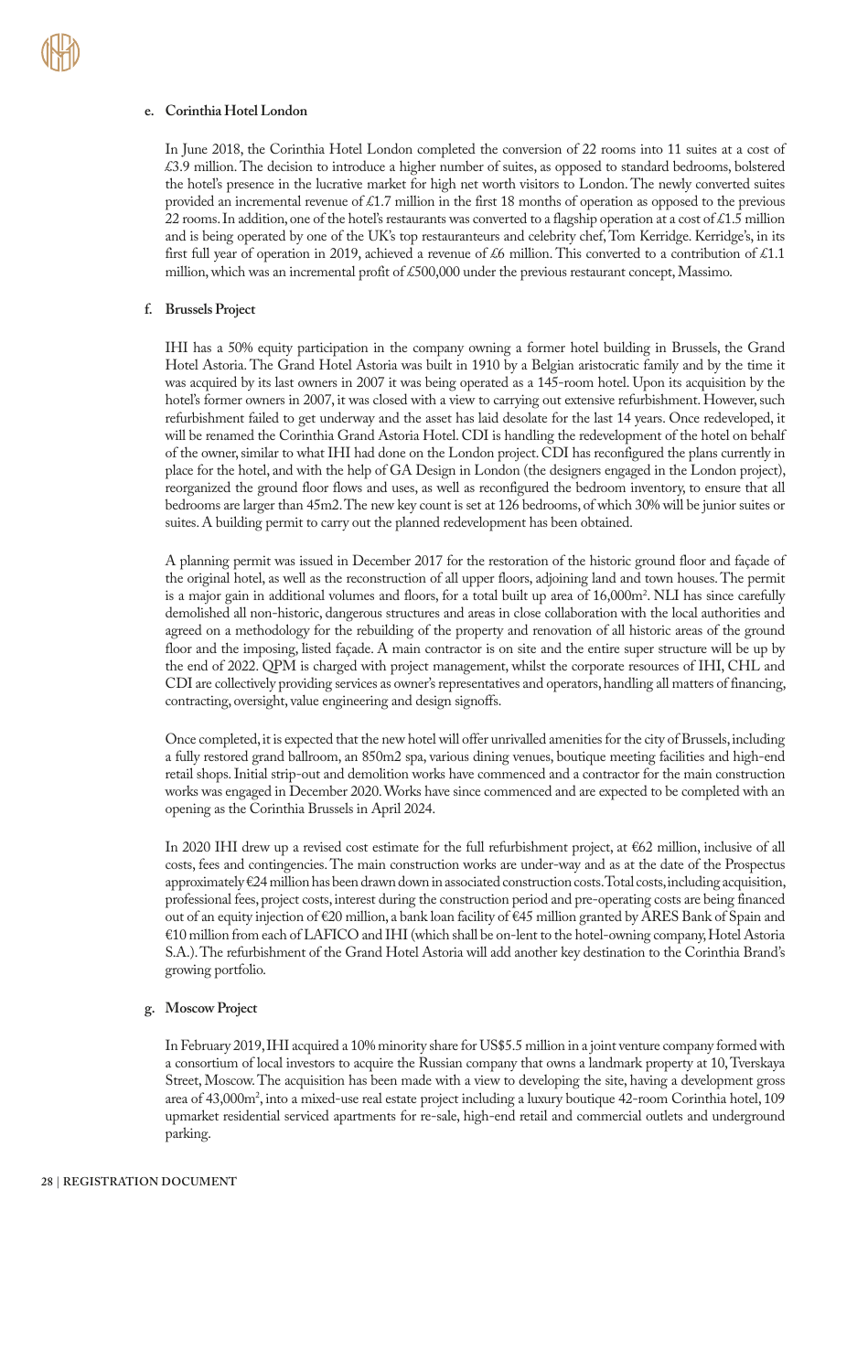**e. Corinthia Hotel London**

In June 2018, the Corinthia Hotel London completed the conversion of 22 rooms into 11 suites at a cost of £3.9 million. The decision to introduce a higher number of suites, as opposed to standard bedrooms, bolstered the hotel's presence in the lucrative market for high net worth visitors to London. The newly converted suites provided an incremental revenue of £1.7 million in the first 18 months of operation as opposed to the previous 22 rooms. In addition, one of the hotel's restaurants was converted to a flagship operation at a cost of £1.5 million and is being operated by one of the UK's top restaurateurs and celebrity chef, Tom Kerridge. Kerridge's, in its first full year of operation in 2019, achieved a revenue of £6 million. This converted to a contribution of £1.1 million, which was an incremental profit of £500,000 under the previous restaurant concept, Massimo.

**f. Brussels Project**

IHI has a 50% equity participation in the company owning a former hotel building in Brussels, the Grand Hotel Astoria. The Grand Hotel Astoria was built in 1910 by a Belgian aristocratic family and by the time it was acquired by its last owners in 2007 it was being operated as a 145-room hotel. Upon its acquisition by the hotel's former owners in 2007, it was closed with a view to carrying out extensive refurbishment. However, such refurbishment failed to get underway and the asset has laid desolate for the last 14 years. Once redeveloped, it will be renamed the Corinthia Grand Astoria Hotel. CDI is handling the redevelopment of the hotel on behalf of the owner, similar to what IHI had done on the London project. CDI has reconfigured the plans currently in place for the hotel, and with the help of GA Design in London (the designers engaged in the London project), reorganized the ground floor flows and uses, as well as reconfigured the bedroom inventory, to ensure that all bedrooms are larger than 45m2. The new key count is set at 126 bedrooms, of which 30% will be junior suites or suites. A building permit to carry out the planned redevelopment has been obtained.

A planning permit was issued in December 2017 for the restoration of the historic ground floor and façade of the original hotel, as well as the reconstruction of all upper floors, adjoining land and town houses. The permit is a major gain in additional volumes and floors, for a total built up area of 16,000m². NLI has since carefully demolished all non-historic, dangerous structures and areas in close collaboration with the local authorities and agreed on a methodology for the rebuilding of the property and renovation of all historic areas of the ground floor and the imposing, listed façade. A main contractor is on site and the entire super structure will be up by the end of 2022. QPM is charged with project management, whilst the corporate resources of IHI, CHL and CDI are collectively providing services as owner's representatives and operators, handling all matters of financing, contracting, oversight, value engineering and design signoffs.

Once completed, it is expected that the new hotel will offer unrivalled amenities for the city of Brussels, including a fully restored grand ballroom, an 850m2 spa, various dining venues, boutique meeting facilities and high-end retail shops. Initial strip-out and demolition works have commenced and a contractor for the main construction works was engaged in December 2020. Works have since commenced and are expected to be completed with an opening as the Corinthia Brussels in April 2024.

In 2020 IHI drew up a revised cost estimate for the full refurbishment project, at €62 million, inclusive of all costs, fees and contingencies. The main construction works are under-way and as at the date of the Prospectus approximately €24 million has been drawn down in associated construction costs. Total costs, including acquisition, professional fees, project costs, interest during the construction period and pre-operating costs are being financed out of an equity injection of €20 million, a bank loan facility of €45 million granted by ARES Bank of Spain and €10 million from each of LAFICO and IHI (which shall be on-lent to the hotel-owning company, Hotel Astoria S.A.). The refurbishment of the Grand Hotel Astoria will add another key destination to the Corinthia Brand's growing portfolio.

**g. Moscow Project**

In February 2019, IHI acquired a 10% minority share for US$5.5 million in a joint venture company formed with a consortium of local investors to acquire the Russian company that owns a landmark property at 10, Tverskaya Street, Moscow. The acquisition has been made with a view to developing the site, having a development gross area of 43,000m², into a mixed-use real estate project including a luxury boutique 42-room Corinthia hotel, 109 upmarket residential serviced apartments for re-sale, high-end retail and commercial outlets and underground parking.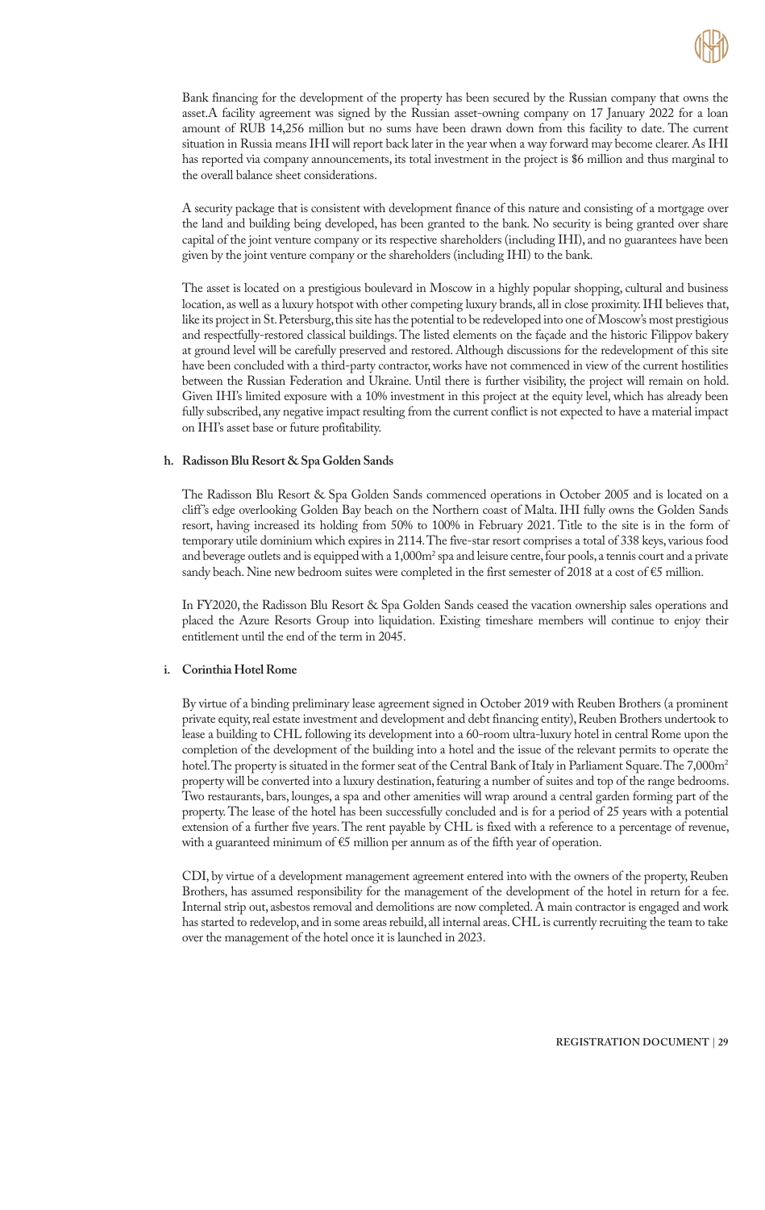Bank financing for the development of the property has been secured by the Russian company that owns the asset.A facility agreement was signed by the Russian asset-owning company on 17 January 2022 for a loan amount of RUB 14,256 million but no sums have been drawn down from this facility to date. The current situation in Russia means IHI will report back later in the year when a way forward may become clearer. As IHI has reported via company announcements, its total investment in the project is $6 million and thus marginal to the overall balance sheet considerations.

A security package that is consistent with development finance of this nature and consisting of a mortgage over the land and building being developed, has been granted to the bank. No security is being granted over share capital of the joint venture company or its respective shareholders (including IHI), and no guarantees have been given by the joint venture company or the shareholders (including IHI) to the bank.

The asset is located on a prestigious boulevard in Moscow in a highly popular shopping, cultural and business location, as well as a luxury hotspot with other competing luxury brands, all in close proximity. IHI believes that, like its project in St. Petersburg, this site has the potential to be redeveloped into one of Moscow's most prestigious and respectfully-restored classical buildings. The listed elements on the façade and the historic Filippov bakery at ground level will be carefully preserved and restored. Although discussions for the redevelopment of this site have been concluded with a third-party contractor, works have not commenced in view of the current hostilities between the Russian Federation and Ukraine. Until there is further visibility, the project will remain on hold. Given IHI's limited exposure with a 10% investment in this project at the equity level, which has already been fully subscribed, any negative impact resulting from the current conflict is not expected to have a material impact on IHI's asset base or future profitability.

#### h. Radisson Blu Resort & Spa Golden Sands

The Radisson Blu Resort & Spa Golden Sands commenced operations in October 2005 and is located on a cliff's edge overlooking Golden Bay beach on the Northern coast of Malta. IHI fully owns the Golden Sands resort, having increased its holding from 50% to 100% in February 2021. Title to the site is in the form of temporary utile dominium which expires in 2114. The five-star resort comprises a total of 338 keys, various food and beverage outlets and is equipped with a 1,000m$^2$ spa and leisure centre, four pools, a tennis court and a private sandy beach. Nine new bedroom suites were completed in the first semester of 2018 at a cost of €5 million.

In FY2020, the Radisson Blu Resort & Spa Golden Sands ceased the vacation ownership sales operations and placed the Azure Resorts Group into liquidation. Existing timeshare members will continue to enjoy their entitlement until the end of the term in 2045.

#### i. Corinthia Hotel Rome

By virtue of a binding preliminary lease agreement signed in October 2019 with Reuben Brothers (a prominent private equity, real estate investment and development and debt financing entity), Reuben Brothers undertook to lease a building to CHL following its development into a 60-room ultra-luxury hotel in central Rome upon the completion of the development of the building into a hotel and the issue of the relevant permits to operate the hotel. The property is situated in the former seat of the Central Bank of Italy in Parliament Square. The 7,000m$^2$ property will be converted into a luxury destination, featuring a number of suites and top of the range bedrooms. Two restaurants, bars, lounges, a spa and other amenities will wrap around a central garden forming part of the property. The lease of the hotel has been successfully concluded and is for a period of 25 years with a potential extension of a further five years. The rent payable by CHL is fixed with a reference to a percentage of revenue, with a guaranteed minimum of €5 million per annum as of the fifth year of operation.

CDI, by virtue of a development management agreement entered into with the owners of the property, Reuben Brothers, has assumed responsibility for the management of the development of the hotel in return for a fee. Internal strip out, asbestos removal and demolitions are now completed. A main contractor is engaged and work has started to redevelop, and in some areas rebuild, all internal areas. CHL is currently recruiting the team to take over the management of the hotel once it is launched in 2023.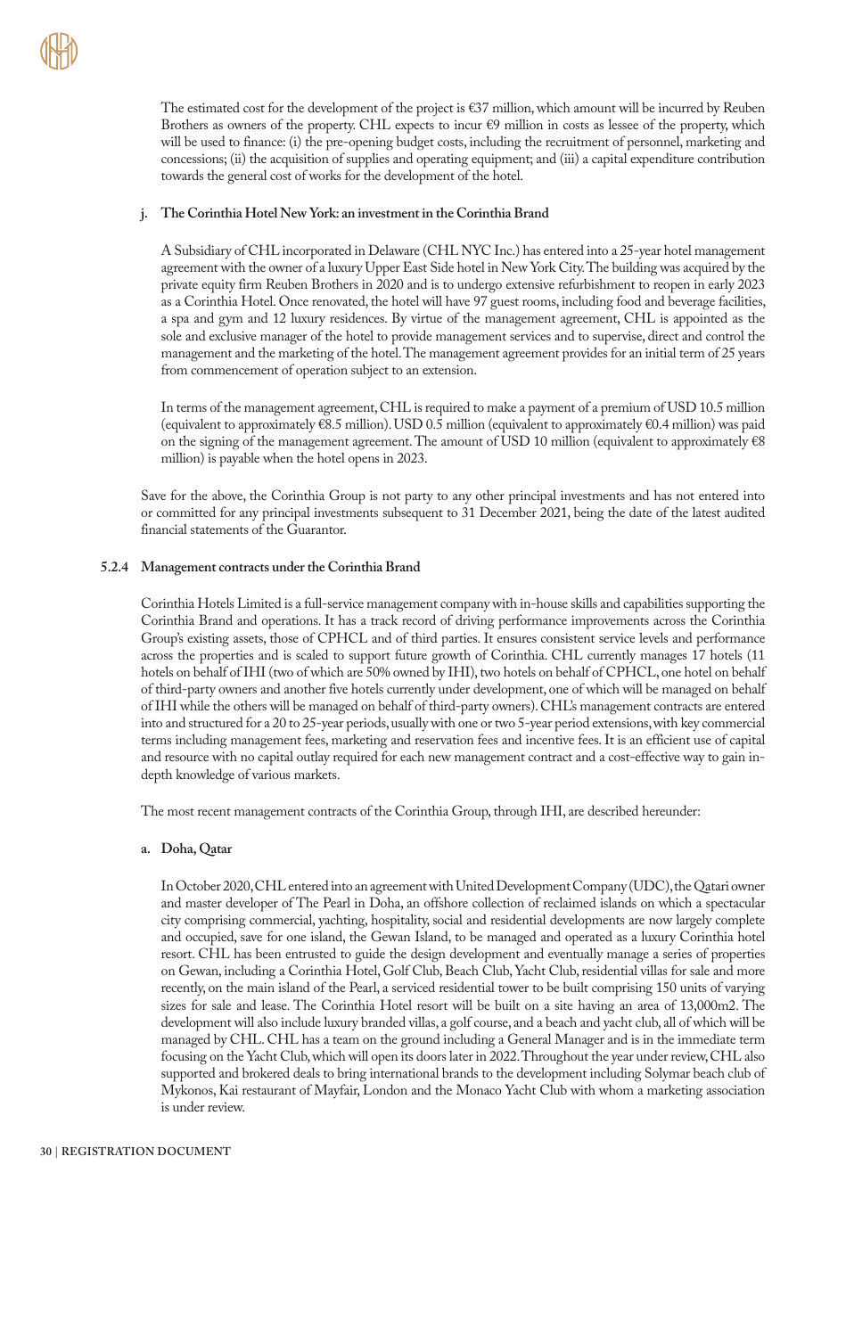The estimated cost for the development of the project is €37 million, which amount will be incurred by Reuben Brothers as owners of the property. CHL expects to incur €9 million in costs as lessee of the property, which will be used to finance: (i) the pre-opening budget costs, including the recruitment of personnel, marketing and concessions; (ii) the acquisition of supplies and operating equipment; and (iii) a capital expenditure contribution towards the general cost of works for the development of the hotel.

**j. The Corinthia Hotel New York: an investment in the Corinthia Brand**

A Subsidiary of CHL incorporated in Delaware (CHL NYC Inc.) has entered into a 25-year hotel management agreement with the owner of a luxury Upper East Side hotel in New York City. The building was acquired by the private equity firm Reuben Brothers in 2020 and is to undergo extensive refurbishment to reopen in early 2023 as a Corinthia Hotel. Once renovated, the hotel will have 97 guest rooms, including food and beverage facilities, a spa and gym and 12 luxury residences. By virtue of the management agreement, CHL is appointed as the sole and exclusive manager of the hotel to provide management services and to supervise, direct and control the management and the marketing of the hotel. The management agreement provides for an initial term of 25 years from commencement of operation subject to an extension.

In terms of the management agreement, CHL is required to make a payment of a premium of USD 10.5 million (equivalent to approximately €8.5 million). USD 0.5 million (equivalent to approximately €0.4 million) was paid on the signing of the management agreement. The amount of USD 10 million (equivalent to approximately €8 million) is payable when the hotel opens in 2023.

Save for the above, the Corinthia Group is not party to any other principal investments and has not entered into or committed for any principal investments subsequent to 31 December 2021, being the date of the latest audited financial statements of the Guarantor.

### 5.2.4 Management contracts under the Corinthia Brand

Corinthia Hotels Limited is a full-service management company with in-house skills and capabilities supporting the Corinthia Brand and operations. It has a track record of driving performance improvements across the Corinthia Group's existing assets, those of CPHCL and of third parties. It ensures consistent service levels and performance across the properties and is scaled to support future growth of Corinthia. CHL currently manages 17 hotels (11 hotels on behalf of IHI (two of which are 50% owned by IHI), two hotels on behalf of CPHCL, one hotel on behalf of third-party owners and another five hotels currently under development, one of which will be managed on behalf of IHI while the others will be managed on behalf of third-party owners). CHL's management contracts are entered into and structured for a 20 to 25-year periods, usually with one or two 5-year period extensions, with key commercial terms including management fees, marketing and reservation fees and incentive fees. It is an efficient use of capital and resource with no capital outlay required for each new management contract and a cost-effective way to gain in-depth knowledge of various markets.

The most recent management contracts of the Corinthia Group, through IHI, are described hereunder:

**a. Doha, Qatar**

In October 2020, CHL entered into an agreement with United Development Company (UDC), the Qatari owner and master developer of The Pearl in Doha, an offshore collection of reclaimed islands on which a spectacular city comprising commercial, yachting, hospitality, social and residential developments are now largely complete and occupied, save for one island, the Gewan Island, to be managed and operated as a luxury Corinthia hotel resort. CHL has been entrusted to guide the design development and eventually manage a series of properties on Gewan, including a Corinthia Hotel, Golf Club, Beach Club, Yacht Club, residential villas for sale and more recently, on the main island of the Pearl, a serviced residential tower to be built comprising 150 units of varying sizes for sale and lease. The Corinthia Hotel resort will be built on a site having an area of 13,000m2. The development will also include luxury branded villas, a golf course, and a beach and yacht club, all of which will be managed by CHL. CHL has a team on the ground including a General Manager and is in the immediate term focusing on the Yacht Club, which will open its doors later in 2022. Throughout the year under review, CHL also supported and brokered deals to bring international brands to the development including Solymar beach club of Mykonos, Kai restaurant of Mayfair, London and the Monaco Yacht Club with whom a marketing association is under review.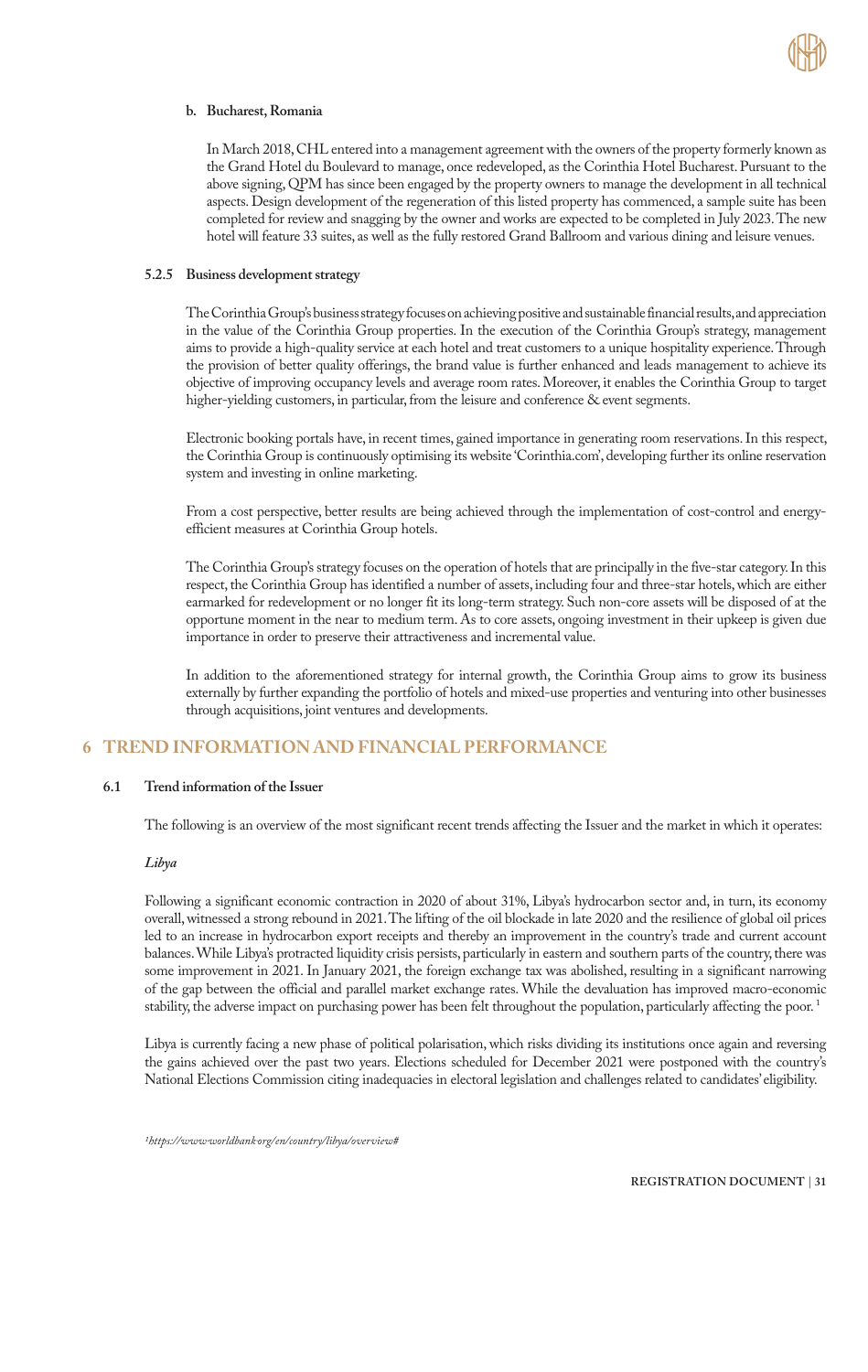**b. Bucharest, Romania**

In March 2018, CHL entered into a management agreement with the owners of the property formerly known as the Grand Hotel du Boulevard to manage, once redeveloped, as the Corinthia Hotel Bucharest. Pursuant to the above signing, QPM has since been engaged by the property owners to manage the development in all technical aspects. Design development of the regeneration of this listed property has commenced, a sample suite has been completed for review and snagging by the owner and works are expected to be completed in July 2023. The new hotel will feature 33 suites, as well as the fully restored Grand Ballroom and various dining and leisure venues.

### 5.2.5 Business development strategy

The Corinthia Group's business strategy focuses on achieving positive and sustainable financial results, and appreciation in the value of the Corinthia Group properties. In the execution of the Corinthia Group's strategy, management aims to provide a high-quality service at each hotel and treat customers to a unique hospitality experience. Through the provision of better quality offerings, the brand value is further enhanced and leads management to achieve its objective of improving occupancy levels and average room rates. Moreover, it enables the Corinthia Group to target higher-yielding customers, in particular, from the leisure and conference & event segments.

Electronic booking portals have, in recent times, gained importance in generating room reservations. In this respect, the Corinthia Group is continuously optimising its website 'Corinthia.com', developing further its online reservation system and investing in online marketing.

From a cost perspective, better results are being achieved through the implementation of cost-control and energy-efficient measures at Corinthia Group hotels.

The Corinthia Group's strategy focuses on the operation of hotels that are principally in the five-star category. In this respect, the Corinthia Group has identified a number of assets, including four and three-star hotels, which are either earmarked for redevelopment or no longer fit its long-term strategy. Such non-core assets will be disposed of at the opportune moment in the near to medium term. As to core assets, ongoing investment in their upkeep is given due importance in order to preserve their attractiveness and incremental value.

In addition to the aforementioned strategy for internal growth, the Corinthia Group aims to grow its business externally by further expanding the portfolio of hotels and mixed-use properties and venturing into other businesses through acquisitions, joint ventures and developments.

# 6 TREND INFORMATION AND FINANCIAL PERFORMANCE

## 6.1 Trend information of the Issuer

The following is an overview of the most significant recent trends affecting the Issuer and the market in which it operates:

*Libya*

Following a significant economic contraction in 2020 of about 31%, Libya's hydrocarbon sector and, in turn, its economy overall, witnessed a strong rebound in 2021. The lifting of the oil blockade in late 2020 and the resilience of global oil prices led to an increase in hydrocarbon export receipts and thereby an improvement in the country's trade and current account balances. While Libya's protracted liquidity crisis persists, particularly in eastern and southern parts of the country, there was some improvement in 2021. In January 2021, the foreign exchange tax was abolished, resulting in a significant narrowing of the gap between the official and parallel market exchange rates. While the devaluation has improved macro-economic stability, the adverse impact on purchasing power has been felt throughout the population, particularly affecting the poor. [1]

Libya is currently facing a new phase of political polarisation, which risks dividing its institutions once again and reversing the gains achieved over the past two years. Elections scheduled for December 2021 were postponed with the country's National Elections Commission citing inadequacies in electoral legislation and challenges related to candidates' eligibility.

[1] *https://www.worldbank.org/en/country/libya/overview#*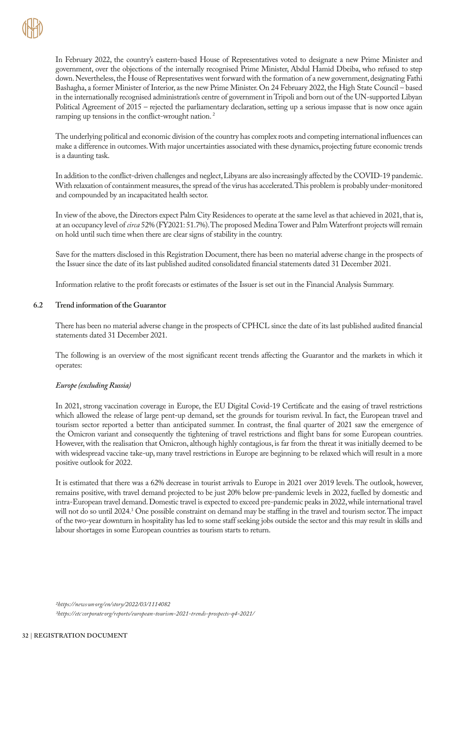In February 2022, the country's eastern-based House of Representatives voted to designate a new Prime Minister and government, over the objections of the internally recognised Prime Minister, Abdul Hamid Dbeiba, who refused to step down. Nevertheless, the House of Representatives went forward with the formation of a new government, designating Fathi Bashagha, a former Minister of Interior, as the new Prime Minister. On 24 February 2022, the High State Council – based in the internationally recognised administration's centre of government in Tripoli and born out of the UN-supported Libyan Political Agreement of 2015 – rejected the parliamentary declaration, setting up a serious impasse that is now once again ramping up tensions in the conflict-wrought nation.[2]

The underlying political and economic division of the country has complex roots and competing international influences can make a difference in outcomes. With major uncertainties associated with these dynamics, projecting future economic trends is a daunting task.

In addition to the conflict-driven challenges and neglect, Libyans are also increasingly affected by the COVID-19 pandemic. With relaxation of containment measures, the spread of the virus has accelerated. This problem is probably under-monitored and compounded by an incapacitated health sector.

In view of the above, the Directors expect Palm City Residences to operate at the same level as that achieved in 2021, that is, at an occupancy level of *circa* 52% (FY2021: 51.7%). The proposed Medina Tower and Palm Waterfront projects will remain on hold until such time when there are clear signs of stability in the country.

Save for the matters disclosed in this Registration Document, there has been no material adverse change in the prospects of the Issuer since the date of its last published audited consolidated financial statements dated 31 December 2021.

Information relative to the profit forecasts or estimates of the Issuer is set out in the Financial Analysis Summary.

## 6.2 Trend information of the Guarantor

There has been no material adverse change in the prospects of CPHCL since the date of its last published audited financial statements dated 31 December 2021.

The following is an overview of the most significant recent trends affecting the Guarantor and the markets in which it operates:

*Europe (excluding Russia)*

In 2021, strong vaccination coverage in Europe, the EU Digital Covid-19 Certificate and the easing of travel restrictions which allowed the release of large pent-up demand, set the grounds for tourism revival. In fact, the European travel and tourism sector reported a better than anticipated summer. In contrast, the final quarter of 2021 saw the emergence of the Omicron variant and consequently the tightening of travel restrictions and flight bans for some European countries. However, with the realisation that Omicron, although highly contagious, is far from the threat it was initially deemed to be with widespread vaccine take-up, many travel restrictions in Europe are beginning to be relaxed which will result in a more positive outlook for 2022.

It is estimated that there was a 62% decrease in tourist arrivals to Europe in 2021 over 2019 levels. The outlook, however, remains positive, with travel demand projected to be just 20% below pre-pandemic levels in 2022, fuelled by domestic and intra-European travel demand. Domestic travel is expected to exceed pre-pandemic peaks in 2022, while international travel will not do so until 2024.[3] One possible constraint on demand may be staffing in the travel and tourism sector. The impact of the two-year downturn in hospitality has led to some staff seeking jobs outside the sector and this may result in skills and labour shortages in some European countries as tourism starts to return.

[2] https://news.un.org/en/story/2022/03/1114082
[3] https://etc-corporate.org/reports/european-tourism-2021-trends-prospects-q4-2021/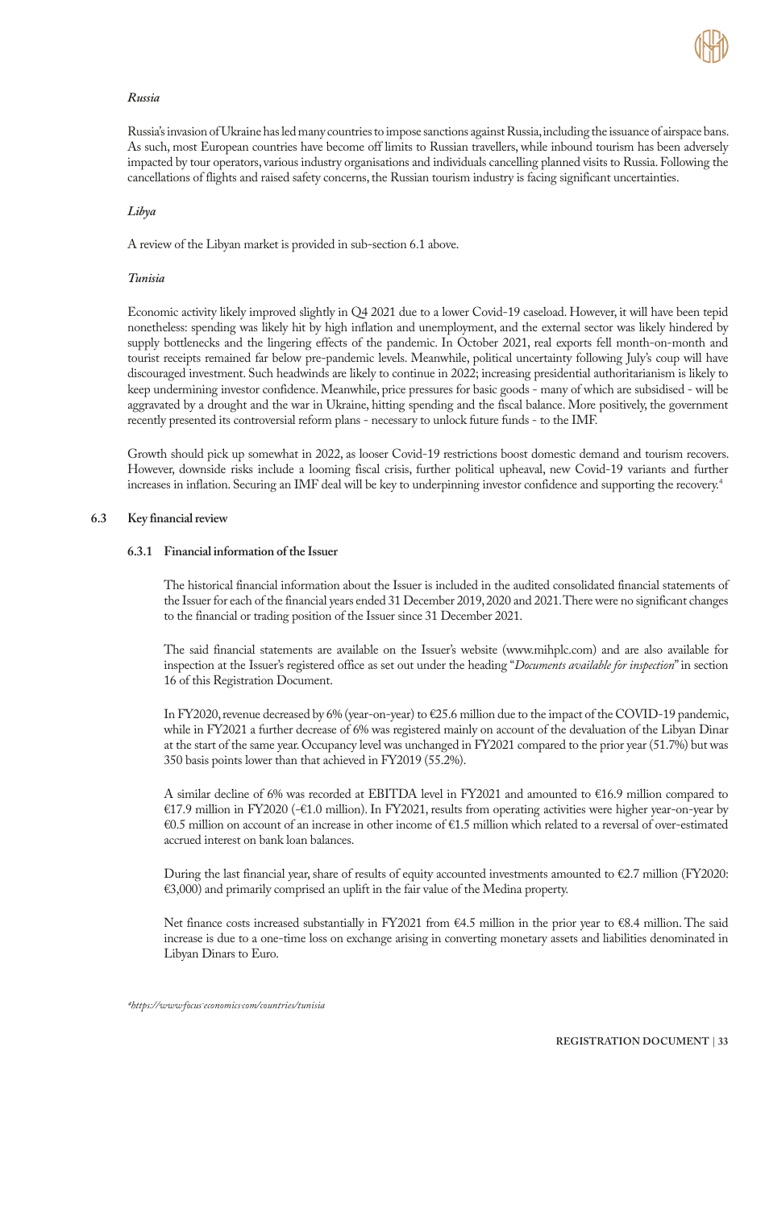*Russia*

Russia's invasion of Ukraine has led many countries to impose sanctions against Russia, including the issuance of airspace bans. As such, most European countries have become off limits to Russian travellers, while inbound tourism has been adversely impacted by tour operators, various industry organisations and individuals cancelling planned visits to Russia. Following the cancellations of flights and raised safety concerns, the Russian tourism industry is facing significant uncertainties.

*Libya*

A review of the Libyan market is provided in sub-section 6.1 above.

*Tunisia*

Economic activity likely improved slightly in Q4 2021 due to a lower Covid-19 caseload. However, it will have been tepid nonetheless: spending was likely hit by high inflation and unemployment, and the external sector was likely hindered by supply bottlenecks and the lingering effects of the pandemic. In October 2021, real exports fell month-on-month and tourist receipts remained far below pre-pandemic levels. Meanwhile, political uncertainty following July's coup will have discouraged investment. Such headwinds are likely to continue in 2022; increasing presidential authoritarianism is likely to keep undermining investor confidence. Meanwhile, price pressures for basic goods - many of which are subsidised - will be aggravated by a drought and the war in Ukraine, hitting spending and the fiscal balance. More positively, the government recently presented its controversial reform plans - necessary to unlock future funds - to the IMF.

Growth should pick up somewhat in 2022, as looser Covid-19 restrictions boost domestic demand and tourism recovers. However, downside risks include a looming fiscal crisis, further political upheaval, new Covid-19 variants and further increases in inflation. Securing an IMF deal will be key to underpinning investor confidence and supporting the recovery.[4]

## 6.3 Key financial review

### 6.3.1 Financial information of the Issuer

The historical financial information about the Issuer is included in the audited consolidated financial statements of the Issuer for each of the financial years ended 31 December 2019, 2020 and 2021. There were no significant changes to the financial or trading position of the Issuer since 31 December 2021.

The said financial statements are available on the Issuer's website (www.mihplc.com) and are also available for inspection at the Issuer's registered office as set out under the heading "*Documents available for inspection*" in section 16 of this Registration Document.

In FY2020, revenue decreased by 6% (year-on-year) to €25.6 million due to the impact of the COVID-19 pandemic, while in FY2021 a further decrease of 6% was registered mainly on account of the devaluation of the Libyan Dinar at the start of the same year. Occupancy level was unchanged in FY2021 compared to the prior year (51.7%) but was 350 basis points lower than that achieved in FY2019 (55.2%).

A similar decline of 6% was recorded at EBITDA level in FY2021 and amounted to €16.9 million compared to €17.9 million in FY2020 (-€1.0 million). In FY2021, results from operating activities were higher year-on-year by €0.5 million on account of an increase in other income of €1.5 million which related to a reversal of over-estimated accrued interest on bank loan balances.

During the last financial year, share of results of equity accounted investments amounted to €2.7 million (FY2020: €3,000) and primarily comprised an uplift in the fair value of the Medina property.

Net finance costs increased substantially in FY2021 from €4.5 million in the prior year to €8.4 million. The said increase is due to a one-time loss on exchange arising in converting monetary assets and liabilities denominated in Libyan Dinars to Euro.

[4] https://www.focus-economics.com/countries/tunisia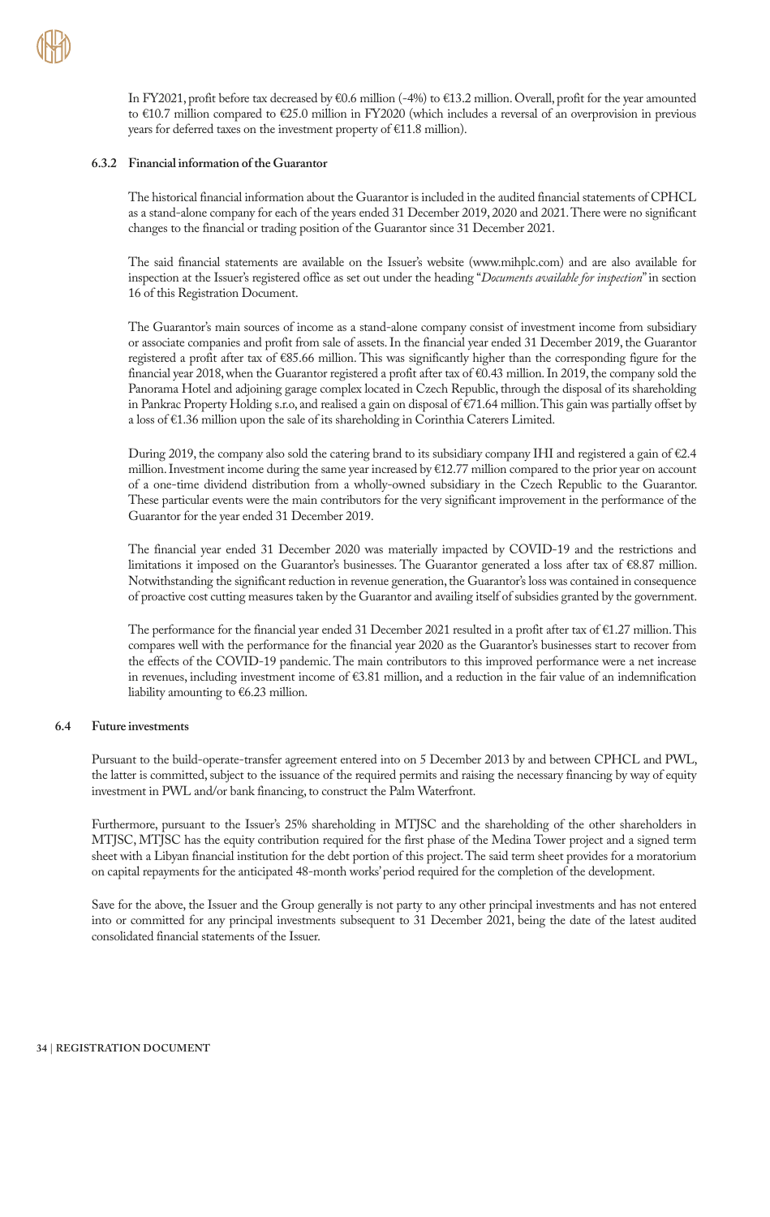In FY2021, profit before tax decreased by €0.6 million (-4%) to €13.2 million. Overall, profit for the year amounted to €10.7 million compared to €25.0 million in FY2020 (which includes a reversal of an overprovision in previous years for deferred taxes on the investment property of €11.8 million).

### 6.3.2 Financial information of the Guarantor

The historical financial information about the Guarantor is included in the audited financial statements of CPHCL as a stand-alone company for each of the years ended 31 December 2019, 2020 and 2021. There were no significant changes to the financial or trading position of the Guarantor since 31 December 2021.

The said financial statements are available on the Issuer's website (www.mihplc.com) and are also available for inspection at the Issuer's registered office as set out under the heading "*Documents available for inspection*" in section 16 of this Registration Document.

The Guarantor's main sources of income as a stand-alone company consist of investment income from subsidiary or associate companies and profit from sale of assets. In the financial year ended 31 December 2019, the Guarantor registered a profit after tax of €85.66 million. This was significantly higher than the corresponding figure for the financial year 2018, when the Guarantor registered a profit after tax of €0.43 million. In 2019, the company sold the Panorama Hotel and adjoining garage complex located in Czech Republic, through the disposal of its shareholding in Pankrac Property Holding s.r.o, and realised a gain on disposal of €71.64 million. This gain was partially offset by a loss of €1.36 million upon the sale of its shareholding in Corinthia Caterers Limited.

During 2019, the company also sold the catering brand to its subsidiary company IHI and registered a gain of €2.4 million. Investment income during the same year increased by €12.77 million compared to the prior year on account of a one-time dividend distribution from a wholly-owned subsidiary in the Czech Republic to the Guarantor. These particular events were the main contributors for the very significant improvement in the performance of the Guarantor for the year ended 31 December 2019.

The financial year ended 31 December 2020 was materially impacted by COVID-19 and the restrictions and limitations it imposed on the Guarantor's businesses. The Guarantor generated a loss after tax of €8.87 million. Notwithstanding the significant reduction in revenue generation, the Guarantor's loss was contained in consequence of proactive cost cutting measures taken by the Guarantor and availing itself of subsidies granted by the government.

The performance for the financial year ended 31 December 2021 resulted in a profit after tax of €1.27 million. This compares well with the performance for the financial year 2020 as the Guarantor's businesses start to recover from the effects of the COVID-19 pandemic. The main contributors to this improved performance were a net increase in revenues, including investment income of €3.81 million, and a reduction in the fair value of an indemnification liability amounting to €6.23 million.

## 6.4 Future investments

Pursuant to the build-operate-transfer agreement entered into on 5 December 2013 by and between CPHCL and PWL, the latter is committed, subject to the issuance of the required permits and raising the necessary financing by way of equity investment in PWL and/or bank financing, to construct the Palm Waterfront.

Furthermore, pursuant to the Issuer's 25% shareholding in MTJSC and the shareholding of the other shareholders in MTJSC, MTJSC has the equity contribution required for the first phase of the Medina Tower project and a signed term sheet with a Libyan financial institution for the debt portion of this project. The said term sheet provides for a moratorium on capital repayments for the anticipated 48-month works' period required for the completion of the development.

Save for the above, the Issuer and the Group generally is not party to any other principal investments and has not entered into or committed for any principal investments subsequent to 31 December 2021, being the date of the latest audited consolidated financial statements of the Issuer.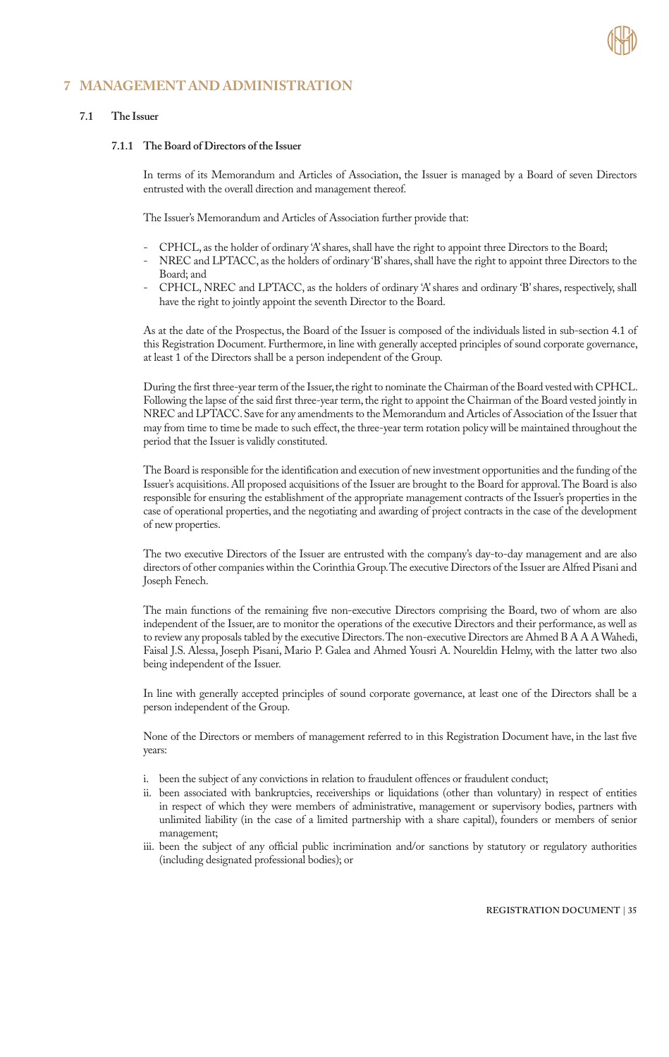# 7 MANAGEMENT AND ADMINISTRATION

## 7.1 The Issuer

### 7.1.1 The Board of Directors of the Issuer

In terms of its Memorandum and Articles of Association, the Issuer is managed by a Board of seven Directors entrusted with the overall direction and management thereof.

The Issuer's Memorandum and Articles of Association further provide that:

- CPHCL, as the holder of ordinary 'A' shares, shall have the right to appoint three Directors to the Board;
- NREC and LPTACC, as the holders of ordinary 'B' shares, shall have the right to appoint three Directors to the Board; and
- CPHCL, NREC and LPTACC, as the holders of ordinary 'A' shares and ordinary 'B' shares, respectively, shall have the right to jointly appoint the seventh Director to the Board.

As at the date of the Prospectus, the Board of the Issuer is composed of the individuals listed in sub-section 4.1 of this Registration Document. Furthermore, in line with generally accepted principles of sound corporate governance, at least 1 of the Directors shall be a person independent of the Group.

During the first three-year term of the Issuer, the right to nominate the Chairman of the Board vested with CPHCL. Following the lapse of the said first three-year term, the right to appoint the Chairman of the Board vested jointly in NREC and LPTACC. Save for any amendments to the Memorandum and Articles of Association of the Issuer that may from time to time be made to such effect, the three-year term rotation policy will be maintained throughout the period that the Issuer is validly constituted.

The Board is responsible for the identification and execution of new investment opportunities and the funding of the Issuer's acquisitions. All proposed acquisitions of the Issuer are brought to the Board for approval. The Board is also responsible for ensuring the establishment of the appropriate management contracts of the Issuer's properties in the case of operational properties, and the negotiating and awarding of project contracts in the case of the development of new properties.

The two executive Directors of the Issuer are entrusted with the company's day-to-day management and are also directors of other companies within the Corinthia Group. The executive Directors of the Issuer are Alfred Pisani and Joseph Fenech.

The main functions of the remaining five non-executive Directors comprising the Board, two of whom are also independent of the Issuer, are to monitor the operations of the executive Directors and their performance, as well as to review any proposals tabled by the executive Directors. The non-executive Directors are Ahmed B A A A Wahedi, Faisal J.S. Alessa, Joseph Pisani, Mario P. Galea and Ahmed Yousri A. Noureldin Helmy, with the latter two also being independent of the Issuer.

In line with generally accepted principles of sound corporate governance, at least one of the Directors shall be a person independent of the Group.

None of the Directors or members of management referred to in this Registration Document have, in the last five years:

i. been the subject of any convictions in relation to fraudulent offences or fraudulent conduct;
ii. been associated with bankruptcies, receiverships or liquidations (other than voluntary) in respect of entities in respect of which they were members of administrative, management or supervisory bodies, partners with unlimited liability (in the case of a limited partnership with a share capital), founders or members of senior management;
iii. been the subject of any official public incrimination and/or sanctions by statutory or regulatory authorities (including designated professional bodies); or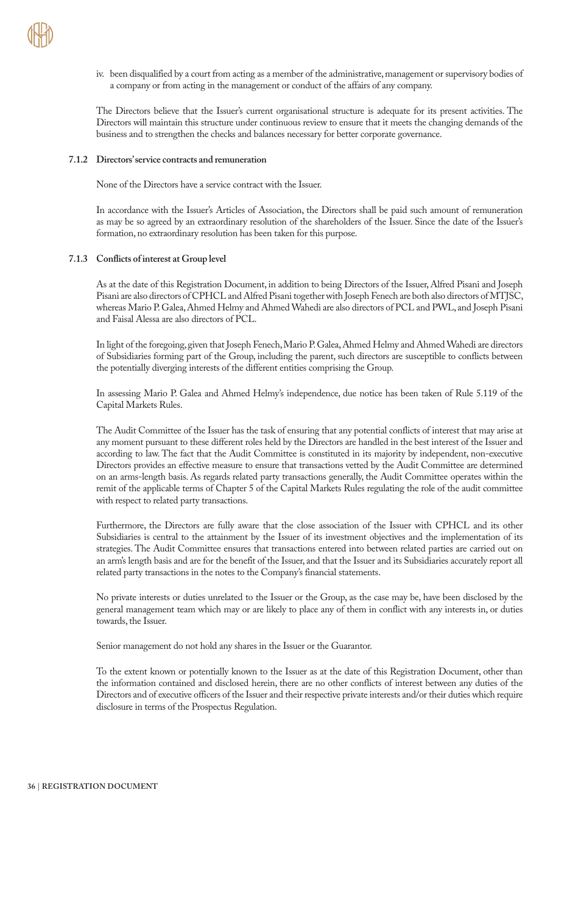iv. been disqualified by a court from acting as a member of the administrative, management or supervisory bodies of a company or from acting in the management or conduct of the affairs of any company.

The Directors believe that the Issuer's current organisational structure is adequate for its present activities. The Directors will maintain this structure under continuous review to ensure that it meets the changing demands of the business and to strengthen the checks and balances necessary for better corporate governance.

#### 7.1.2 Directors' service contracts and remuneration

None of the Directors have a service contract with the Issuer.

In accordance with the Issuer's Articles of Association, the Directors shall be paid such amount of remuneration as may be so agreed by an extraordinary resolution of the shareholders of the Issuer. Since the date of the Issuer's formation, no extraordinary resolution has been taken for this purpose.

#### 7.1.3 Conflicts of interest at Group level

As at the date of this Registration Document, in addition to being Directors of the Issuer, Alfred Pisani and Joseph Pisani are also directors of CPHCL and Alfred Pisani together with Joseph Fenech are both also directors of MTJSC, whereas Mario P. Galea, Ahmed Helmy and Ahmed Wahedi are also directors of PCL and PWL, and Joseph Pisani and Faisal Alessa are also directors of PCL.

In light of the foregoing, given that Joseph Fenech, Mario P. Galea, Ahmed Helmy and Ahmed Wahedi are directors of Subsidiaries forming part of the Group, including the parent, such directors are susceptible to conflicts between the potentially diverging interests of the different entities comprising the Group.

In assessing Mario P. Galea and Ahmed Helmy's independence, due notice has been taken of Rule 5.119 of the Capital Markets Rules.

The Audit Committee of the Issuer has the task of ensuring that any potential conflicts of interest that may arise at any moment pursuant to these different roles held by the Directors are handled in the best interest of the Issuer and according to law. The fact that the Audit Committee is constituted in its majority by independent, non-executive Directors provides an effective measure to ensure that transactions vetted by the Audit Committee are determined on an arms-length basis. As regards related party transactions generally, the Audit Committee operates within the remit of the applicable terms of Chapter 5 of the Capital Markets Rules regulating the role of the audit committee with respect to related party transactions.

Furthermore, the Directors are fully aware that the close association of the Issuer with CPHCL and its other Subsidiaries is central to the attainment by the Issuer of its investment objectives and the implementation of its strategies. The Audit Committee ensures that transactions entered into between related parties are carried out on an arm's length basis and are for the benefit of the Issuer, and that the Issuer and its Subsidiaries accurately report all related party transactions in the notes to the Company's financial statements.

No private interests or duties unrelated to the Issuer or the Group, as the case may be, have been disclosed by the general management team which may or are likely to place any of them in conflict with any interests in, or duties towards, the Issuer.

Senior management do not hold any shares in the Issuer or the Guarantor.

To the extent known or potentially known to the Issuer as at the date of this Registration Document, other than the information contained and disclosed herein, there are no other conflicts of interest between any duties of the Directors and of executive officers of the Issuer and their respective private interests and/or their duties which require disclosure in terms of the Prospectus Regulation.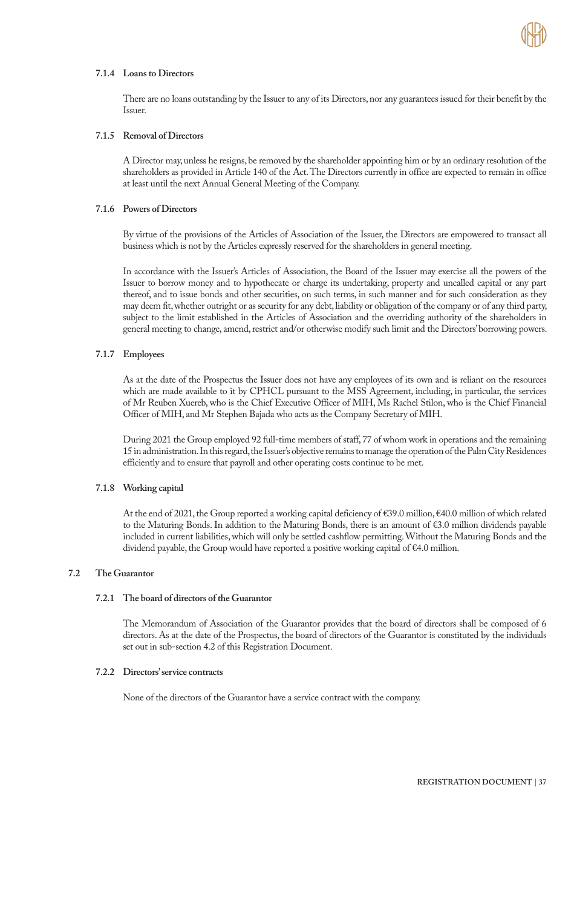### 7.1.4 Loans to Directors

There are no loans outstanding by the Issuer to any of its Directors, nor any guarantees issued for their benefit by the Issuer.

### 7.1.5 Removal of Directors

A Director may, unless he resigns, be removed by the shareholder appointing him or by an ordinary resolution of the shareholders as provided in Article 140 of the Act. The Directors currently in office are expected to remain in office at least until the next Annual General Meeting of the Company.

### 7.1.6 Powers of Directors

By virtue of the provisions of the Articles of Association of the Issuer, the Directors are empowered to transact all business which is not by the Articles expressly reserved for the shareholders in general meeting.

In accordance with the Issuer's Articles of Association, the Board of the Issuer may exercise all the powers of the Issuer to borrow money and to hypothecate or charge its undertaking, property and uncalled capital or any part thereof, and to issue bonds and other securities, on such terms, in such manner and for such consideration as they may deem fit, whether outright or as security for any debt, liability or obligation of the company or of any third party, subject to the limit established in the Articles of Association and the overriding authority of the shareholders in general meeting to change, amend, restrict and/or otherwise modify such limit and the Directors' borrowing powers.

### 7.1.7 Employees

As at the date of the Prospectus the Issuer does not have any employees of its own and is reliant on the resources which are made available to it by CPHCL pursuant to the MSS Agreement, including, in particular, the services of Mr Reuben Xuereb, who is the Chief Executive Officer of MIH, Ms Rachel Stilon, who is the Chief Financial Officer of MIH, and Mr Stephen Bajada who acts as the Company Secretary of MIH.

During 2021 the Group employed 92 full-time members of staff, 77 of whom work in operations and the remaining 15 in administration. In this regard, the Issuer's objective remains to manage the operation of the Palm City Residences efficiently and to ensure that payroll and other operating costs continue to be met.

### 7.1.8 Working capital

At the end of 2021, the Group reported a working capital deficiency of €39.0 million, €40.0 million of which related to the Maturing Bonds. In addition to the Maturing Bonds, there is an amount of €3.0 million dividends payable included in current liabilities, which will only be settled cashflow permitting. Without the Maturing Bonds and the dividend payable, the Group would have reported a positive working capital of €4.0 million.

## 7.2 The Guarantor

### 7.2.1 The board of directors of the Guarantor

The Memorandum of Association of the Guarantor provides that the board of directors shall be composed of 6 directors. As at the date of the Prospectus, the board of directors of the Guarantor is constituted by the individuals set out in sub-section 4.2 of this Registration Document.

### 7.2.2 Directors' service contracts

None of the directors of the Guarantor have a service contract with the company.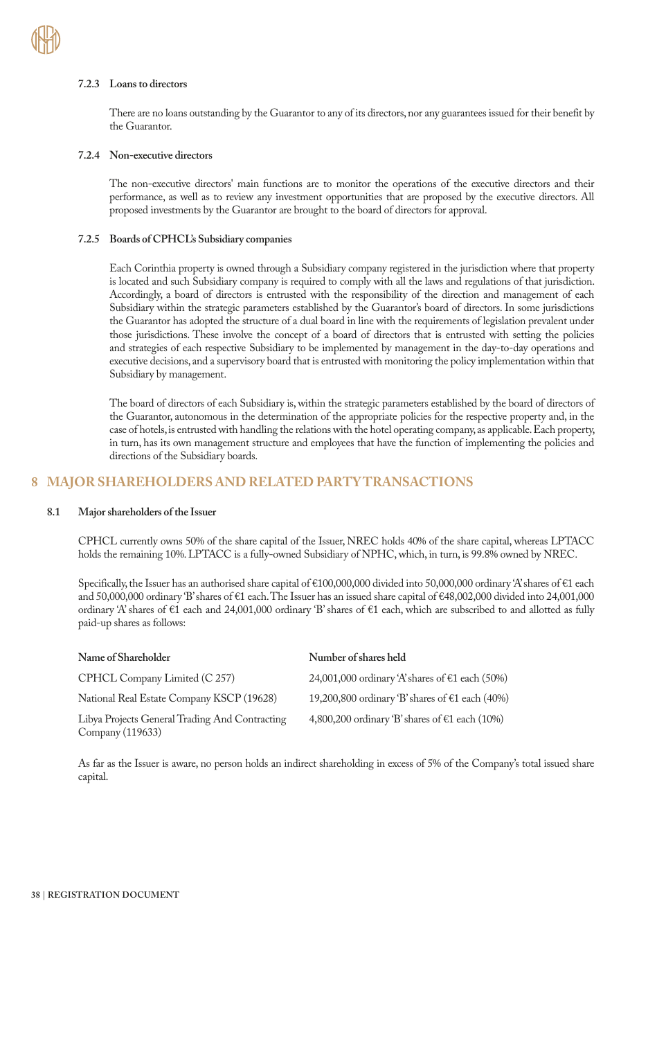#### 7.2.3 Loans to directors

There are no loans outstanding by the Guarantor to any of its directors, nor any guarantees issued for their benefit by the Guarantor.

#### 7.2.4 Non-executive directors

The non-executive directors' main functions are to monitor the operations of the executive directors and their performance, as well as to review any investment opportunities that are proposed by the executive directors. All proposed investments by the Guarantor are brought to the board of directors for approval.

#### 7.2.5 Boards of CPHCL's Subsidiary companies

Each Corinthia property is owned through a Subsidiary company registered in the jurisdiction where that property is located and such Subsidiary company is required to comply with all the laws and regulations of that jurisdiction. Accordingly, a board of directors is entrusted with the responsibility of the direction and management of each Subsidiary within the strategic parameters established by the Guarantor's board of directors. In some jurisdictions the Guarantor has adopted the structure of a dual board in line with the requirements of legislation prevalent under those jurisdictions. These involve the concept of a board of directors that is entrusted with setting the policies and strategies of each respective Subsidiary to be implemented by management in the day-to-day operations and executive decisions, and a supervisory board that is entrusted with monitoring the policy implementation within that Subsidiary by management.

The board of directors of each Subsidiary is, within the strategic parameters established by the board of directors of the Guarantor, autonomous in the determination of the appropriate policies for the respective property and, in the case of hotels, is entrusted with handling the relations with the hotel operating company, as applicable. Each property, in turn, has its own management structure and employees that have the function of implementing the policies and directions of the Subsidiary boards.

## 8 MAJOR SHAREHOLDERS AND RELATED PARTY TRANSACTIONS

### 8.1 Major shareholders of the Issuer

CPHCL currently owns 50% of the share capital of the Issuer, NREC holds 40% of the share capital, whereas LPTACC holds the remaining 10%. LPTACC is a fully-owned Subsidiary of NPHC, which, in turn, is 99.8% owned by NREC.

Specifically, the Issuer has an authorised share capital of €100,000,000 divided into 50,000,000 ordinary 'A' shares of €1 each and 50,000,000 ordinary 'B' shares of €1 each. The Issuer has an issued share capital of €48,002,000 divided into 24,001,000 ordinary 'A' shares of €1 each and 24,001,000 ordinary 'B' shares of €1 each, which are subscribed to and allotted as fully paid-up shares as follows:

| Name of Shareholder | Number of shares held |
|---|---|
| CPHCL Company Limited (C 257) | 24,001,000 ordinary 'A' shares of €1 each (50%) |
| National Real Estate Company KSCP (19628) | 19,200,800 ordinary 'B' shares of €1 each (40%) |
| Libya Projects General Trading And Contracting Company (119633) | 4,800,200 ordinary 'B' shares of €1 each (10%) |

As far as the Issuer is aware, no person holds an indirect shareholding in excess of 5% of the Company's total issued share capital.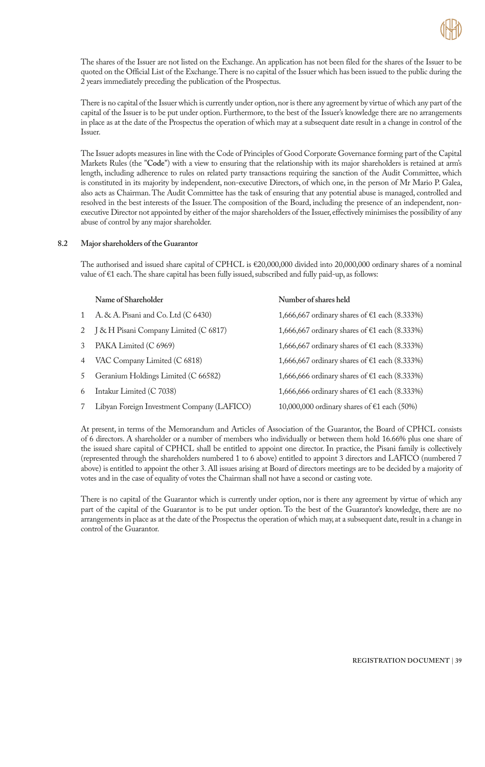The shares of the Issuer are not listed on the Exchange. An application has not been filed for the shares of the Issuer to be quoted on the Official List of the Exchange. There is no capital of the Issuer which has been issued to the public during the 2 years immediately preceding the publication of the Prospectus.

There is no capital of the Issuer which is currently under option, nor is there any agreement by virtue of which any part of the capital of the Issuer is to be put under option. Furthermore, to the best of the Issuer's knowledge there are no arrangements in place as at the date of the Prospectus the operation of which may at a subsequent date result in a change in control of the Issuer.

The Issuer adopts measures in line with the Code of Principles of Good Corporate Governance forming part of the Capital Markets Rules (the "**Code**") with a view to ensuring that the relationship with its major shareholders is retained at arm's length, including adherence to rules on related party transactions requiring the sanction of the Audit Committee, which is constituted in its majority by independent, non-executive Directors, of which one, in the person of Mr Mario P. Galea, also acts as Chairman. The Audit Committee has the task of ensuring that any potential abuse is managed, controlled and resolved in the best interests of the Issuer. The composition of the Board, including the presence of an independent, non-executive Director not appointed by either of the major shareholders of the Issuer, effectively minimises the possibility of any abuse of control by any major shareholder.

### 8.2 Major shareholders of the Guarantor

The authorised and issued share capital of CPHCL is €20,000,000 divided into 20,000,000 ordinary shares of a nominal value of €1 each. The share capital has been fully issued, subscribed and fully paid-up, as follows:

| | Name of Shareholder | Number of shares held |
|---|---|---|
| 1 | A. & A. Pisani and Co. Ltd (C 6430) | 1,666,667 ordinary shares of €1 each (8.333%) |
| 2 | J & H Pisani Company Limited (C 6817) | 1,666,667 ordinary shares of €1 each (8.333%) |
| 3 | PAKA Limited (C 6969) | 1,666,667 ordinary shares of €1 each (8.333%) |
| 4 | VAC Company Limited (C 6818) | 1,666,667 ordinary shares of €1 each (8.333%) |
| 5 | Geranium Holdings Limited (C 66582) | 1,666,666 ordinary shares of €1 each (8.333%) |
| 6 | Intakur Limited (C 7038) | 1,666,666 ordinary shares of €1 each (8.333%) |
| 7 | Libyan Foreign Investment Company (LAFICO) | 10,000,000 ordinary shares of €1 each (50%) |

At present, in terms of the Memorandum and Articles of Association of the Guarantor, the Board of CPHCL consists of 6 directors. A shareholder or a number of members who individually or between them hold 16.66% plus one share of the issued share capital of CPHCL shall be entitled to appoint one director. In practice, the Pisani family is collectively (represented through the shareholders numbered 1 to 6 above) entitled to appoint 3 directors and LAFICO (numbered 7 above) is entitled to appoint the other 3. All issues arising at Board of directors meetings are to be decided by a majority of votes and in the case of equality of votes the Chairman shall not have a second or casting vote.

There is no capital of the Guarantor which is currently under option, nor is there any agreement by virtue of which any part of the capital of the Guarantor is to be put under option. To the best of the Guarantor's knowledge, there are no arrangements in place as at the date of the Prospectus the operation of which may, at a subsequent date, result in a change in control of the Guarantor.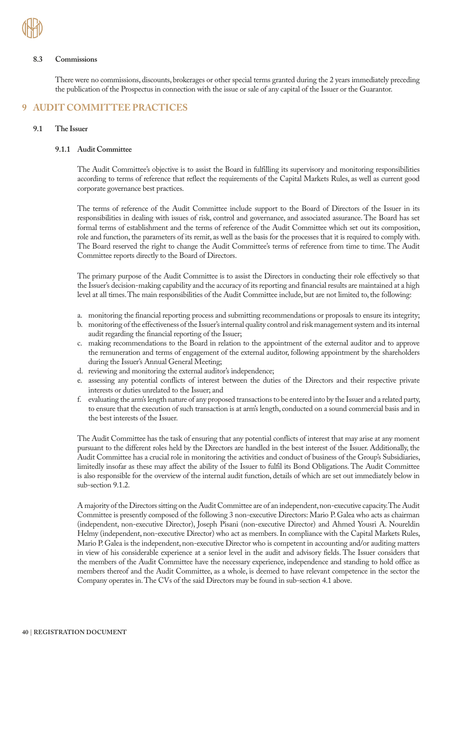### 8.3 Commissions

There were no commissions, discounts, brokerages or other special terms granted during the 2 years immediately preceding the publication of the Prospectus in connection with the issue or sale of any capital of the Issuer or the Guarantor.

## 9 AUDIT COMMITTEE PRACTICES

### 9.1 The Issuer

#### 9.1.1 Audit Committee

The Audit Committee's objective is to assist the Board in fulfilling its supervisory and monitoring responsibilities according to terms of reference that reflect the requirements of the Capital Markets Rules, as well as current good corporate governance best practices.

The terms of reference of the Audit Committee include support to the Board of Directors of the Issuer in its responsibilities in dealing with issues of risk, control and governance, and associated assurance. The Board has set formal terms of establishment and the terms of reference of the Audit Committee which set out its composition, role and function, the parameters of its remit, as well as the basis for the processes that it is required to comply with. The Board reserved the right to change the Audit Committee's terms of reference from time to time. The Audit Committee reports directly to the Board of Directors.

The primary purpose of the Audit Committee is to assist the Directors in conducting their role effectively so that the Issuer's decision-making capability and the accuracy of its reporting and financial results are maintained at a high level at all times. The main responsibilities of the Audit Committee include, but are not limited to, the following:

a. monitoring the financial reporting process and submitting recommendations or proposals to ensure its integrity;
b. monitoring of the effectiveness of the Issuer's internal quality control and risk management system and its internal audit regarding the financial reporting of the Issuer;
c. making recommendations to the Board in relation to the appointment of the external auditor and to approve the remuneration and terms of engagement of the external auditor, following appointment by the shareholders during the Issuer's Annual General Meeting;
d. reviewing and monitoring the external auditor's independence;
e. assessing any potential conflicts of interest between the duties of the Directors and their respective private interests or duties unrelated to the Issuer; and
f. evaluating the arm's length nature of any proposed transactions to be entered into by the Issuer and a related party, to ensure that the execution of such transaction is at arm's length, conducted on a sound commercial basis and in the best interests of the Issuer.

The Audit Committee has the task of ensuring that any potential conflicts of interest that may arise at any moment pursuant to the different roles held by the Directors are handled in the best interest of the Issuer. Additionally, the Audit Committee has a crucial role in monitoring the activities and conduct of business of the Group's Subsidiaries, limitedly insofar as these may affect the ability of the Issuer to fulfil its Bond Obligations. The Audit Committee is also responsible for the overview of the internal audit function, details of which are set out immediately below in sub-section 9.1.2.

A majority of the Directors sitting on the Audit Committee are of an independent, non-executive capacity. The Audit Committee is presently composed of the following 3 non-executive Directors: Mario P. Galea who acts as chairman (independent, non-executive Director), Joseph Pisani (non-executive Director) and Ahmed Yousri A. Noureldin Helmy (independent, non-executive Director) who act as members. In compliance with the Capital Markets Rules, Mario P. Galea is the independent, non-executive Director who is competent in accounting and/or auditing matters in view of his considerable experience at a senior level in the audit and advisory fields. The Issuer considers that the members of the Audit Committee have the necessary experience, independence and standing to hold office as members thereof and the Audit Committee, as a whole, is deemed to have relevant competence in the sector the Company operates in. The CVs of the said Directors may be found in sub-section 4.1 above.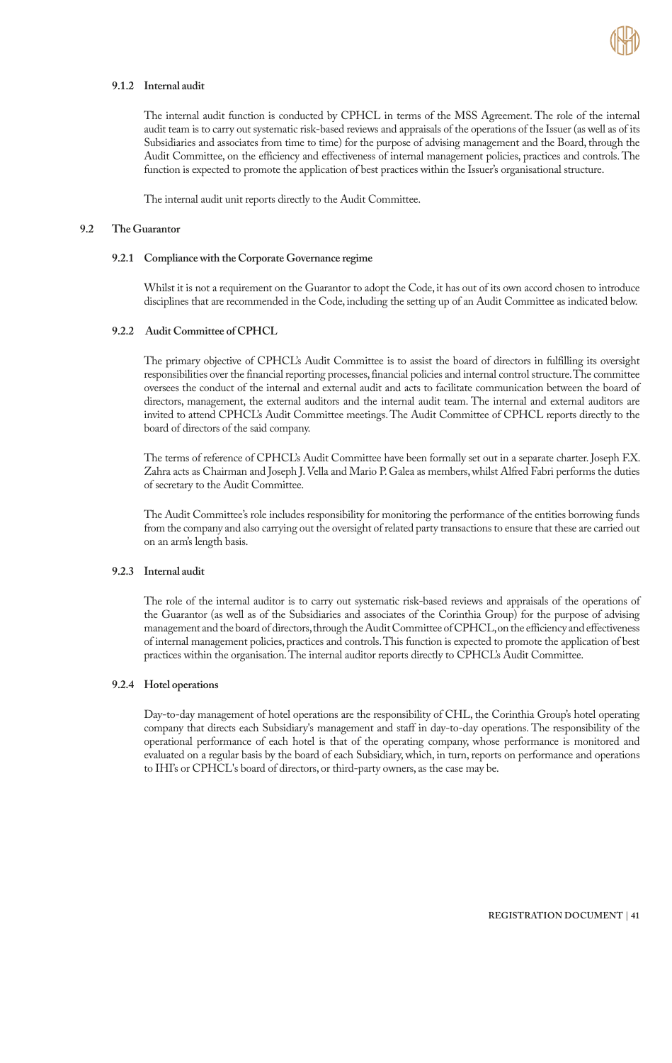#### 9.1.2 Internal audit

The internal audit function is conducted by CPHCL in terms of the MSS Agreement. The role of the internal audit team is to carry out systematic risk-based reviews and appraisals of the operations of the Issuer (as well as of its Subsidiaries and associates from time to time) for the purpose of advising management and the Board, through the Audit Committee, on the efficiency and effectiveness of internal management policies, practices and controls. The function is expected to promote the application of best practices within the Issuer's organisational structure.

The internal audit unit reports directly to the Audit Committee.

### 9.2 The Guarantor

#### 9.2.1 Compliance with the Corporate Governance regime

Whilst it is not a requirement on the Guarantor to adopt the Code, it has out of its own accord chosen to introduce disciplines that are recommended in the Code, including the setting up of an Audit Committee as indicated below.

#### 9.2.2 Audit Committee of CPHCL

The primary objective of CPHCL's Audit Committee is to assist the board of directors in fulfilling its oversight responsibilities over the financial reporting processes, financial policies and internal control structure. The committee oversees the conduct of the internal and external audit and acts to facilitate communication between the board of directors, management, the external auditors and the internal audit team. The internal and external auditors are invited to attend CPHCL's Audit Committee meetings. The Audit Committee of CPHCL reports directly to the board of directors of the said company.

The terms of reference of CPHCL's Audit Committee have been formally set out in a separate charter. Joseph F.X. Zahra acts as Chairman and Joseph J. Vella and Mario P. Galea as members, whilst Alfred Fabri performs the duties of secretary to the Audit Committee.

The Audit Committee's role includes responsibility for monitoring the performance of the entities borrowing funds from the company and also carrying out the oversight of related party transactions to ensure that these are carried out on an arm's length basis.

#### 9.2.3 Internal audit

The role of the internal auditor is to carry out systematic risk-based reviews and appraisals of the operations of the Guarantor (as well as of the Subsidiaries and associates of the Corinthia Group) for the purpose of advising management and the board of directors, through the Audit Committee of CPHCL, on the efficiency and effectiveness of internal management policies, practices and controls. This function is expected to promote the application of best practices within the organisation. The internal auditor reports directly to CPHCL's Audit Committee.

#### 9.2.4 Hotel operations

Day-to-day management of hotel operations are the responsibility of CHL, the Corinthia Group's hotel operating company that directs each Subsidiary's management and staff in day-to-day operations. The responsibility of the operational performance of each hotel is that of the operating company, whose performance is monitored and evaluated on a regular basis by the board of each Subsidiary, which, in turn, reports on performance and operations to IHI's or CPHCL's board of directors, or third-party owners, as the case may be.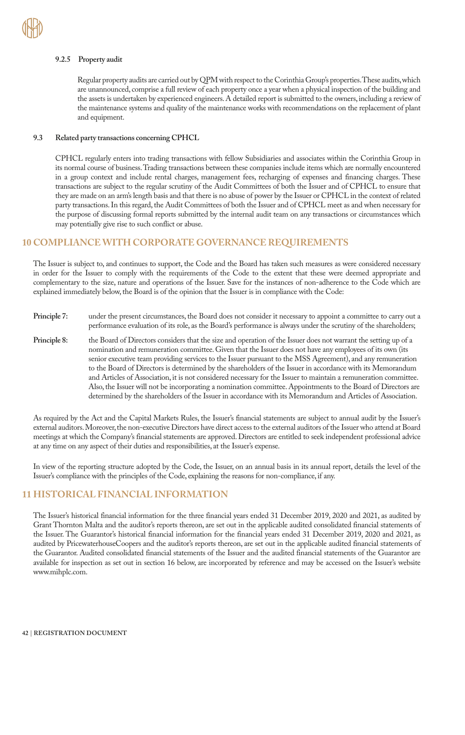#### 9.2.5 Property audit

Regular property audits are carried out by QPM with respect to the Corinthia Group's properties. These audits, which are unannounced, comprise a full review of each property once a year when a physical inspection of the building and the assets is undertaken by experienced engineers. A detailed report is submitted to the owners, including a review of the maintenance systems and quality of the maintenance works with recommendations on the replacement of plant and equipment.

### 9.3 Related party transactions concerning CPHCL

CPHCL regularly enters into trading transactions with fellow Subsidiaries and associates within the Corinthia Group in its normal course of business. Trading transactions between these companies include items which are normally encountered in a group context and include rental charges, management fees, recharging of expenses and financing charges. These transactions are subject to the regular scrutiny of the Audit Committees of both the Issuer and of CPHCL to ensure that they are made on an arm's length basis and that there is no abuse of power by the Issuer or CPHCL in the context of related party transactions. In this regard, the Audit Committees of both the Issuer and of CPHCL meet as and when necessary for the purpose of discussing formal reports submitted by the internal audit team on any transactions or circumstances which may potentially give rise to such conflict or abuse.

## 10 COMPLIANCE WITH CORPORATE GOVERNANCE REQUIREMENTS

The Issuer is subject to, and continues to support, the Code and the Board has taken such measures as were considered necessary in order for the Issuer to comply with the requirements of the Code to the extent that these were deemed appropriate and complementary to the size, nature and operations of the Issuer. Save for the instances of non-adherence to the Code which are explained immediately below, the Board is of the opinion that the Issuer is in compliance with the Code:

**Principle 7:** under the present circumstances, the Board does not consider it necessary to appoint a committee to carry out a performance evaluation of its role, as the Board's performance is always under the scrutiny of the shareholders;

**Principle 8:** the Board of Directors considers that the size and operation of the Issuer does not warrant the setting up of a nomination and remuneration committee. Given that the Issuer does not have any employees of its own (its senior executive team providing services to the Issuer pursuant to the MSS Agreement), and any remuneration to the Board of Directors is determined by the shareholders of the Issuer in accordance with its Memorandum and Articles of Association, it is not considered necessary for the Issuer to maintain a remuneration committee. Also, the Issuer will not be incorporating a nomination committee. Appointments to the Board of Directors are determined by the shareholders of the Issuer in accordance with its Memorandum and Articles of Association.

As required by the Act and the Capital Markets Rules, the Issuer's financial statements are subject to annual audit by the Issuer's external auditors. Moreover, the non-executive Directors have direct access to the external auditors of the Issuer who attend at Board meetings at which the Company's financial statements are approved. Directors are entitled to seek independent professional advice at any time on any aspect of their duties and responsibilities, at the Issuer's expense.

In view of the reporting structure adopted by the Code, the Issuer, on an annual basis in its annual report, details the level of the Issuer's compliance with the principles of the Code, explaining the reasons for non-compliance, if any.

## 11 HISTORICAL FINANCIAL INFORMATION

The Issuer's historical financial information for the three financial years ended 31 December 2019, 2020 and 2021, as audited by Grant Thornton Malta and the auditor's reports thereon, are set out in the applicable audited consolidated financial statements of the Issuer. The Guarantor's historical financial information for the financial years ended 31 December 2019, 2020 and 2021, as audited by PricewaterhouseCoopers and the auditor's reports thereon, are set out in the applicable audited financial statements of the Guarantor. Audited consolidated financial statements of the Issuer and the audited financial statements of the Guarantor are available for inspection as set out in section 16 below, are incorporated by reference and may be accessed on the Issuer's website www.mihplc.com.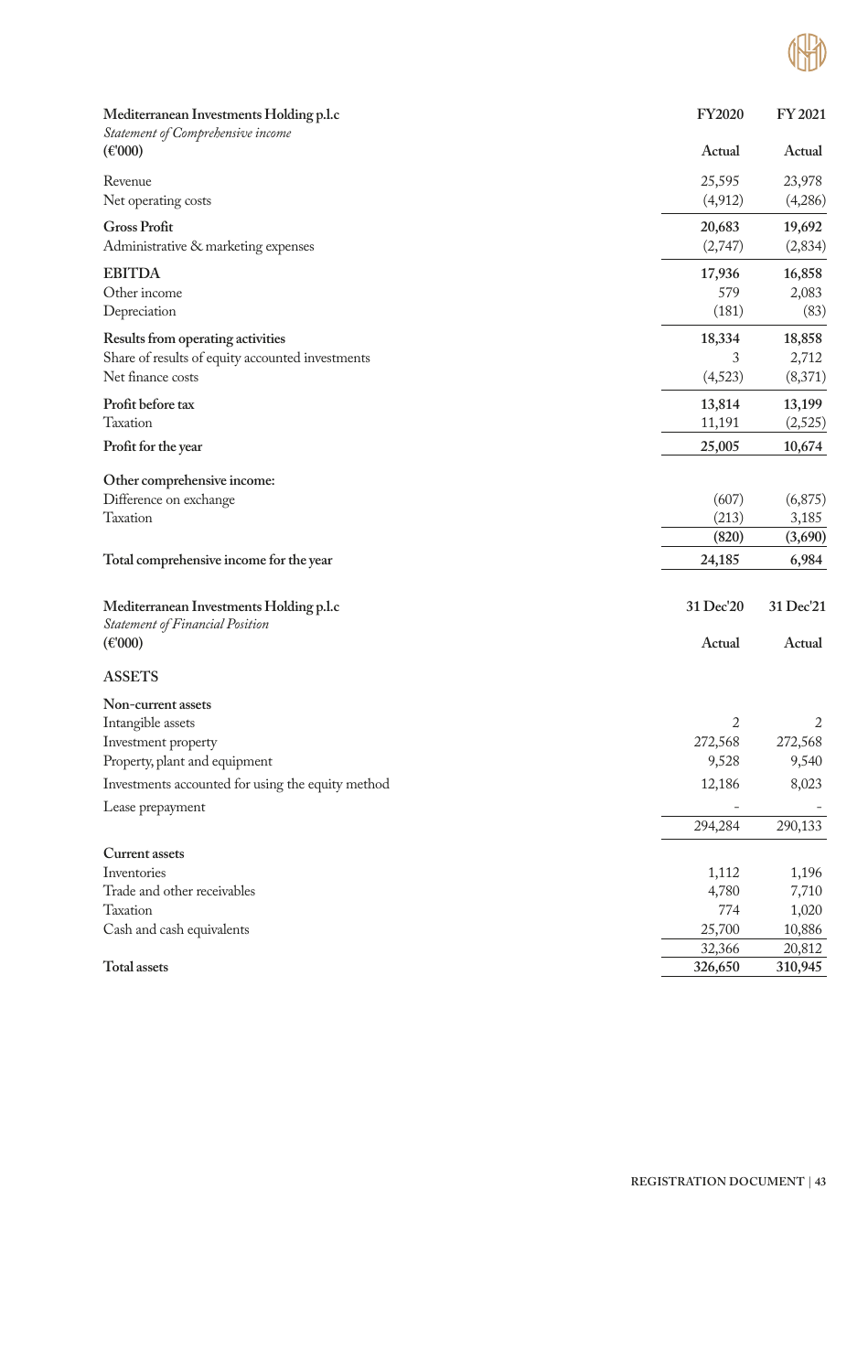| Mediterranean Investments Holding p.l.c<br>*Statement of Comprehensive income*<br>**(€'000)** | **FY2020**<br>Actual | **FY 2021**<br>Actual |
|---|---|---|
| Revenue | 25,595 | 23,978 |
| Net operating costs | (4,912) | (4,286) |
| **Gross Profit** | **20,683** | **19,692** |
| Administrative & marketing expenses | (2,747) | (2,834) |
| **EBITDA** | **17,936** | **16,858** |
| Other income | 579 | 2,083 |
| Depreciation | (181) | (83) |
| **Results from operating activities** | **18,334** | **18,858** |
| Share of results of equity accounted investments | 3 | 2,712 |
| Net finance costs | (4,523) | (8,371) |
| **Profit before tax** | **13,814** | **13,199** |
| Taxation | 11,191 | (2,525) |
| **Profit for the year** | **25,005** | **10,674** |
| **Other comprehensive income:** | | |
| Difference on exchange | (607) | (6,875) |
| Taxation | (213) | 3,185 |
| | **(820)** | **(3,690)** |
| **Total comprehensive income for the year** | **24,185** | **6,984** |

| Mediterranean Investments Holding p.l.c<br>*Statement of Financial Position*<br>**(€'000)** | **31 Dec'20**<br>Actual | **31 Dec'21**<br>Actual |
|---|---|---|
| **ASSETS** | | |
| **Non-current assets** | | |
| Intangible assets | 2 | 2 |
| Investment property | 272,568 | 272,568 |
| Property, plant and equipment | 9,528 | 9,540 |
| Investments accounted for using the equity method | 12,186 | 8,023 |
| Lease prepayment | - | - |
| | 294,284 | 290,133 |
| **Current assets** | | |
| Inventories | 1,112 | 1,196 |
| Trade and other receivables | 4,780 | 7,710 |
| Taxation | 774 | 1,020 |
| Cash and cash equivalents | 25,700 | 10,886 |
| | 32,366 | 20,812 |
| **Total assets** | 326,650 | 310,945 |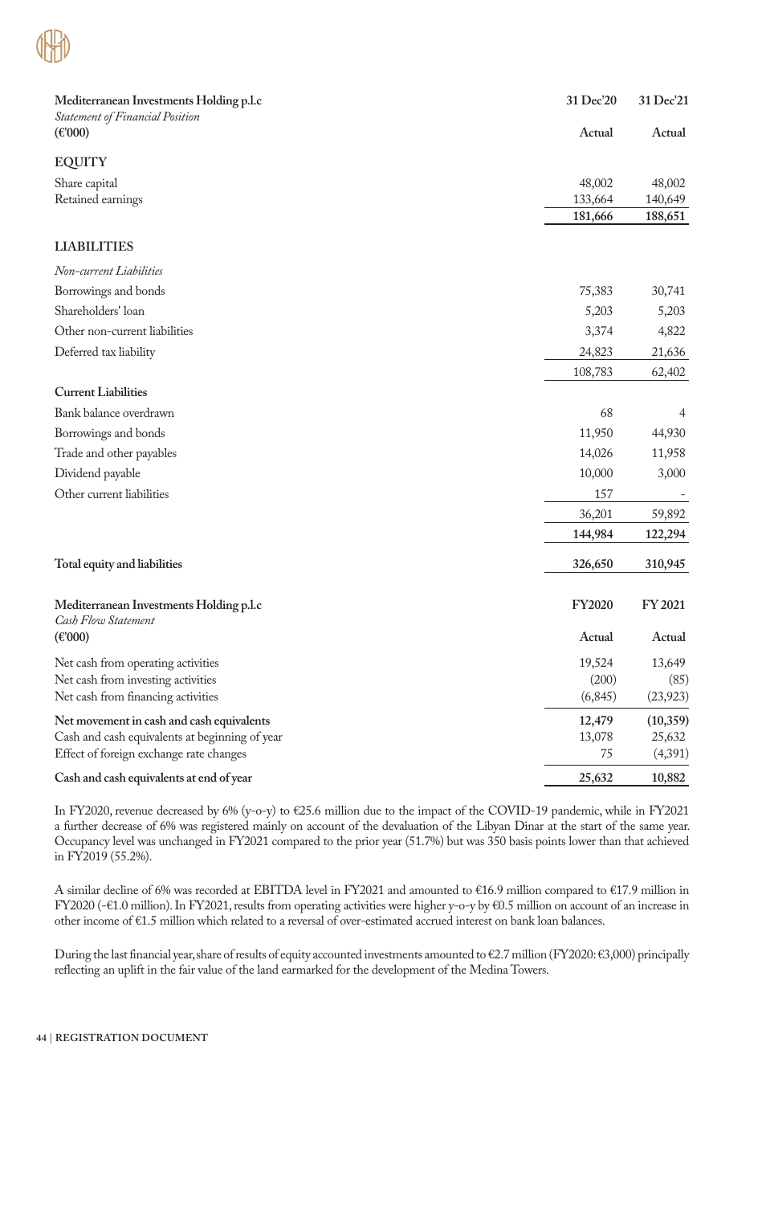| Mediterranean Investments Holding p.l.c *Statement of Financial Position* (€'000) | 31 Dec'20 Actual | 31 Dec'21 Actual |
|---|---|---|
| **EQUITY** | | |
| Share capital | 48,002 | 48,002 |
| Retained earnings | 133,664 | 140,649 |
| | **181,666** | **188,651** |
| **LIABILITIES** | | |
| *Non-current Liabilities* | | |
| Borrowings and bonds | 75,383 | 30,741 |
| Shareholders' loan | 5,203 | 5,203 |
| Other non-current liabilities | 3,374 | 4,822 |
| Deferred tax liability | 24,823 | 21,636 |
| | 108,783 | 62,402 |
| **Current Liabilities** | | |
| Bank balance overdrawn | 68 | 4 |
| Borrowings and bonds | 11,950 | 44,930 |
| Trade and other payables | 14,026 | 11,958 |
| Dividend payable | 10,000 | 3,000 |
| Other current liabilities | 157 | - |
| | 36,201 | 59,892 |
| | **144,984** | **122,294** |
| **Total equity and liabilities** | **326,650** | **310,945** |

| Mediterranean Investments Holding p.l.c *Cash Flow Statement* (€'000) | FY2020 Actual | FY 2021 Actual |
|---|---|---|
| Net cash from operating activities | 19,524 | 13,649 |
| Net cash from investing activities | (200) | (85) |
| Net cash from financing activities | (6,845) | (23,923) |
| **Net movement in cash and cash equivalents** | **12,479** | **(10,359)** |
| Cash and cash equivalents at beginning of year | 13,078 | 25,632 |
| Effect of foreign exchange rate changes | 75 | (4,391) |
| **Cash and cash equivalents at end of year** | **25,632** | **10,882** |

In FY2020, revenue decreased by 6% (y-o-y) to €25.6 million due to the impact of the COVID-19 pandemic, while in FY2021 a further decrease of 6% was registered mainly on account of the devaluation of the Libyan Dinar at the start of the same year. Occupancy level was unchanged in FY2021 compared to the prior year (51.7%) but was 350 basis points lower than that achieved in FY2019 (55.2%).

A similar decline of 6% was recorded at EBITDA level in FY2021 and amounted to €16.9 million compared to €17.9 million in FY2020 (-€1.0 million). In FY2021, results from operating activities were higher y-o-y by €0.5 million on account of an increase in other income of €1.5 million which related to a reversal of over-estimated accrued interest on bank loan balances.

During the last financial year, share of results of equity accounted investments amounted to €2.7 million (FY2020: €3,000) principally reflecting an uplift in the fair value of the land earmarked for the development of the Medina Towers.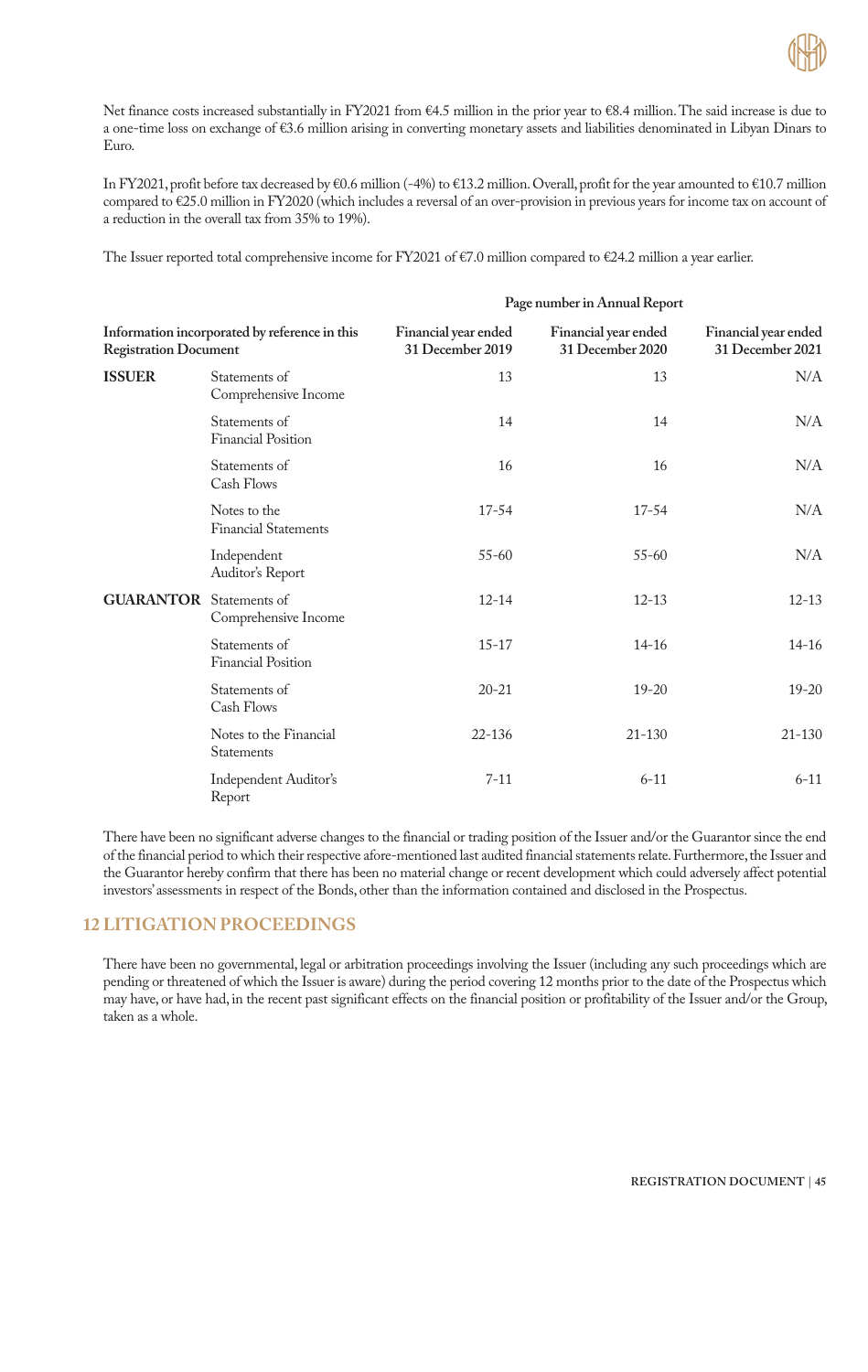Net finance costs increased substantially in FY2021 from €4.5 million in the prior year to €8.4 million. The said increase is due to a one-time loss on exchange of €3.6 million arising in converting monetary assets and liabilities denominated in Libyan Dinars to Euro.

In FY2021, profit before tax decreased by €0.6 million (-4%) to €13.2 million. Overall, profit for the year amounted to €10.7 million compared to €25.0 million in FY2020 (which includes a reversal of an over-provision in previous years for income tax on account of a reduction in the overall tax from 35% to 19%).

The Issuer reported total comprehensive income for FY2021 of €7.0 million compared to €24.2 million a year earlier.

| | | Page number in Annual Report | | |
|---|---|---|---|---|
| **Information incorporated by reference in this Registration Document** | | **Financial year ended 31 December 2019** | **Financial year ended 31 December 2020** | **Financial year ended 31 December 2021** |
| **ISSUER** | Statements of Comprehensive Income | 13 | 13 | N/A |
| | Statements of Financial Position | 14 | 14 | N/A |
| | Statements of Cash Flows | 16 | 16 | N/A |
| | Notes to the Financial Statements | 17-54 | 17-54 | N/A |
| | Independent Auditor's Report | 55-60 | 55-60 | N/A |
| **GUARANTOR** | Statements of Comprehensive Income | 12-14 | 12-13 | 12-13 |
| | Statements of Financial Position | 15-17 | 14-16 | 14-16 |
| | Statements of Cash Flows | 20-21 | 19-20 | 19-20 |
| | Notes to the Financial Statements | 22-136 | 21-130 | 21-130 |
| | Independent Auditor's Report | 7-11 | 6-11 | 6-11 |

There have been no significant adverse changes to the financial or trading position of the Issuer and/or the Guarantor since the end of the financial period to which their respective afore-mentioned last audited financial statements relate. Furthermore, the Issuer and the Guarantor hereby confirm that there has been no material change or recent development which could adversely affect potential investors' assessments in respect of the Bonds, other than the information contained and disclosed in the Prospectus.

## 12 LITIGATION PROCEEDINGS

There have been no governmental, legal or arbitration proceedings involving the Issuer (including any such proceedings which are pending or threatened of which the Issuer is aware) during the period covering 12 months prior to the date of the Prospectus which may have, or have had, in the recent past significant effects on the financial position or profitability of the Issuer and/or the Group, taken as a whole.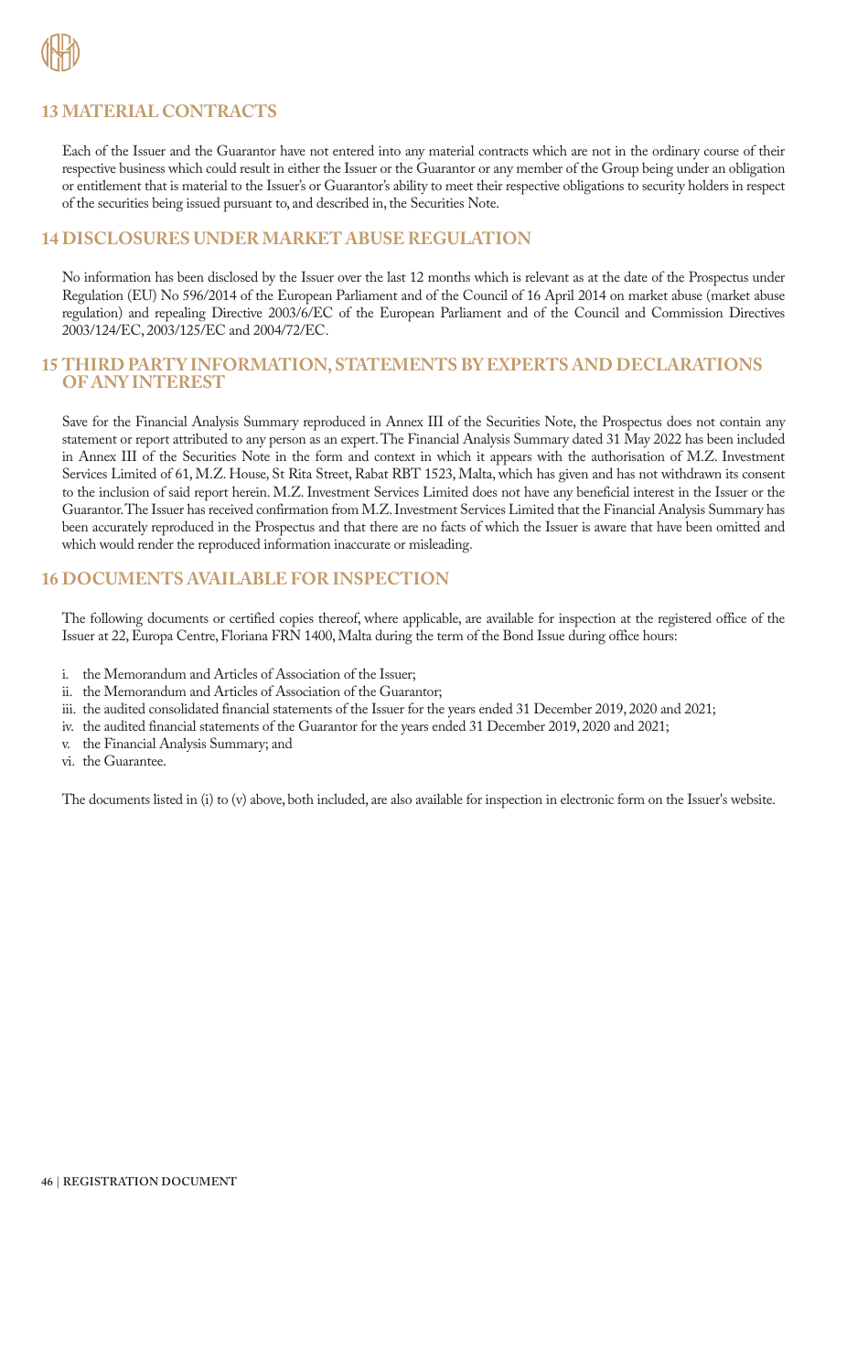## 13 MATERIAL CONTRACTS

Each of the Issuer and the Guarantor have not entered into any material contracts which are not in the ordinary course of their respective business which could result in either the Issuer or the Guarantor or any member of the Group being under an obligation or entitlement that is material to the Issuer's or Guarantor's ability to meet their respective obligations to security holders in respect of the securities being issued pursuant to, and described in, the Securities Note.

## 14 DISCLOSURES UNDER MARKET ABUSE REGULATION

No information has been disclosed by the Issuer over the last 12 months which is relevant as at the date of the Prospectus under Regulation (EU) No 596/2014 of the European Parliament and of the Council of 16 April 2014 on market abuse (market abuse regulation) and repealing Directive 2003/6/EC of the European Parliament and of the Council and Commission Directives 2003/124/EC, 2003/125/EC and 2004/72/EC.

## 15 THIRD PARTY INFORMATION, STATEMENTS BY EXPERTS AND DECLARATIONS OF ANY INTEREST

Save for the Financial Analysis Summary reproduced in Annex III of the Securities Note, the Prospectus does not contain any statement or report attributed to any person as an expert. The Financial Analysis Summary dated 31 May 2022 has been included in Annex III of the Securities Note in the form and context in which it appears with the authorisation of M.Z. Investment Services Limited of 61, M.Z. House, St Rita Street, Rabat RBT 1523, Malta, which has given and has not withdrawn its consent to the inclusion of said report herein. M.Z. Investment Services Limited does not have any beneficial interest in the Issuer or the Guarantor. The Issuer has received confirmation from M.Z. Investment Services Limited that the Financial Analysis Summary has been accurately reproduced in the Prospectus and that there are no facts of which the Issuer is aware that have been omitted and which would render the reproduced information inaccurate or misleading.

## 16 DOCUMENTS AVAILABLE FOR INSPECTION

The following documents or certified copies thereof, where applicable, are available for inspection at the registered office of the Issuer at 22, Europa Centre, Floriana FRN 1400, Malta during the term of the Bond Issue during office hours:

i. the Memorandum and Articles of Association of the Issuer;
ii. the Memorandum and Articles of Association of the Guarantor;
iii. the audited consolidated financial statements of the Issuer for the years ended 31 December 2019, 2020 and 2021;
iv. the audited financial statements of the Guarantor for the years ended 31 December 2019, 2020 and 2021;
v. the Financial Analysis Summary; and
vi. the Guarantee.

The documents listed in (i) to (v) above, both included, are also available for inspection in electronic form on the Issuer's website.